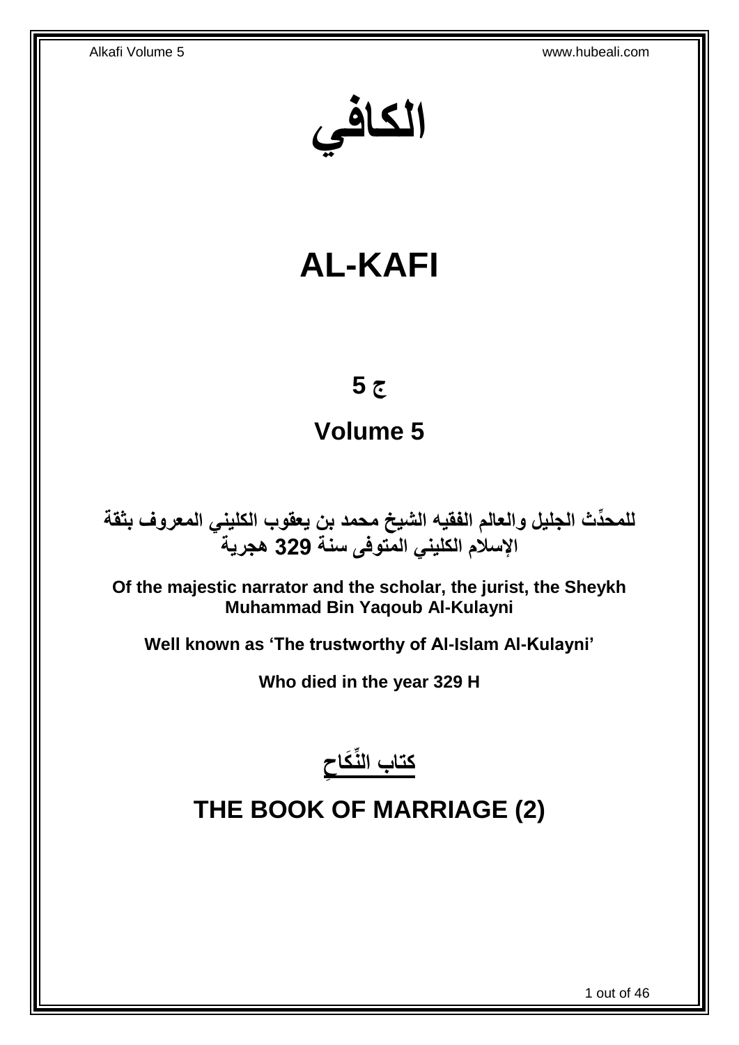# الكافي

# AL-KAFI

## ج 5

## Volume 5

**للمحدِّث الجليل والعالم الفقيه الشيخ محمد بن يعقوب الكليني المعروف بثقة الإسلام الكليني المتوفى سنة 329 هجرية**

**Of the majestic narrator and the scholar, the jurist, the Sheykh Muhammad Bin Yaqoub Al-Kulayni**

**Well known as 'The trustworthy of Al-Islam Al-Kulayni'**

**Who died in the year 329 H**

## كتاب النِّكَاحِ

## THE BOOK OF MARRIAGE (2)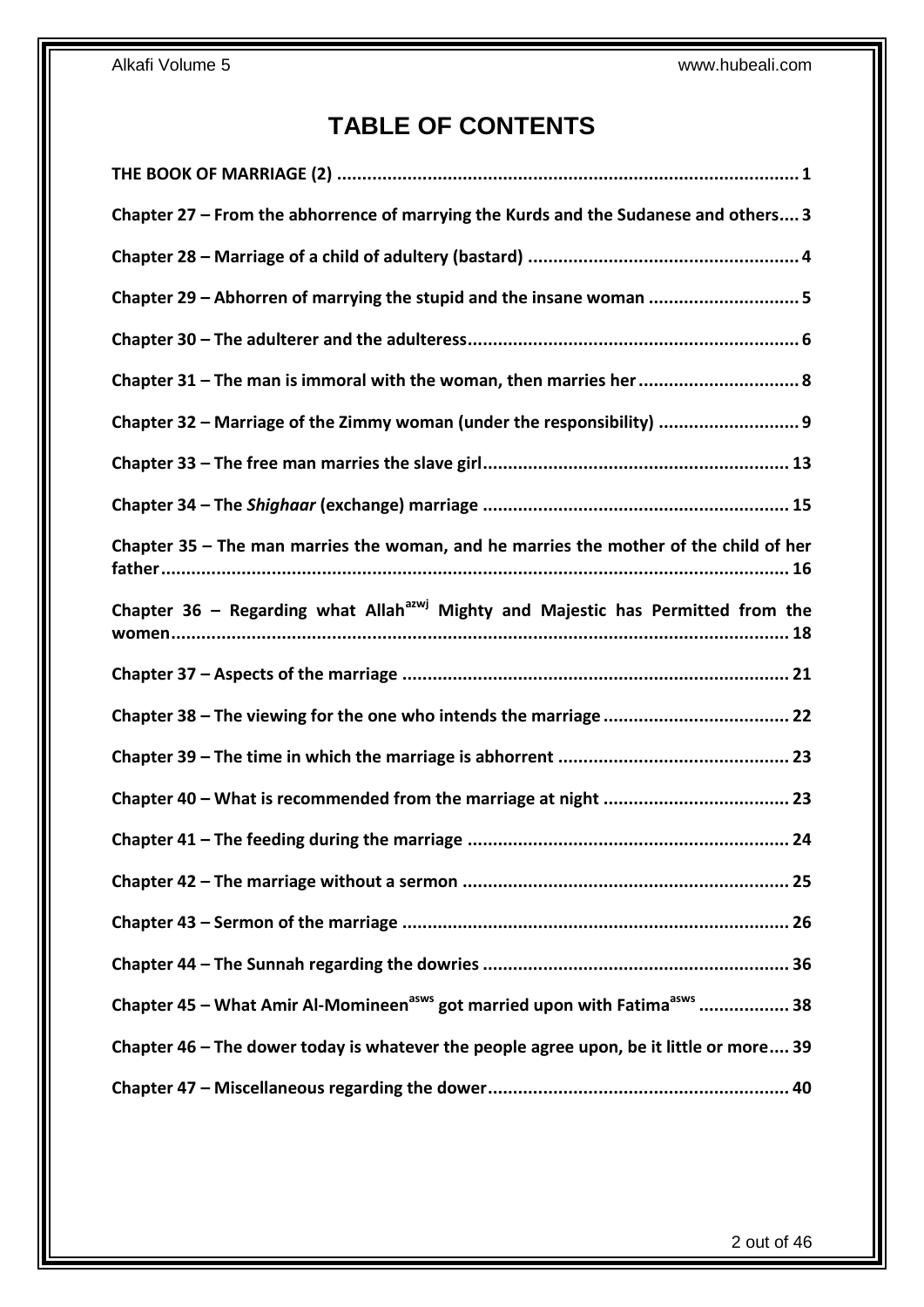# TABLE OF CONTENTS

**THE BOOK OF MARRIAGE (2) ..... 1**

**Chapter 27 – From the abhorrence of marrying the Kurds and the Sudanese and others.... 3**

**Chapter 28 – Marriage of a child of adultery (bastard) ..... 4**

**Chapter 29 – Abhorren of marrying the stupid and the insane woman ..... 5**

**Chapter 30 – The adulterer and the adulteress..... 6**

**Chapter 31 – The man is immoral with the woman, then marries her..... 8**

**Chapter 32 – Marriage of the Zimmy woman (under the responsibility) ..... 9**

**Chapter 33 – The free man marries the slave girl..... 13**

**Chapter 34 – The *Shighaar* (exchange) marriage ..... 15**

**Chapter 35 – The man marries the woman, and he marries the mother of the child of her father..... 16**

**Chapter 36 – Regarding what Allah[azwj] Mighty and Majestic has Permitted from the women..... 18**

**Chapter 37 – Aspects of the marriage ..... 21**

**Chapter 38 – The viewing for the one who intends the marriage ..... 22**

**Chapter 39 – The time in which the marriage is abhorrent ..... 23**

**Chapter 40 – What is recommended from the marriage at night ..... 23**

**Chapter 41 – The feeding during the marriage ..... 24**

**Chapter 42 – The marriage without a sermon ..... 25**

**Chapter 43 – Sermon of the marriage ..... 26**

**Chapter 44 – The Sunnah regarding the dowries ..... 36**

**Chapter 45 – What Amir Al-Momineen[asws] got married upon with Fatima[asws] ..... 38**

**Chapter 46 – The dower today is whatever the people agree upon, be it little or more.... 39**

**Chapter 47 – Miscellaneous regarding the dower..... 40**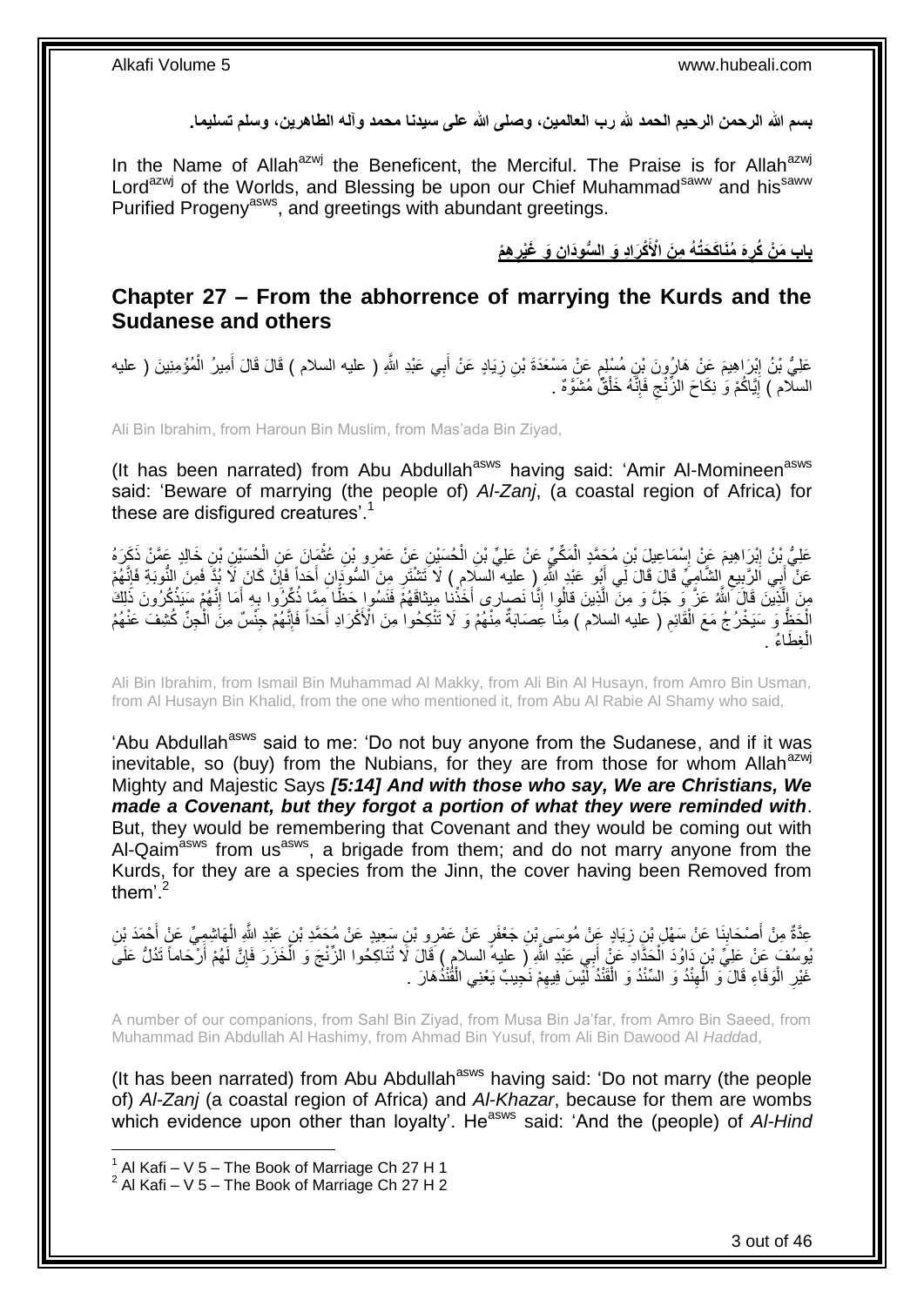**بسم الله الرحمن الرحيم الحمد لله رب العالمين، وصلى الله على سيدنا محمد وآله الطاهرين، وسلم تسليما.**

In the Name of Allah[azwj] the Beneficent, the Merciful. The Praise is for Allah[azwj] Lord[azwj] of the Worlds, and Blessing be upon our Chief Muhammad[saww] and his[saww] Purified Progeny[asws], and greetings with abundant greetings.

## **بابِ مَنْ كُرِهَ مُنَاكَحَتُهُ مِنَ الْأَكْرَادِ وَ السُّودَانِ وَ غَيْرِهِمْ**

## **Chapter 27 – From the abhorrence of marrying the Kurds and the Sudanese and others**

عَلِيُّ بْنُ إِبْرَاهِيمَ عَنْ هَارُونَ بْنِ مُسْلِمٍ عَنْ مَسْعَدَةَ بْنِ زِيَادٍ عَنْ أَبِي عَبْدِ اللَّهِ ( عليه السلام ) قَالَ قَالَ أَمِيرُ الْمُؤْمِنِينَ ( عليه السلام ) إِيَّاكُمْ وَ نِكَاحَ الزَّنْجِ فَإِنَّهُ خَلْقٌ مُشَوَّهٌ .

Ali Bin Ibrahim, from Haroun Bin Muslim, from Mas'ada Bin Ziyad,

(It has been narrated) from Abu Abdullah[asws] having said: 'Amir Al-Momineen[asws] said: 'Beware of marrying (the people of) *Al-Zanj*, (a coastal region of Africa) for these are disfigured creatures'.[1]

عَلِيُّ بْنُ إِبْرَاهِيمَ عَنْ إِسْمَاعِيلَ بْنِ مُحَمَّدٍ الْمَكِّيِّ عَنْ عَلِيِّ بْنِ الْحُسَيْنِ عَنْ عَمْرِو بْنِ عُثْمَانَ عَنِ الْحُسَيْنِ بْنِ خَالِدٍ عَمَّنْ ذَكَرَهُ عَنْ أَبِي الرَّبِيعِ الشَّامِيِّ قَالَ قَالَ لِي أَبُو عَبْدِ اللَّهِ ( عليه السلام ) لَا تَشْتَرِ مِنَ السُّودَانِ أَحَداً فَإِنْ كَانَ لَا بُدَّ فَمِنَ النُّوبَةِ فَإِنَّهُمْ مِنَ الَّذِينَ قَالَ اللَّهُ عَزَّ وَ جَلَّ وَ مِنَ الَّذِينَ قالُوا إِنَّا نَصارى أَخَذْنا مِيثاقَهُمْ فَنَسُوا حَظًّا مِمَّا ذُكِّرُوا بِهِ أَمَا إِنَّهُمْ سَيَذْكُرُونَ ذَلِكَ الْحَظَّ وَ سَيَخْرُجُ مَعَ الْقَائِمِ ( عليه السلام ) مِنَّا عِصَابَةٌ مِنْهُمْ وَ لَا تَنْكِحُوا مِنَ الْأَكْرَادِ أَحَداً فَإِنَّهُمْ جِنْسٌ مِنَ الْجِنِّ كُشِفَ عَنْهُمُ الْغِطَاءُ .

Ali Bin Ibrahim, from Ismail Bin Muhammad Al Makky, from Ali Bin Al Husayn, from Amro Bin Usman, from Al Husayn Bin Khalid, from the one who mentioned it, from Abu Al Rabie Al Shamy who said,

'Abu Abdullah[asws] said to me: 'Do not buy anyone from the Sudanese, and if it was inevitable, so (buy) from the Nubians, for they are from those for whom Allah[azwj] Mighty and Majestic Says ***[5:14] And with those who say, We are Christians, We made a Covenant, but they forgot a portion of what they were reminded with***. But, they would be remembering that Covenant and they would be coming out with Al-Qaim[asws] from us[asws], a brigade from them; and do not marry anyone from the Kurds, for they are a species from the Jinn, the cover having been Removed from them'.[2]

عِدَّةٌ مِنْ أَصْحَابِنَا عَنْ سَهْلِ بْنِ زِيَادٍ عَنْ مُوسَى بْنِ جَعْفَرٍ عَنْ عَمْرِو بْنِ سَعِيدٍ عَنْ مُحَمَّدِ بْنِ عَبْدِ اللَّهِ الْهَاشِمِيِّ عَنْ أَحْمَدَ بْنِ يُوسُفَ عَنْ عَلِيِّ بْنِ دَاوُدَ الْحَدَّادِ عَنْ أَبِي عَبْدِ اللَّهِ ( عليه السلام ) قَالَ لَا تُنَاكِحُوا الزَّنْجَ وَ الْخَزَرَ فَإِنَّ لَهُمْ أَرْحَاماً تَدُلُّ عَلَى غَيْرِ الْوَفَاءِ قَالَ وَ الْهِنْدُ وَ السِّنْدُ وَ الْقَنْدُ لَيْسَ فِيهِمْ نَجِيبٌ يَعْنِي الْقُنْدُهَارَ .

A number of our companions, from Sahl Bin Ziyad, from Musa Bin Ja'far, from Amro Bin Saeed, from Muhammad Bin Abdullah Al Hashimy, from Ahmad Bin Yusuf, from Ali Bin Dawood Al *Hadd*ad,

(It has been narrated) from Abu Abdullah[asws] having said: 'Do not marry (the people of) *Al-Zanj* (a coastal region of Africa) and *Al-Khazar*, because for them are wombs which evidence upon other than loyalty'. He[asws] said: 'And the (people) of *Al-Hind*

---

[1] Al Kafi – V 5 – The Book of Marriage Ch 27 H 1
[2] Al Kafi – V 5 – The Book of Marriage Ch 27 H 2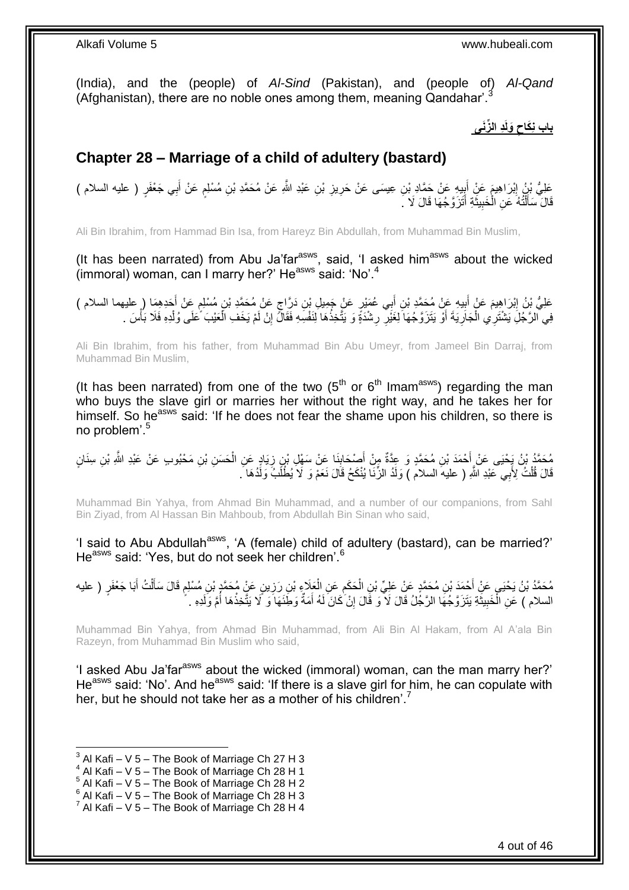(India), and the (people) of *Al-Sind* (Pakistan), and (people of) *Al-Qand* (Afghanistan), there are no noble ones among them, meaning Qandahar'.[3]

**باب نِكَاحِ وَلَدِ الزِّنَى**

## Chapter 28 – Marriage of a child of adultery (bastard)

عَلِيُّ بْنُ إِبْرَاهِيمَ عَنْ أَبِيهِ عَنْ حَمَّادِ بْنِ عِيسَى عَنْ حَرِيزِ بْنِ عَبْدِ اللَّهِ عَنْ مُحَمَّدِ بْنِ مُسْلِمٍ عَنْ أَبِي جَعْفَرٍ ( عليه السلام ) قَالَ سَأَلْتُهُ عَنِ الْخَبِيثَةِ أَتَزَوَّجُهَا قَالَ لَا .

Ali Bin Ibrahim, from Hammad Bin Isa, from Hareyz Bin Abdullah, from Muhammad Bin Muslim,

(It has been narrated) from Abu Ja'far[asws], said, 'I asked him[asws] about the wicked (immoral) woman, can I marry her?' He[asws] said: 'No'.[4]

عَلِيُّ بْنُ إِبْرَاهِيمَ عَنْ أَبِيهِ عَنْ مُحَمَّدِ بْنِ أَبِي عُمَيْرٍ عَنْ جَمِيلِ بْنِ دَرَّاجٍ عَنْ مُحَمَّدِ بْنِ مُسْلِمٍ عَنْ أَحَدِهِمَا ( عليهما السلام ) فِي الرَّجُلِ يَشْتَرِي الْجَارِيَةَ أَوْ يَتَزَوَّجُهَا لِغَيْرِ رِشْدَةٍ وَ يَتَّخِذُهَا لِنَفْسِهِ فَقَالَ إِنْ لَمْ يَخَفِ الْعَيْبَ عَلَى وُلْدِهِ فَلَا بَأْسَ .

Ali Bin Ibrahim, from his father, from Muhammad Bin Abu Umeyr, from Jameel Bin Darraj, from Muhammad Bin Muslim,

(It has been narrated) from one of the two (5[th] or 6[th] Imam[asws]) regarding the man who buys the slave girl or marries her without the right way, and he takes her for himself. So he[asws] said: 'If he does not fear the shame upon his children, so there is no problem'.[5]

مُحَمَّدُ بْنُ يَحْيَى عَنْ أَحْمَدَ بْنِ مُحَمَّدٍ وَ عِدَّةٌ مِنْ أَصْحَابِنَا عَنْ سَهْلِ بْنِ زِيَادٍ عَنِ الْحَسَنِ بْنِ مَحْبُوبٍ عَنْ عَبْدِ اللَّهِ بْنِ سِنَانٍ قَالَ قُلْتُ لِأَبِي عَبْدِ اللَّهِ ( عليه السلام ) وَلَدُ الزِّنَا يُنْكَحُ قَالَ نَعَمْ وَ لَا يُطْلَبُ وَلَدُهَا .

Muhammad Bin Yahya, from Ahmad Bin Muhammad, and a number of our companions, from Sahl Bin Ziyad, from Al Hassan Bin Mahboub, from Abdullah Bin Sinan who said,

'I said to Abu Abdullah[asws], 'A (female) child of adultery (bastard), can be married?' He[asws] said: 'Yes, but do not seek her children'.[6]

مُحَمَّدُ بْنُ يَحْيَى عَنْ أَحْمَدَ بْنِ مُحَمَّدٍ عَنْ عَلِيِّ بْنِ الْحَكَمِ عَنِ الْعَلَاءِ بْنِ رَزِينٍ عَنْ مُحَمَّدِ بْنِ مُسْلِمٍ قَالَ سَأَلْتُ أَبَا جَعْفَرٍ ( عليه السلام ) عَنِ الْخَبِيثَةِ يَتَزَوَّجُهَا الرَّجُلُ قَالَ لَا وَ قَالَ إِنْ كَانَ لَهُ أَمَةٌ وَطِئَهَا وَ لَا يَتَّخِذُهَا أُمَّ وَلَدِهِ .

Muhammad Bin Yahya, from Ahmad Bin Muhammad, from Ali Bin Al Hakam, from Al A'ala Bin Razeyn, from Muhammad Bin Muslim who said,

'I asked Abu Ja'far[asws] about the wicked (immoral) woman, can the man marry her?' He[asws] said: 'No'. And he[asws] said: 'If there is a slave girl for him, he can copulate with her, but he should not take her as a mother of his children'.[7]

---

[3] Al Kafi – V 5 – The Book of Marriage Ch 27 H 3
[4] Al Kafi – V 5 – The Book of Marriage Ch 28 H 1
[5] Al Kafi – V 5 – The Book of Marriage Ch 28 H 2
[6] Al Kafi – V 5 – The Book of Marriage Ch 28 H 3
[7] Al Kafi – V 5 – The Book of Marriage Ch 28 H 4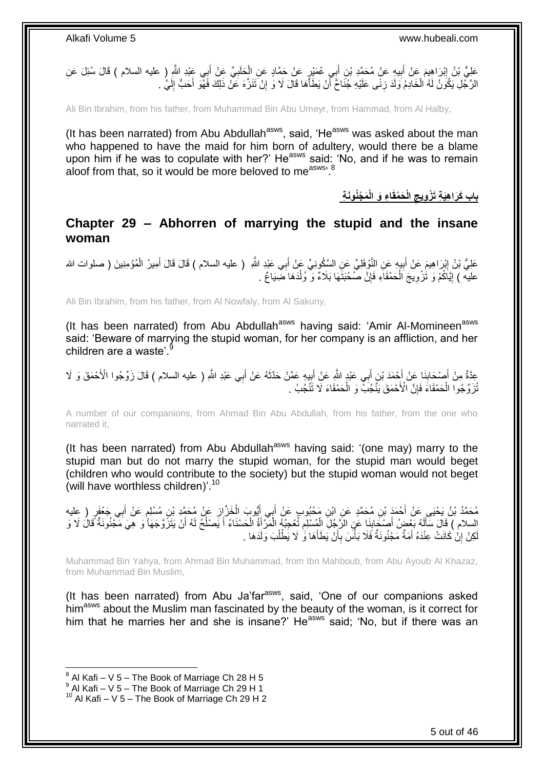عَلِيُّ بْنُ إِبْرَاهِيمَ عَنْ أَبِيهِ عَنْ مُحَمَّدِ بْنِ أَبِي عُمَيْرٍ عَنْ حَمَّادٍ عَنِ الْحَلَبِيِّ عَنْ أَبِي عَبْدِ اللَّهِ ( عليه السلام ) قَالَ سُئِلَ عَنِ الرَّجُلِ يَكُونُ لَهُ الْخَادِمُ وَلَدَ زِنًى عَلَيْهِ جُنَاحٌ أَنْ يَطَأَهَا قَالَ لَا وَ إِنْ تَنَزَّهَ عَنْ ذَلِكَ فَهُوَ أَحَبُّ إِلَيَّ .

Ali Bin Ibrahim, from his father, from Muhammad Bin Abu Umeyr, from Hammad, from Al Halby,

(It has been narrated) from Abu Abdullah[asws], said, 'He[asws] was asked about the man who happened to have the maid for him born of adultery, would there be a blame upon him if he was to copulate with her?' He[asws] said: 'No, and if he was to remain aloof from that, so it would be more beloved to me[asws]'.[8]

## باب كَرَاهِيَةِ تَزْوِيجِ الْحَمْقَاءِ وَ الْمَجْنُونَةِ

## Chapter 29 – Abhorren of marrying the stupid and the insane woman

عَلِيُّ بْنُ إِبْرَاهِيمَ عَنْ أَبِيهِ عَنِ النَّوْفَلِيِّ عَنِ السَّكُونِيِّ عَنْ أَبِي عَبْدِ اللَّهِ ( عليه السلام ) قَالَ قَالَ أَمِيرُ الْمُؤْمِنِينَ ( صلوات الله عليه ) إِيَّاكُمْ وَ تَزْوِيجَ الْحَمْقَاءِ فَإِنَّ صُحْبَتَهَا بَلَاءٌ وَ وُلْدَهَا ضِيَاعٌ .

Ali Bin Ibrahim, from his father, from Al Nowfaly, from Al Sakuny,

(It has been narrated) from Abu Abdullah[asws] having said: 'Amir Al-Momineen[asws] said: 'Beware of marrying the stupid woman, for her company is an affliction, and her children are a waste'.[9]

عِدَّةٌ مِنْ أَصْحَابِنَا عَنْ أَحْمَدَ بْنِ أَبِي عَبْدِ اللَّهِ عَنْ أَبِيهِ عَمَّنْ حَدَّثَهُ عَنْ أَبِي عَبْدِ اللَّهِ ( عليه السلام ) قَالَ زَوِّجُوا الْأَحْمَقَ وَ لَا تُزَوِّجُوا الْحَمْقَاءَ فَإِنَّ الْأَحْمَقَ يَنْجُبُ وَ الْحَمْقَاءَ لَا تَنْجُبُ .

A number of our companions, from Ahmad Bin Abu Abdullah, from his father, from the one who narrated it,

(It has been narrated) from Abu Abdullah[asws] having said: '(one may) marry to the stupid man but do not marry the stupid woman, for the stupid man would beget (children who would contribute to the society) but the stupid woman would not beget (will have worthless children)'.[10]

مُحَمَّدُ بْنُ يَحْيَى عَنْ أَحْمَدَ بْنِ مُحَمَّدٍ عَنِ ابْنِ مَحْبُوبٍ عَنْ أَبِي أَيُّوبَ الْخَزَّازِ عَنْ مُحَمَّدِ بْنِ مُسْلِمٍ عَنْ أَبِي جَعْفَرٍ ( عليه السلام ) قَالَ سَأَلَهُ بَعْضُ أَصْحَابِنَا عَنِ الرَّجُلِ الْمُسْلِمِ تُعْجِبُهُ الْمَرْأَةُ الْحَسْنَاءُ أَ يَصْلُحُ لَهُ أَنْ يَتَزَوَّجَهَا وَ هِيَ مَجْنُونَةٌ قَالَ لَا وَ لَكِنْ إِنْ كَانَتْ عِنْدَهُ أَمَةٌ مَجْنُونَةٌ فَلَا بَأْسَ بِأَنْ يَطَأَهَا وَ لَا يَطْلُبَ وَلَدَهَا .

Muhammad Bin Yahya, from Ahmad Bin Muhammad, from Ibn Mahboub, from Abu Ayoub Al Khazaz, from Muhammad Bin Muslim,

(It has been narrated) from Abu Ja'far[asws], said, 'One of our companions asked him[asws] about the Muslim man fascinated by the beauty of the woman, is it correct for him that he marries her and she is insane?' He[asws] said; 'No, but if there was an

[8] Al Kafi – V 5 – The Book of Marriage Ch 28 H 5
[9] Al Kafi – V 5 – The Book of Marriage Ch 29 H 1
[10] Al Kafi – V 5 – The Book of Marriage Ch 29 H 2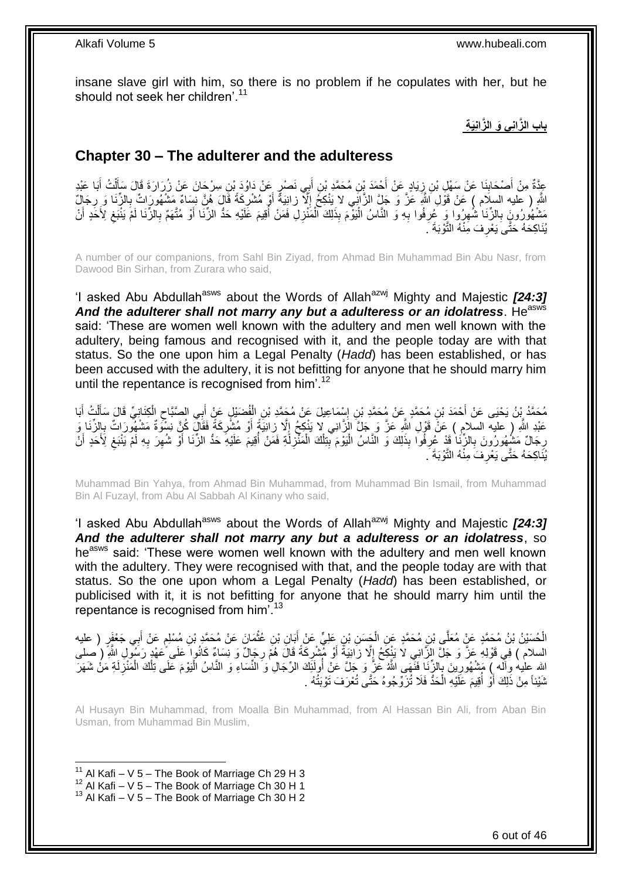insane slave girl with him, so there is no problem if he copulates with her, but he should not seek her children'.[11]

**بابُ الزَّانِي وَ الزَّانِيَةِ**

## Chapter 30 – The adulterer and the adulteress

عِدَّةٌ مِنْ أَصْحَابِنَا عَنْ سَهْلِ بْنِ زِيَادٍ عَنْ أَحْمَدَ بْنِ مُحَمَّدِ بْنِ أَبِي نَصْرٍ عَنْ دَاوُدَ بْنِ سِرْحَانَ عَنْ زُرَارَةَ قَالَ سَأَلْتُ أَبَا عَبْدِ اللَّهِ ( عليه السلام ) عَنْ قَوْلِ اللَّهِ عَزَّ وَ جَلَّ الزَّانِي لا يَنْكِحُ إِلَّا زانِيَةً أَوْ مُشْرِكَةً قَالَ هُنَّ نِسَاءٌ مَشْهُورَاتٌ بِالزِّنَا وَ رِجَالٌ مَشْهُورُونَ بِالزِّنَا شُهِرُوا وَ عُرِفُوا بِهِ وَ النَّاسُ الْيَوْمَ بِذَلِكَ الْمَنْزِلِ فَمَنْ أُقِيمَ عَلَيْهِ حَدُّ الزِّنَا أَوْ مُتَّهَمٌ بِالزِّنَا لَمْ يَنْبَغِ لِأَحَدٍ أَنْ يُنَاكِحَهُ حَتَّى يَعْرِفَ مِنْهُ التَّوْبَةَ .

A number of our companions, from Sahl Bin Ziyad, from Ahmad Bin Muhammad Bin Abu Nasr, from Dawood Bin Sirhan, from Zurara who said,

'I asked Abu Abdullah[asws] about the Words of Allah[azwj] Mighty and Majestic ***[24:3] And the adulterer shall not marry any but a adulteress or an idolatress***. He[asws] said: 'These are women well known with the adultery and men well known with the adultery, being famous and recognised with it, and the people today are with that status. So the one upon him a Legal Penalty (*Hadd*) has been established, or has been accused with the adultery, it is not befitting for anyone that he should marry him until the repentance is recognised from him'.[12]

مُحَمَّدُ بْنُ يَحْيَى عَنْ أَحْمَدَ بْنِ مُحَمَّدٍ عَنْ مُحَمَّدِ بْنِ إِسْمَاعِيلَ عَنْ مُحَمَّدِ بْنِ الْفُضَيْلِ عَنْ أَبِي الصَّبَّاحِ الْكِنَانِيِّ قَالَ سَأَلْتُ أَبَا عَبْدِ اللَّهِ ( عليه السلام ) عَنْ قَوْلِ اللَّهِ عَزَّ وَ جَلَّ الزَّانِي لا يَنْكِحُ إِلَّا زانِيَةً أَوْ مُشْرِكَةً فَقَالَ كُنَّ نِسْوَةٌ مَشْهُورَاتٌ بِالزِّنَا وَ رِجَالٌ مَشْهُورُونَ بِالزِّنَا قَدْ عُرِفُوا بِذَلِكَ وَ النَّاسُ الْيَوْمَ بِتِلْكَ الْمَنْزِلَةِ فَمَنْ أُقِيمَ عَلَيْهِ حَدُّ الزِّنَا أَوْ شُهِرَ بِهِ لَمْ يَنْبَغِ لِأَحَدٍ أَنْ يُنَاكِحَهُ حَتَّى يَعْرِفَ مِنْهُ التَّوْبَةَ .

Muhammad Bin Yahya, from Ahmad Bin Muhammad, from Muhammad Bin Ismail, from Muhammad Bin Al Fuzayl, from Abu Al Sabbah Al Kinany who said,

'I asked Abu Abdullah[asws] about the Words of Allah[azwj] Mighty and Majestic ***[24:3] And the adulterer shall not marry any but a adulteress or an idolatress***, so he[asws] said: 'These were women well known with the adultery and men well known with the adultery. They were recognised with that, and the people today are with that status. So the one upon whom a Legal Penalty (*Hadd*) has been established, or publicised with it, it is not befitting for anyone that he should marry him until the repentance is recognised from him'.[13]

الْحُسَيْنُ بْنُ مُحَمَّدٍ عَنْ مُعَلَّى بْنِ مُحَمَّدٍ عَنِ الْحَسَنِ بْنِ عَلِيٍّ عَنْ أَبَانِ بْنِ عُثْمَانَ عَنْ مُحَمَّدِ بْنِ مُسْلِمٍ عَنْ أَبِي جَعْفَرٍ ( عليه السلام ) فِي قَوْلِهِ عَزَّ وَ جَلَّ الزَّانِي لا يَنْكِحُ إِلَّا زانِيَةً أَوْ مُشْرِكَةً قَالَ هُمْ رِجَالٌ وَ نِسَاءٌ كَانُوا عَلَى عَهْدِ رَسُولِ اللَّهِ ( صلى الله عليه وآله ) مَشْهُورِينَ بِالزِّنَا فَنَهَى اللَّهُ عَزَّ وَ جَلَّ عَنْ أُولَئِكَ الرِّجَالِ وَ النِّسَاءِ وَ النَّاسُ الْيَوْمَ عَلَى تِلْكَ الْمَنْزِلَةِ مَنْ شَهَرَ شَيْئاً مِنْ ذَلِكَ أَوْ أُقِيمَ عَلَيْهِ الْحَدُّ فَلَا تُزَوِّجُوهُ حَتَّى تُعْرَفَ تَوْبَتُهُ .

Al Husayn Bin Muhammad, from Moalla Bin Muhammad, from Al Hassan Bin Ali, from Aban Bin Usman, from Muhammad Bin Muslim,

[11] Al Kafi – V 5 – The Book of Marriage Ch 29 H 3
[12] Al Kafi – V 5 – The Book of Marriage Ch 30 H 1
[13] Al Kafi – V 5 – The Book of Marriage Ch 30 H 2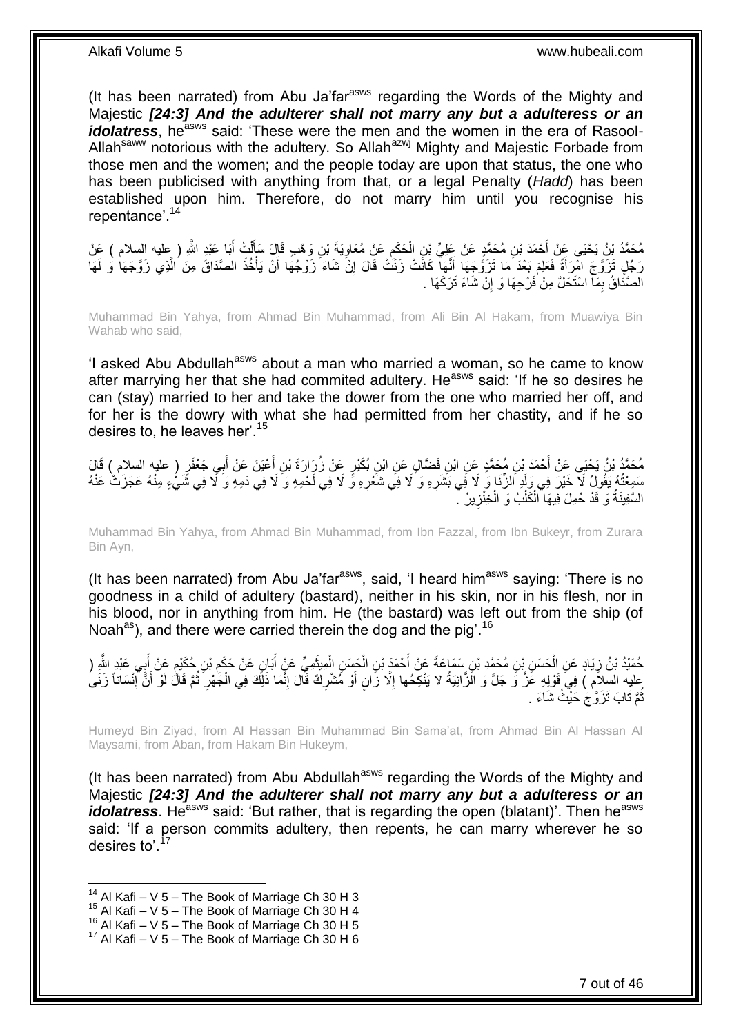(It has been narrated) from Abu Ja'far[asws] regarding the Words of the Mighty and Majestic ***[24:3] And the adulterer shall not marry any but a adulteress or an idolatress***, he[asws] said: 'These were the men and the women in the era of Rasool-Allah[saww] notorious with the adultery. So Allah[azwj] Mighty and Majestic Forbade from those men and the women; and the people today are upon that status, the one who has been publicised with anything from that, or a legal Penalty (*Hadd*) has been established upon him. Therefore, do not marry him until you recognise his repentance'.[14]

مُحَمَّدُ بْنُ يَحْيَى عَنْ أَحْمَدَ بْنِ مُحَمَّدٍ عَنْ عَلِيِّ بْنِ الْحَكَمِ عَنْ مُعَاوِيَةَ بْنِ وَهْبٍ قَالَ سَأَلْتُ أَبَا عَبْدِ اللَّهِ ( عليه السلام ) عَنْ رَجُلٍ تَزَوَّجَ امْرَأَةً فَعَلِمَ بَعْدَ مَا تَزَوَّجَهَا أَنَّهَا كَانَتْ زَنَتْ قَالَ إِنْ شَاءَ زَوْجُهَا أَنْ يَأْخُذَ الصَّدَاقَ مِنَ الَّذِي زَوَّجَهَا وَ لَهَا الصَّدَاقُ بِمَا اسْتَحَلَّ مِنْ فَرْجِهَا وَ إِنْ شَاءَ تَرَكَهَا .

Muhammad Bin Yahya, from Ahmad Bin Muhammad, from Ali Bin Al Hakam, from Muawiya Bin Wahab who said,

'I asked Abu Abdullah[asws] about a man who married a woman, so he came to know after marrying her that she had commited adultery. He[asws] said: 'If he so desires he can (stay) married to her and take the dower from the one who married her off, and for her is the dowry with what she had permitted from her chastity, and if he so desires to, he leaves her'.[15]

مُحَمَّدُ بْنُ يَحْيَى عَنْ أَحْمَدَ بْنِ مُحَمَّدٍ عَنِ ابْنِ فَضَّالٍ عَنِ ابْنِ بُكَيْرٍ عَنْ زُرَارَةَ بْنِ أَعْيَنَ عَنْ أَبِي جَعْفَرٍ ( عليه السلام ) قَالَ سَمِعْتُهُ يَقُولُ لَا خَيْرَ فِي وَلَدِ الزِّنَا وَ لَا فِي بَشَرِهِ وَ لَا فِي شَعْرِهِ وَ لَا فِي لَحْمِهِ وَ لَا فِي دَمِهِ وَ لَا فِي شَيْءٍ مِنْهُ عَجَزَتْ عَنْهُ السَّفِينَةُ وَ قَدْ حُمِلَ فِيهَا الْكَلْبُ وَ الْخِنْزِيرُ .

Muhammad Bin Yahya, from Ahmad Bin Muhammad, from Ibn Fazzal, from Ibn Bukeyr, from Zurara Bin Ayn,

(It has been narrated) from Abu Ja'far[asws], said, 'I heard him[asws] saying: 'There is no goodness in a child of adultery (bastard), neither in his skin, nor in his flesh, nor in his blood, nor in anything from him. He (the bastard) was left out from the ship (of Noah[as]), and there were carried therein the dog and the pig'.[16]

حُمَيْدُ بْنُ زِيَادٍ عَنِ الْحَسَنِ بْنِ مُحَمَّدِ بْنِ سَمَاعَةَ عَنْ أَحْمَدَ بْنِ الْحَسَنِ الْمِيثَمِيِّ عَنْ أَبَانٍ عَنْ حَكَمِ بْنِ حُكَيْمٍ عَنْ أَبِي عَبْدِ اللَّهِ ( عليه السلام ) فِي قَوْلِهِ عَزَّ وَ جَلَّ وَ الزَّانِيَةُ لا يَنْكِحُها إِلَّا زانٍ أَوْ مُشْرِكٌ قَالَ إِنَّمَا ذَلِكَ فِي الْجَهْرِ ثُمَّ قَالَ لَوْ أَنَّ إِنْسَاناً زَنَى ثُمَّ تَابَ تَزَوَّجَ حَيْثُ شَاءَ .

Humeyd Bin Ziyad, from Al Hassan Bin Muhammad Bin Sama'at, from Ahmad Bin Al Hassan Al Maysami, from Aban, from Hakam Bin Hukeym,

(It has been narrated) from Abu Abdullah[asws] regarding the Words of the Mighty and Majestic ***[24:3] And the adulterer shall not marry any but a adulteress or an idolatress***. He[asws] said: 'But rather, that is regarding the open (blatant)'. Then he[asws] said: 'If a person commits adultery, then repents, he can marry wherever he so desires to'.[17]

[14] Al Kafi – V 5 – The Book of Marriage Ch 30 H 3
[15] Al Kafi – V 5 – The Book of Marriage Ch 30 H 4
[16] Al Kafi – V 5 – The Book of Marriage Ch 30 H 5
[17] Al Kafi – V 5 – The Book of Marriage Ch 30 H 6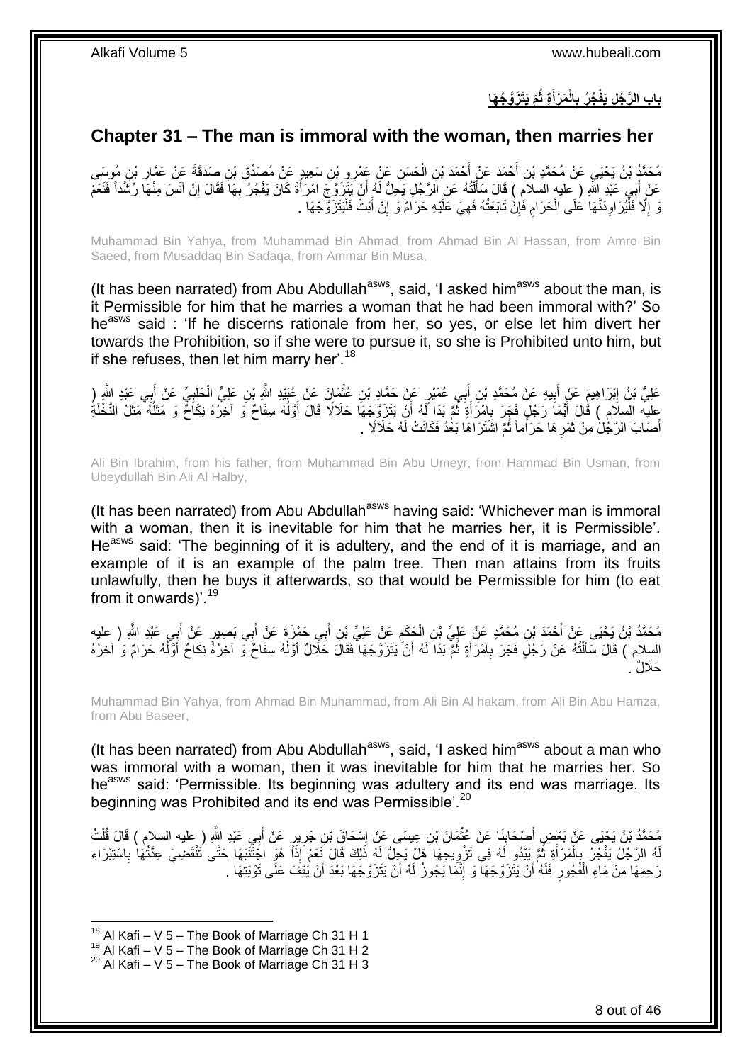## باب الرَّجُلِ يَفْجُرُ بِالْمَرْأَةِ ثُمَّ يَتَزَوَّجُهَا

## Chapter 31 – The man is immoral with the woman, then marries her

مُحَمَّدُ بْنُ يَحْيَى عَنْ مُحَمَّدِ بْنِ أَحْمَدَ عَنْ أَحْمَدَ بْنِ الْحَسَنِ عَنْ عَمْرِو بْنِ سَعِيدٍ عَنْ مُصَدِّقِ بْنِ صَدَقَةَ عَنْ عَمَّارِ بْنِ مُوسَى عَنْ أَبِي عَبْدِ اللَّهِ ( عليه السلام ) قَالَ سَأَلْتُهُ عَنِ الرَّجُلِ يَحِلُّ لَهُ أَنْ يَتَزَوَّجَ امْرَأَةً كَانَ يَفْجُرُ بِهَا فَقَالَ إِنْ آنَسَ مِنْهَا رُشْداً فَنَعَمْ وَ إِلَّا فَلْيُرَاوِدَنَّهَا عَلَى الْحَرَامِ فَإِنْ تَابَعَتْهُ فَهِيَ عَلَيْهِ حَرَامٌ وَ إِنْ أَبَتْ فَلْيَتَزَوَّجْهَا .

Muhammad Bin Yahya, from Muhammad Bin Ahmad, from Ahmad Bin Al Hassan, from Amro Bin Saeed, from Musaddaq Bin Sadaqa, from Ammar Bin Musa,

(It has been narrated) from Abu Abdullah[asws], said, 'I asked him[asws] about the man, is it Permissible for him that he marries a woman that he had been immoral with?' So he[asws] said : 'If he discerns rationale from her, so yes, or else let him divert her towards the Prohibition, so if she were to pursue it, so she is Prohibited unto him, but if she refuses, then let him marry her'.[18]

عَلِيُّ بْنُ إِبْرَاهِيمَ عَنْ أَبِيهِ عَنْ مُحَمَّدِ بْنِ أَبِي عُمَيْرٍ عَنْ حَمَّادِ بْنِ عُثْمَانَ عَنْ عُبَيْدِ اللَّهِ بْنِ عَلِيٍّ الْحَلَبِيِّ عَنْ أَبِي عَبْدِ اللَّهِ ( عليه السلام ) قَالَ أَيُّمَا رَجُلٍ فَجَرَ بِامْرَأَةٍ ثُمَّ بَدَا لَهُ أَنْ يَتَزَوَّجَهَا حَلَالًا قَالَ أَوَّلُهُ سِفَاحٌ وَ آخِرُهُ نِكَاحٌ وَ مَثَلُهُ مَثَلُ النَّخْلَةِ أَصَابَ الرَّجُلُ مِنْ ثَمَرِهَا حَرَاماً ثُمَّ اشْتَرَاهَا بَعْدُ فَكَانَتْ لَهُ حَلَالًا .

Ali Bin Ibrahim, from his father, from Muhammad Bin Abu Umeyr, from Hammad Bin Usman, from Ubeydullah Bin Ali Al Halby,

(It has been narrated) from Abu Abdullah[asws] having said: 'Whichever man is immoral with a woman, then it is inevitable for him that he marries her, it is Permissible'. He[asws] said: 'The beginning of it is adultery, and the end of it is marriage, and an example of it is an example of the palm tree. Then man attains from its fruits unlawfully, then he buys it afterwards, so that would be Permissible for him (to eat from it onwards)'.[19]

مُحَمَّدُ بْنُ يَحْيَى عَنْ أَحْمَدَ بْنِ مُحَمَّدٍ عَنْ عَلِيِّ بْنِ الْحَكَمِ عَنْ عَلِيِّ بْنِ أَبِي حَمْزَةَ عَنْ أَبِي بَصِيرٍ عَنْ أَبِي عَبْدِ اللَّهِ ( عليه السلام ) قَالَ سَأَلْتُهُ عَنْ رَجُلٍ فَجَرَ بِامْرَأَةٍ ثُمَّ بَدَا لَهُ أَنْ يَتَزَوَّجَهَا فَقَالَ حَلَالٌ أَوَّلُهُ سِفَاحٌ وَ آخِرُهُ نِكَاحٌ أَوَّلُهُ حَرَامٌ وَ آخِرُهُ حَلَالٌ .

Muhammad Bin Yahya, from Ahmad Bin Muhammad, from Ali Bin Al hakam, from Ali Bin Abu Hamza, from Abu Baseer,

(It has been narrated) from Abu Abdullah[asws], said, 'I asked him[asws] about a man who was immoral with a woman, then it was inevitable for him that he marries her. So he[asws] said: 'Permissible. Its beginning was adultery and its end was marriage. Its beginning was Prohibited and its end was Permissible'.[20]

مُحَمَّدُ بْنُ يَحْيَى عَنْ بَعْضِ أَصْحَابِنَا عَنْ عُثْمَانَ بْنِ عِيسَى عَنْ إِسْحَاقَ بْنِ جَرِيرٍ عَنْ أَبِي عَبْدِ اللَّهِ ( عليه السلام ) قَالَ قُلْتُ لَهُ الرَّجُلُ يَفْجُرُ بِالْمَرْأَةِ ثُمَّ يَبْدُو لَهُ فِي تَزْوِيجِهَا هَلْ يَحِلُّ لَهُ ذَلِكَ قَالَ نَعَمْ إِذَا هُوَ اجْتَنَبَهَا حَتَّى تَنْقَضِيَ عِدَّتُهَا بِاسْتِبْرَاءِ رَحِمِهَا مِنْ مَاءِ الْفُجُورِ فَلَهُ أَنْ يَتَزَوَّجَهَا وَ إِنَّمَا يَجُوزُ لَهُ أَنْ يَتَزَوَّجَهَا بَعْدَ أَنْ يَقِفَ عَلَى تَوْبَتِهَا .

[18] Al Kafi – V 5 – The Book of Marriage Ch 31 H 1
[19] Al Kafi – V 5 – The Book of Marriage Ch 31 H 2
[20] Al Kafi – V 5 – The Book of Marriage Ch 31 H 3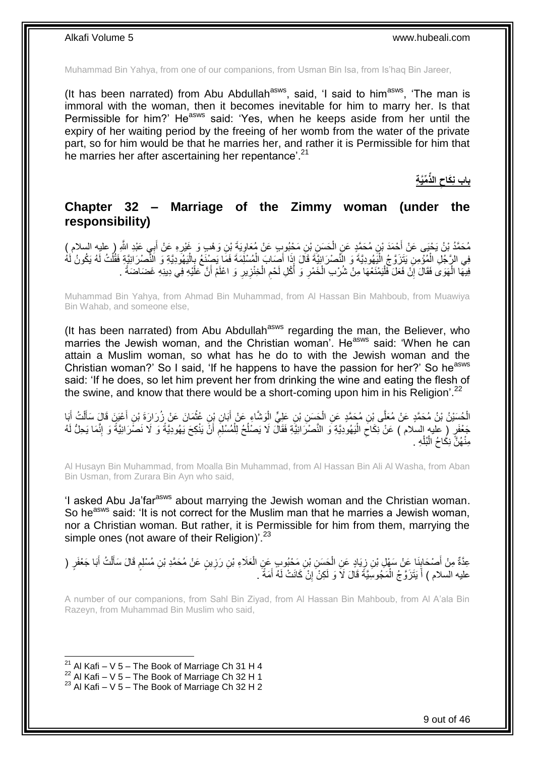Muhammad Bin Yahya, from one of our companions, from Usman Bin Isa, from Is'haq Bin Jareer,

(It has been narrated) from Abu Abdullah[asws], said, 'I said to him[asws], 'The man is immoral with the woman, then it becomes inevitable for him to marry her. Is that Permissible for him?' He[asws] said: 'Yes, when he keeps aside from her until the expiry of her waiting period by the freeing of her womb from the water of the private part, so for him would be that he marries her, and rather it is Permissible for him that he marries her after ascertaining her repentance'.[21]

**بابِ نِكَاحِ الذِّمِّيَّةِ**

## Chapter 32 – Marriage of the Zimmy woman (under the responsibility)

مُحَمَّدُ بْنُ يَحْيَى عَنْ أَحْمَدَ بْنِ مُحَمَّدٍ عَنِ الْحَسَنِ بْنِ مَحْبُوبٍ عَنْ مُعَاوِيَةَ بْنِ وَهْبٍ وَ غَيْرِهِ عَنْ أَبِي عَبْدِ اللَّهِ ( عليه السلام ) فِي الرَّجُلِ الْمُؤْمِنِ يَتَزَوَّجُ الْيَهُودِيَّةَ وَ النَّصْرَانِيَّةَ قَالَ إِذَا أَصَابَ الْمُسْلِمَةَ فَمَا يَصْنَعُ بِالْيَهُودِيَّةِ وَ النَّصْرَانِيَّةِ فَقُلْتُ لَهُ يَكُونُ لَهُ فِيهَا الْهَوَى فَقَالَ إِنْ فَعَلَ فَلْيَمْنَعْهَا مِنْ شُرْبِ الْخَمْرِ وَ أَكْلِ لَحْمِ الْخِنْزِيرِ وَ اعْلَمْ أَنَّ عَلَيْهِ فِي دِينِهِ غَضَاضَةً .

Muhammad Bin Yahya, from Ahmad Bin Muhammad, from Al Hassan Bin Mahboub, from Muawiya Bin Wahab, and someone else,

(It has been narrated) from Abu Abdullah[asws] regarding the man, the Believer, who marries the Jewish woman, and the Christian woman'. He[asws] said: 'When he can attain a Muslim woman, so what has he do to with the Jewish woman and the Christian woman?' So I said, 'If he happens to have the passion for her?' So he[asws] said: 'If he does, so let him prevent her from drinking the wine and eating the flesh of the swine, and know that there would be a short-coming upon him in his Religion'.[22]

الْحُسَيْنُ بْنُ مُحَمَّدٍ عَنْ مُعَلَّى بْنِ مُحَمَّدٍ عَنِ الْحَسَنِ بْنِ عَلِيٍّ الْوَشَّاءِ عَنْ أَبَانِ بْنِ عُثْمَانَ عَنْ زُرَارَةَ بْنِ أَعْيَنَ قَالَ سَأَلْتُ أَبَا جَعْفَرٍ ( عليه السلام ) عَنْ نِكَاحِ الْيَهُودِيَّةِ وَ النَّصْرَانِيَّةِ فَقَالَ لَا يَصْلُحُ لِلْمُسْلِمِ أَنْ يَنْكِحَ يَهُودِيَّةً وَ لَا نَصْرَانِيَّةً وَ إِنَّمَا يَحِلُّ لَهُ مِنْهُنَّ نِكَاحُ الْبُلْهِ .

Al Husayn Bin Muhammad, from Moalla Bin Muhammad, from Al Hassan Bin Ali Al Washa, from Aban Bin Usman, from Zurara Bin Ayn who said,

'I asked Abu Ja'far[asws] about marrying the Jewish woman and the Christian woman. So he[asws] said: 'It is not correct for the Muslim man that he marries a Jewish woman, nor a Christian woman. But rather, it is Permissible for him from them, marrying the simple ones (not aware of their Religion)'.[23]

عِدَّةٌ مِنْ أَصْحَابِنَا عَنْ سَهْلِ بْنِ زِيَادٍ عَنِ الْحَسَنِ بْنِ مَحْبُوبٍ عَنِ الْعَلَاءِ بْنِ رَزِينٍ عَنْ مُحَمَّدِ بْنِ مُسْلِمٍ قَالَ سَأَلْتُ أَبَا جَعْفَرٍ ( عليه السلام ) أَ يَتَزَوَّجُ الْمَجُوسِيَّةَ قَالَ لَا وَ لَكِنْ إِنْ كَانَتْ لَهُ أَمَةٌ .

A number of our companions, from Sahl Bin Ziyad, from Al Hassan Bin Mahboub, from Al A'ala Bin Razeyn, from Muhammad Bin Muslim who said,

---

[21] Al Kafi – V 5 – The Book of Marriage Ch 31 H 4
[22] Al Kafi – V 5 – The Book of Marriage Ch 32 H 1
[23] Al Kafi – V 5 – The Book of Marriage Ch 32 H 2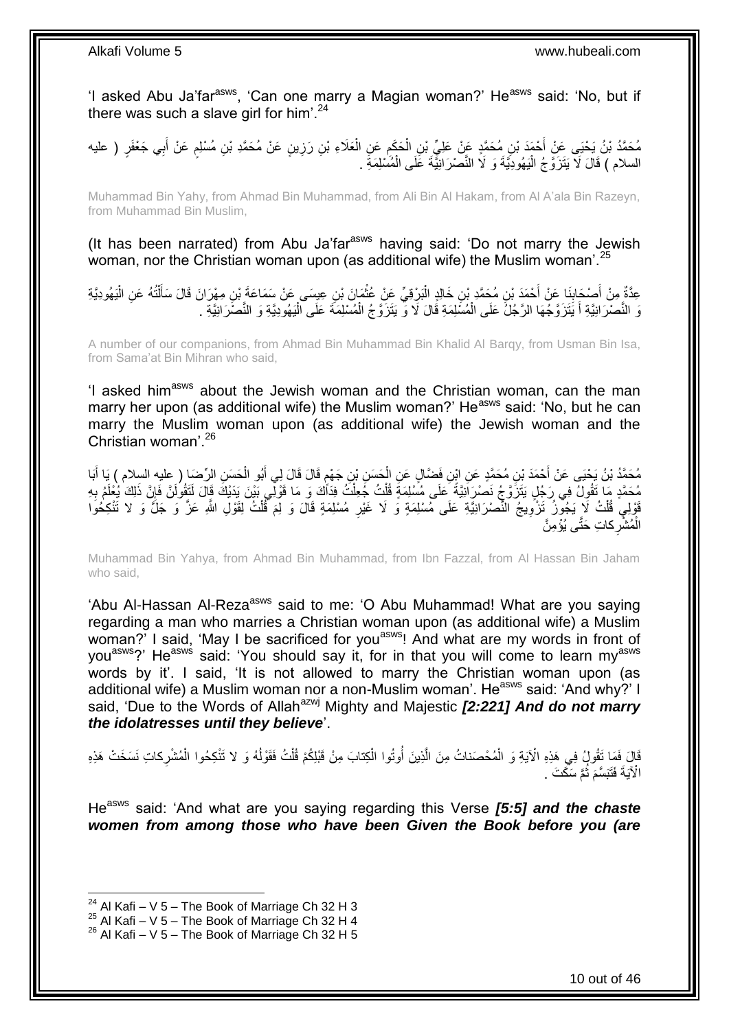'I asked Abu Ja'far[asws], 'Can one marry a Magian woman?' He[asws] said: 'No, but if there was such a slave girl for him'.[24]

مُحَمَّدُ بْنُ يَحْيَى عَنْ أَحْمَدَ بْنِ مُحَمَّدٍ عَنْ عَلِيِّ بْنِ الْحَكَمِ عَنِ الْعَلَاءِ بْنِ رَزِينٍ عَنْ مُحَمَّدِ بْنِ مُسْلِمٍ عَنْ أَبِي جَعْفَرٍ ( عليه السلام ) قَالَ لَا يَتَزَوَّجُ الْيَهُودِيَّةَ وَ لَا النَّصْرَانِيَّةَ عَلَى الْمُسْلِمَةِ .

Muhammad Bin Yahy, from Ahmad Bin Muhammad, from Ali Bin Al Hakam, from Al A'ala Bin Razeyn, from Muhammad Bin Muslim,

(It has been narrated) from Abu Ja'far[asws] having said: 'Do not marry the Jewish woman, nor the Christian woman upon (as additional wife) the Muslim woman'.[25]

عِدَّةٌ مِنْ أَصْحَابِنَا عَنْ أَحْمَدَ بْنِ مُحَمَّدِ بْنِ خَالِدٍ الْبَرْقِيِّ عَنْ عُثْمَانَ بْنِ عِيسَى عَنْ سَمَاعَةَ بْنِ مِهْرَانَ قَالَ سَأَلْتُهُ عَنِ الْيَهُودِيَّةِ وَ النَّصْرَانِيَّةِ أَ يَتَزَوَّجُهَا الرَّجُلُ عَلَى الْمُسْلِمَةِ قَالَ لَا وَ يَتَزَوَّجُ الْمُسْلِمَةَ عَلَى الْيَهُودِيَّةِ وَ النَّصْرَانِيَّةِ .

A number of our companions, from Ahmad Bin Muhammad Bin Khalid Al Barqy, from Usman Bin Isa, from Sama'at Bin Mihran who said,

'I asked him[asws] about the Jewish woman and the Christian woman, can the man marry her upon (as additional wife) the Muslim woman?' He[asws] said: 'No, but he can marry the Muslim woman upon (as additional wife) the Jewish woman and the Christian woman'.[26]

مُحَمَّدُ بْنُ يَحْيَى عَنْ أَحْمَدَ بْنِ مُحَمَّدٍ عَنِ ابْنِ فَضَّالٍ عَنِ الْحَسَنِ بْنِ جَهْمٍ قَالَ قَالَ لِي أَبُو الْحَسَنِ الرِّضَا ( عليه السلام ) يَا أَبَا مُحَمَّدٍ مَا تَقُولُ فِي رَجُلٍ يَتَزَوَّجُ نَصْرَانِيَّةً عَلَى مُسْلِمَةٍ قُلْتُ جُعِلْتُ فِدَاكَ وَ مَا قَوْلِي بَيْنَ يَدَيْكَ قَالَ لَتَقُولَنَّ فَإِنَّ ذَلِكَ يُعْلَمُ بِهِ قَوْلِي قُلْتُ لَا يَجُوزُ تَزْوِيجُ النَّصْرَانِيَّةِ عَلَى مُسْلِمَةٍ وَ لَا غَيْرِ مُسْلِمَةٍ قَالَ وَ لِمَ قُلْتُ لِقَوْلِ اللَّهِ عَزَّ وَ جَلَّ وَ لا تَنْكِحُوا الْمُشْرِكاتِ حَتَّى يُؤْمِنَّ

Muhammad Bin Yahya, from Ahmad Bin Muhammad, from Ibn Fazzal, from Al Hassan Bin Jaham who said,

'Abu Al-Hassan Al-Reza[asws] said to me: 'O Abu Muhammad! What are you saying regarding a man who marries a Christian woman upon (as additional wife) a Muslim woman?' I said, 'May I be sacrificed for you[asws]! And what are my words in front of you[asws]?' He[asws] said: 'You should say it, for in that you will come to learn my[asws] words by it'. I said, 'It is not allowed to marry the Christian woman upon (as additional wife) a Muslim woman nor a non-Muslim woman'. He[asws] said: 'And why?' I said, 'Due to the Words of Allah[azwj] Mighty and Majestic ***[2:221] And do not marry the idolatresses until they believe***'.

قَالَ فَمَا تَقُولُ فِي هَذِهِ الْآيَةِ وَ الْمُحْصَناتُ مِنَ الَّذِينَ أُوتُوا الْكِتابَ مِنْ قَبْلِكُمْ قُلْتُ فَقَوْلُهُ وَ لا تَنْكِحُوا الْمُشْرِكاتِ نَسَخَتْ هَذِهِ الْآيَةَ فَتَبَسَّمَ ثُمَّ سَكَتَ .

He[asws] said: 'And what are you saying regarding this Verse ***[5:5] and the chaste women from among those who have been Given the Book before you (are***

[24] Al Kafi – V 5 – The Book of Marriage Ch 32 H 3
[25] Al Kafi – V 5 – The Book of Marriage Ch 32 H 4
[26] Al Kafi – V 5 – The Book of Marriage Ch 32 H 5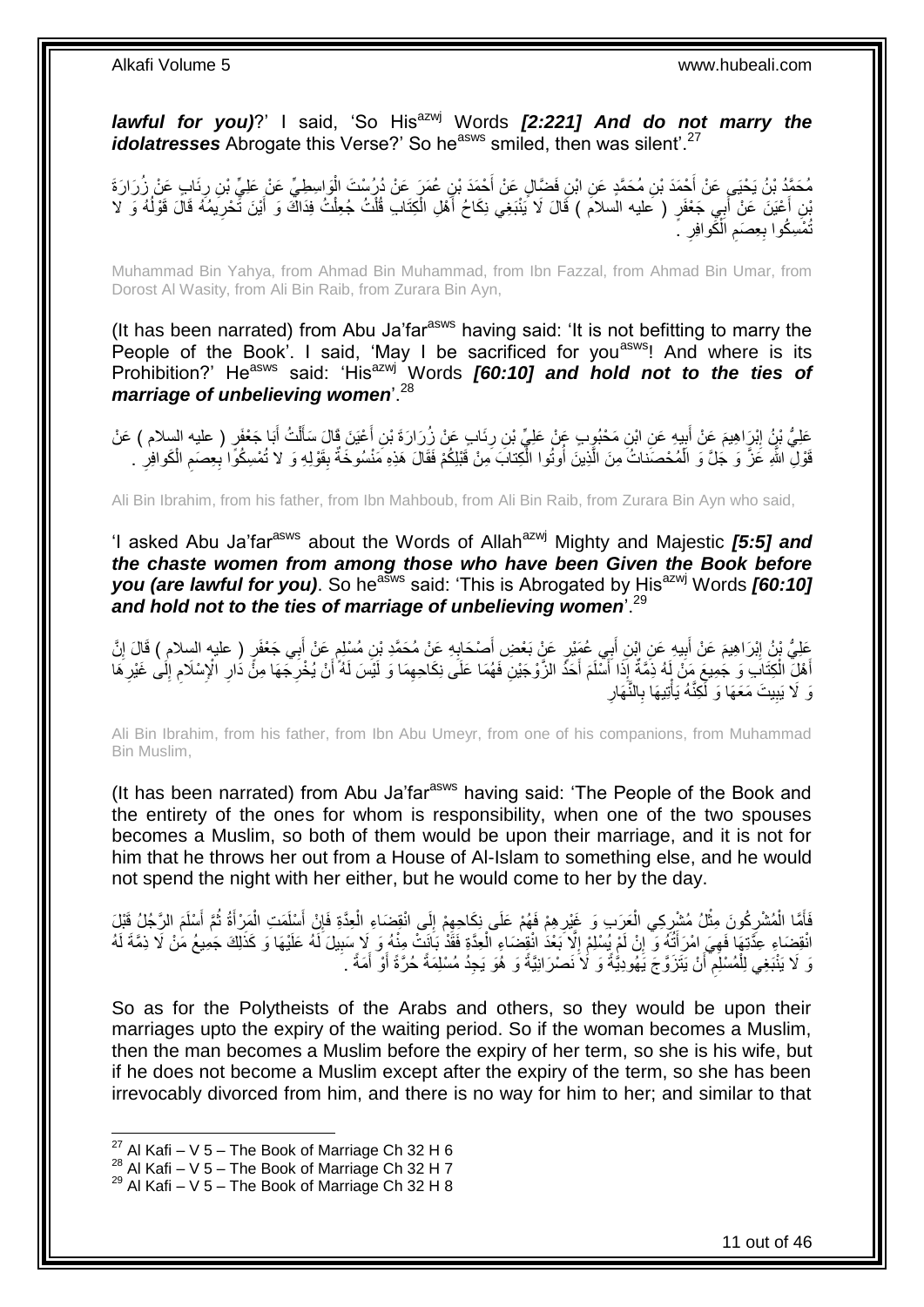***lawful for you)***?' I said, 'So His[azwj] Words ***[2:221] And do not marry the idolatresses*** Abrogate this Verse?' So he[asws] smiled, then was silent'.[27]

مُحَمَّدُ بْنُ يَحْيَى عَنْ أَحْمَدَ بْنِ مُحَمَّدٍ عَنِ ابْنِ فَضَّالٍ عَنْ أَحْمَدَ بْنِ عُمَرَ عَنْ دُرُسْتَ الْوَاسِطِيِّ عَنْ عَلِيِّ بْنِ رِئَابٍ عَنْ زُرَارَةَ بْنِ أَعْيَنَ عَنْ أَبِي جَعْفَرٍ ( عليه السلام ) قَالَ لَا يَنْبَغِي نِكَاحُ أَهْلِ الْكِتَابِ قُلْتُ جُعِلْتُ فِدَاكَ وَ أَيْنَ تَحْرِيمُهُ قَالَ قَوْلُهُ وَ لا تُمْسِكُوا بِعِصَمِ الْكَوافِرِ .

Muhammad Bin Yahya, from Ahmad Bin Muhammad, from Ibn Fazzal, from Ahmad Bin Umar, from Dorost Al Wasity, from Ali Bin Raib, from Zurara Bin Ayn,

(It has been narrated) from Abu Ja'far[asws] having said: 'It is not befitting to marry the People of the Book'. I said, 'May I be sacrificed for you[asws]! And where is its Prohibition?' He[asws] said: 'His[azwj] Words ***[60:10] and hold not to the ties of marriage of unbelieving women***'.[28]

عَلِيُّ بْنُ إِبْرَاهِيمَ عَنْ أَبِيهِ عَنِ ابْنِ مَحْبُوبٍ عَنْ عَلِيِّ بْنِ رِئَابٍ عَنْ زُرَارَةَ بْنِ أَعْيَنَ قَالَ سَأَلْتُ أَبَا جَعْفَرٍ ( عليه السلام ) عَنْ قَوْلِ اللَّهِ عَزَّ وَ جَلَّ وَ الْمُحْصَناتُ مِنَ الَّذِينَ أُوتُوا الْكِتابَ مِنْ قَبْلِكُمْ فَقَالَ هَذِهِ مَنْسُوخَةٌ بِقَوْلِهِ وَ لا تُمْسِكُوا بِعِصَمِ الْكَوافِرِ .

Ali Bin Ibrahim, from his father, from Ibn Mahboub, from Ali Bin Raib, from Zurara Bin Ayn who said,

'I asked Abu Ja'far[asws] about the Words of Allah[azwj] Mighty and Majestic ***[5:5] and the chaste women from among those who have been Given the Book before you (are lawful for you)***. So he[asws] said: 'This is Abrogated by His[azwj] Words ***[60:10] and hold not to the ties of marriage of unbelieving women***'.[29]

عَلِيُّ بْنُ إِبْرَاهِيمَ عَنْ أَبِيهِ عَنِ ابْنِ أَبِي عُمَيْرٍ عَنْ بَعْضِ أَصْحَابِهِ عَنْ مُحَمَّدِ بْنِ مُسْلِمٍ عَنْ أَبِي جَعْفَرٍ ( عليه السلام ) قَالَ إِنَّ أَهْلَ الْكِتَابِ وَ جَمِيعَ مَنْ لَهُ ذِمَّةٌ إِذَا أَسْلَمَ أَحَدُ الزَّوْجَيْنِ فَهُمَا عَلَى نِكَاحِهِمَا وَ لَيْسَ لَهُ أَنْ يُخْرِجَهَا مِنْ دَارِ الْإِسْلَامِ إِلَى غَيْرِهَا وَ لَا يَبِيتَ مَعَهَا وَ لَكِنَّهُ يَأْتِيهَا بِالنَّهَارِ

Ali Bin Ibrahim, from his father, from Ibn Abu Umeyr, from one of his companions, from Muhammad Bin Muslim,

(It has been narrated) from Abu Ja'far[asws] having said: 'The People of the Book and the entirety of the ones for whom is responsibility, when one of the two spouses becomes a Muslim, so both of them would be upon their marriage, and it is not for him that he throws her out from a House of Al-Islam to something else, and he would not spend the night with her either, but he would come to her by the day.

فَأَمَّا الْمُشْرِكُونَ مِثْلُ مُشْرِكِي الْعَرَبِ وَ غَيْرِهِمْ فَهُمْ عَلَى نِكَاحِهِمْ إِلَى انْقِضَاءِ الْعِدَّةِ فَإِنْ أَسْلَمَتِ الْمَرْأَةُ ثُمَّ أَسْلَمَ الرَّجُلُ قَبْلَ انْقِضَاءِ عِدَّتِهَا فَهِيَ امْرَأَتُهُ وَ إِنْ لَمْ يُسْلِمْ إِلَّا بَعْدَ انْقِضَاءِ الْعِدَّةِ فَقَدْ بَانَتْ مِنْهُ وَ لَا سَبِيلَ لَهُ عَلَيْهَا وَ كَذَلِكَ جَمِيعُ مَنْ لَا ذِمَّةَ لَهُ وَ لَا يَنْبَغِي لِلْمُسْلِمِ أَنْ يَتَزَوَّجَ يَهُودِيَّةً وَ لَا نَصْرَانِيَّةً وَ هُوَ يَجِدُ مُسْلِمَةً حُرَّةً أَوْ أَمَةً .

So as for the Polytheists of the Arabs and others, so they would be upon their marriages upto the expiry of the waiting period. So if the woman becomes a Muslim, then the man becomes a Muslim before the expiry of her term, so she is his wife, but if he does not become a Muslim except after the expiry of the term, so she has been irrevocably divorced from him, and there is no way for him to her; and similar to that

[27] Al Kafi – V 5 – The Book of Marriage Ch 32 H 6
[28] Al Kafi – V 5 – The Book of Marriage Ch 32 H 7
[29] Al Kafi – V 5 – The Book of Marriage Ch 32 H 8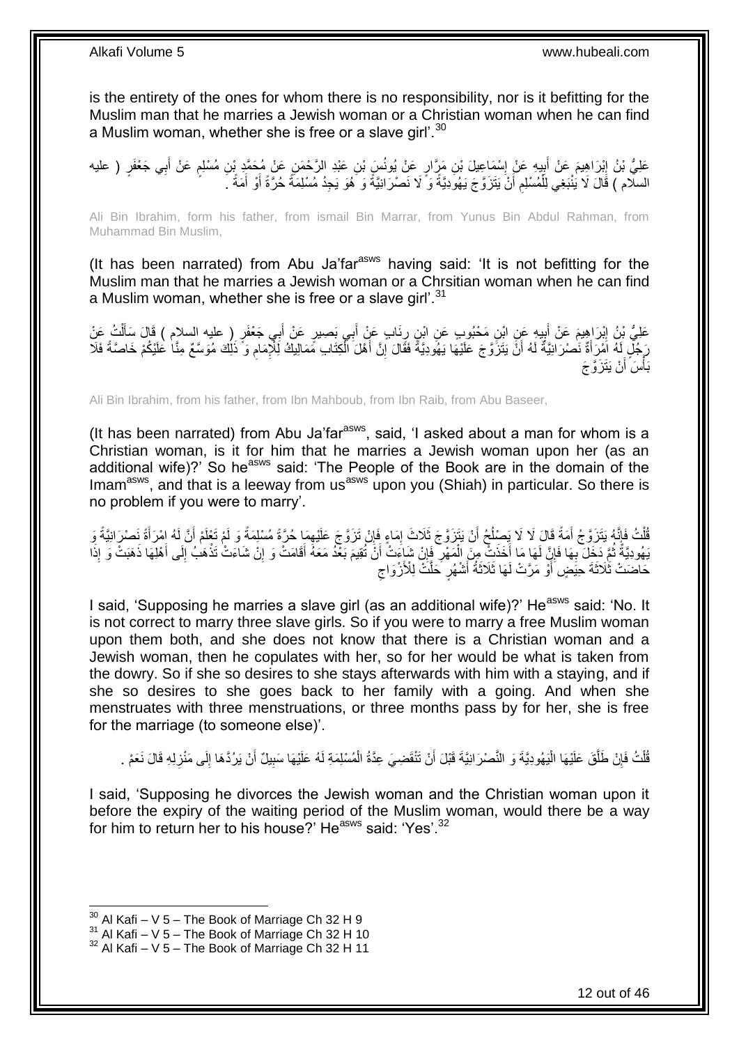is the entirety of the ones for whom there is no responsibility, nor is it befitting for the Muslim man that he marries a Jewish woman or a Christian woman when he can find a Muslim woman, whether she is free or a slave girl'.[30]

عَلِيُّ بْنُ إِبْرَاهِيمَ عَنْ أَبِيهِ عَنْ إِسْمَاعِيلَ بْنِ مَرَّارٍ عَنْ يُونُسَ بْنِ عَبْدِ الرَّحْمَنِ عَنْ مُحَمَّدِ بْنِ مُسْلِمٍ عَنْ أَبِي جَعْفَرٍ ( عليه السلام ) قَالَ لَا يَنْبَغِي لِلْمُسْلِمِ أَنْ يَتَزَوَّجَ يَهُودِيَّةً وَ لَا نَصْرَانِيَّةً وَ هُوَ يَجِدُ مُسْلِمَةً حُرَّةً أَوْ أَمَةً .

Ali Bin Ibrahim, form his father, from ismail Bin Marrar, from Yunus Bin Abdul Rahman, from Muhammad Bin Muslim,

(It has been narrated) from Abu Ja'far[asws] having said: 'It is not befitting for the Muslim man that he marries a Jewish woman or a Chrsitian woman when he can find a Muslim woman, whether she is free or a slave girl'.[31]

عَلِيُّ بْنُ إِبْرَاهِيمَ عَنْ أَبِيهِ عَنِ ابْنِ مَحْبُوبٍ عَنِ ابْنِ رِئَابٍ عَنْ أَبِي بَصِيرٍ عَنْ أَبِي جَعْفَرٍ ( عليه السلام ) قَالَ سَأَلْتُ عَنْ رَجُلٍ لَهُ امْرَأَةٌ نَصْرَانِيَّةٌ لَهُ أَنْ يَتَزَوَّجَ عَلَيْهَا يَهُودِيَّةً فَقَالَ إِنَّ أَهْلَ الْكِتَابِ مَمَالِيكُ لِلْإِمَامِ وَ ذَلِكَ مُوَسَّعٌ مِنَّا عَلَيْكُمْ خَاصَّةً فَلَا بَأْسَ أَنْ يَتَزَوَّجَ

Ali Bin Ibrahim, from his father, from Ibn Mahboub, from Ibn Raib, from Abu Baseer,

(It has been narrated) from Abu Ja'far[asws], said, 'I asked about a man for whom is a Christian woman, is it for him that he marries a Jewish woman upon her (as an additional wife)?' So he[asws] said: 'The People of the Book are in the domain of the Imam[asws], and that is a leeway from us[asws] upon you (Shiah) in particular. So there is no problem if you were to marry'.

قُلْتُ فَإِنَّهُ يَتَزَوَّجُ أَمَةً قَالَ لَا لَا يَصْلُحُ أَنْ يَتَزَوَّجَ ثَلَاثَ إِمَاءٍ فَإِنْ تَزَوَّجَ عَلَيْهِمَا حُرَّةً مُسْلِمَةً وَ لَمْ تَعْلَمْ أَنَّ لَهُ امْرَأَةً نَصْرَانِيَّةً وَ يَهُودِيَّةً ثُمَّ دَخَلَ بِهَا فَإِنَّ لَهَا مَا أَخَذَتْ مِنَ الْمَهْرِ فَإِنْ شَاءَتْ أَنْ تُقِيمَ بَعْدُ مَعَهُ أَقَامَتْ وَ إِنْ شَاءَتْ تَذْهَبُ إِلَى أَهْلِهَا ذَهَبَتْ وَ إِذَا حَاضَتْ ثَلَاثَةَ حِيَضٍ أَوْ مَرَّتْ لَهَا ثَلَاثَةُ أَشْهُرٍ حَلَّتْ لِلْأَزْوَاجِ

I said, 'Supposing he marries a slave girl (as an additional wife)?' He[asws] said: 'No. It is not correct to marry three slave girls. So if you were to marry a free Muslim woman upon them both, and she does not know that there is a Christian woman and a Jewish woman, then he copulates with her, so for her would be what is taken from the dowry. So if she so desires to she stays afterwards with him with a staying, and if she so desires to she goes back to her family with a going. And when she menstruates with three menstruations, or three months pass by for her, she is free for the marriage (to someone else)'.

قُلْتُ فَإِنْ طَلَّقَ عَلَيْهَا الْيَهُودِيَّةَ وَ النَّصْرَانِيَّةَ قَبْلَ أَنْ تَنْقَضِيَ عِدَّةُ الْمُسْلِمَةِ لَهُ عَلَيْهَا سَبِيلٌ أَنْ يَرُدَّهَا إِلَى مَنْزِلِهِ قَالَ نَعَمْ .

I said, 'Supposing he divorces the Jewish woman and the Christian woman upon it before the expiry of the waiting period of the Muslim woman, would there be a way for him to return her to his house?' He[asws] said: 'Yes'.[32]

---
[30] Al Kafi – V 5 – The Book of Marriage Ch 32 H 9
[31] Al Kafi – V 5 – The Book of Marriage Ch 32 H 10
[32] Al Kafi – V 5 – The Book of Marriage Ch 32 H 11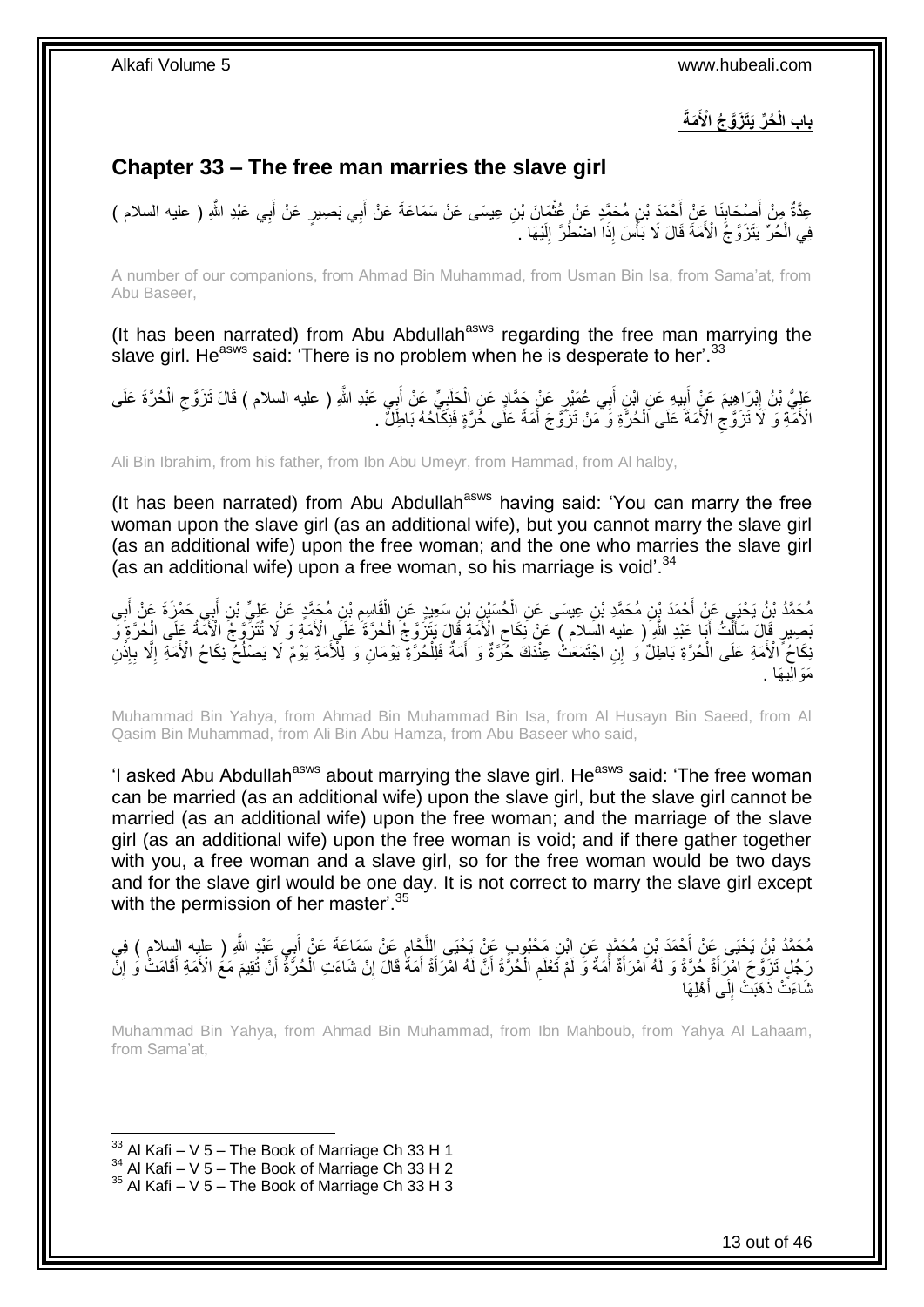## باب الْحُرِّ يَتَزَوَّجُ الْأَمَةَ

## Chapter 33 – The free man marries the slave girl

عِدَّةٌ مِنْ أَصْحَابِنَا عَنْ أَحْمَدَ بْنِ مُحَمَّدٍ عَنْ عُثْمَانَ بْنِ عِيسَى عَنْ سَمَاعَةَ عَنْ أَبِي بَصِيرٍ عَنْ أَبِي عَبْدِ اللَّهِ ( عليه السلام ) فِي الْحُرِّ يَتَزَوَّجُ الْأَمَةَ قَالَ لَا بَأْسَ إِذَا اضْطُرَّ إِلَيْهَا .

A number of our companions, from Ahmad Bin Muhammad, from Usman Bin Isa, from Sama'at, from Abu Baseer,

(It has been narrated) from Abu Abdullah[asws] regarding the free man marrying the slave girl. He[asws] said: 'There is no problem when he is desperate to her'.[33]

عَلِيُّ بْنُ إِبْرَاهِيمَ عَنْ أَبِيهِ عَنِ ابْنِ أَبِي عُمَيْرٍ عَنْ حَمَّادٍ عَنِ الْحَلَبِيِّ عَنْ أَبِي عَبْدِ اللَّهِ ( عليه السلام ) قَالَ تَزَوَّجِ الْحُرَّةَ عَلَى الْأَمَةِ وَ لَا تَزَوَّجِ الْأَمَةَ عَلَى الْحُرَّةِ وَ مَنْ تَزَوَّجَ أَمَةً عَلَى حُرَّةٍ فَنِكَاحُهُ بَاطِلٌ .

Ali Bin Ibrahim, from his father, from Ibn Abu Umeyr, from Hammad, from Al halby,

(It has been narrated) from Abu Abdullah[asws] having said: 'You can marry the free woman upon the slave girl (as an additional wife), but you cannot marry the slave girl (as an additional wife) upon the free woman; and the one who marries the slave girl (as an additional wife) upon a free woman, so his marriage is void'.[34]

مُحَمَّدُ بْنُ يَحْيَى عَنْ أَحْمَدَ بْنِ مُحَمَّدِ بْنِ عِيسَى عَنِ الْحُسَيْنِ بْنِ سَعِيدٍ عَنِ الْقَاسِمِ بْنِ مُحَمَّدٍ عَنْ عَلِيِّ بْنِ أَبِي حَمْزَةَ عَنْ أَبِي بَصِيرٍ قَالَ سَأَلْتُ أَبَا عَبْدِ اللَّهِ ( عليه السلام ) عَنْ نِكَاحِ الْأَمَةِ قَالَ يَتَزَوَّجُ الْحُرَّةَ عَلَى الْأَمَةِ وَ لَا تُتَزَوَّجُ الْأَمَةُ عَلَى الْحُرَّةِ وَ نِكَاحُ الْأَمَةِ عَلَى الْحُرَّةِ بَاطِلٌ وَ إِنِ اجْتَمَعَتْ عِنْدَكَ حُرَّةٌ وَ أَمَةٌ فَلِلْحُرَّةِ يَوْمَانِ وَ لِلْأَمَةِ يَوْمٌ لَا يَصْلُحُ نِكَاحُ الْأَمَةِ إِلَّا بِإِذْنِ مَوَالِيهَا .

Muhammad Bin Yahya, from Ahmad Bin Muhammad Bin Isa, from Al Husayn Bin Saeed, from Al Qasim Bin Muhammad, from Ali Bin Abu Hamza, from Abu Baseer who said,

'I asked Abu Abdullah[asws] about marrying the slave girl. He[asws] said: 'The free woman can be married (as an additional wife) upon the slave girl, but the slave girl cannot be married (as an additional wife) upon the free woman; and the marriage of the slave girl (as an additional wife) upon the free woman is void; and if there gather together with you, a free woman and a slave girl, so for the free woman would be two days and for the slave girl would be one day. It is not correct to marry the slave girl except with the permission of her master'.[35]

مُحَمَّدُ بْنُ يَحْيَى عَنْ أَحْمَدَ بْنِ مُحَمَّدٍ عَنِ ابْنِ مَحْبُوبٍ عَنْ يَحْيَى اللَّحَّامِ عَنْ سَمَاعَةَ عَنْ أَبِي عَبْدِ اللَّهِ ( عليه السلام ) فِي رَجُلٍ تَزَوَّجَ امْرَأَةً حُرَّةً وَ لَهُ امْرَأَةٌ أَمَةٌ وَ لَمْ تَعْلَمِ الْحُرَّةُ أَنَّ لَهُ امْرَأَةً أَمَةً قَالَ إِنْ شَاءَتِ الْحُرَّةُ أَنْ تُقِيمَ مَعَ الْأَمَةِ أَقَامَتْ وَ إِنْ شَاءَتْ ذَهَبَتْ إِلَى أَهْلِهَا

Muhammad Bin Yahya, from Ahmad Bin Muhammad, from Ibn Mahboub, from Yahya Al Lahaam, from Sama'at,

[33] Al Kafi – V 5 – The Book of Marriage Ch 33 H 1
[34] Al Kafi – V 5 – The Book of Marriage Ch 33 H 2
[35] Al Kafi – V 5 – The Book of Marriage Ch 33 H 3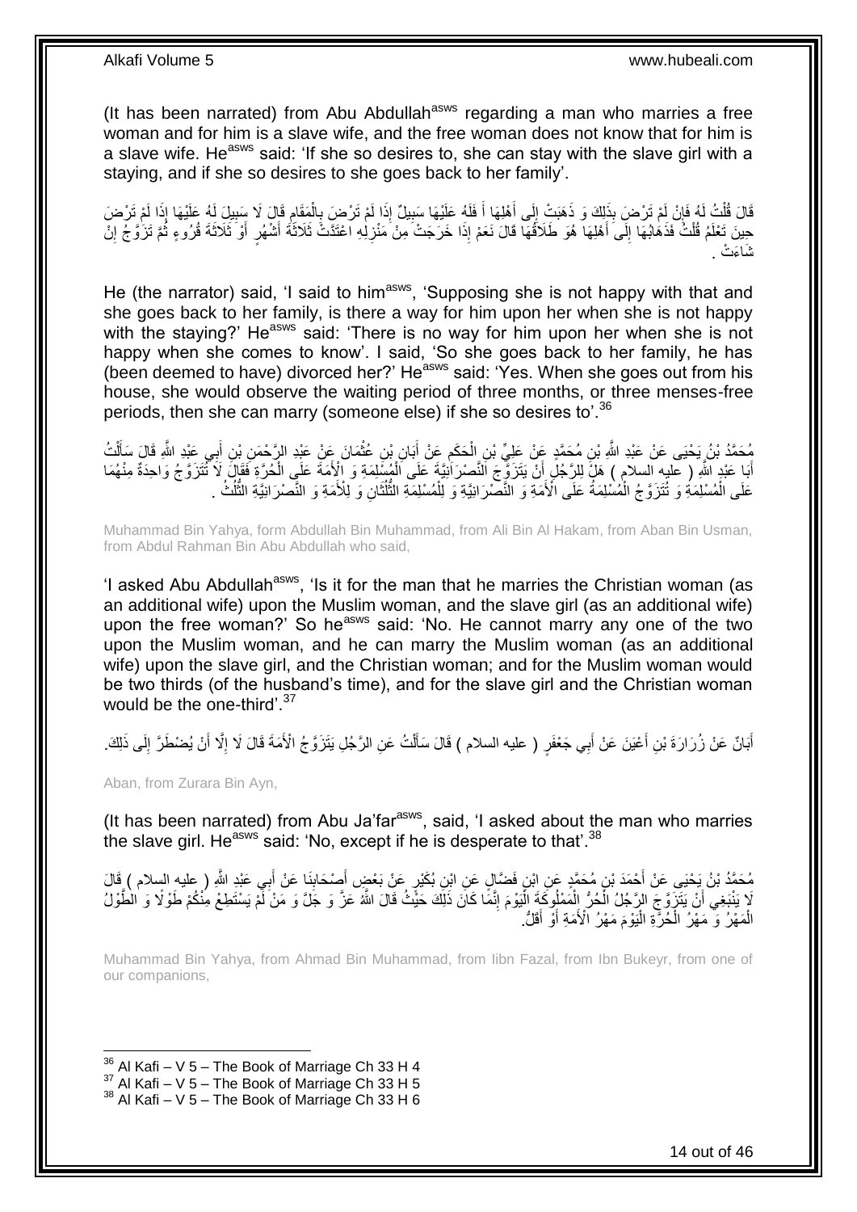(It has been narrated) from Abu Abdullah[asws] regarding a man who marries a free woman and for him is a slave wife, and the free woman does not know that for him is a slave wife. He[asws] said: 'If she so desires to, she can stay with the slave girl with a staying, and if she so desires to she goes back to her family'.

قَالَ قُلْتُ لَهُ فَإِنْ لَمْ تَرْضَ بِذَلِكَ وَ ذَهَبَتْ إِلَى أَهْلِهَا أَ فَلَهُ عَلَيْهَا سَبِيلٌ إِذَا لَمْ تَرْضَ بِالْمَقَامِ قَالَ لَا سَبِيلَ لَهُ عَلَيْهَا إِذَا لَمْ تَرْضَ حِينَ تَعْلَمُ قُلْتُ فَذَهَابُهَا إِلَى أَهْلِهَا هُوَ طَلَاقُهَا قَالَ نَعَمْ إِذَا خَرَجَتْ مِنْ مَنْزِلِهِ اعْتَدَّتْ ثَلَاثَةَ أَشْهُرٍ أَوْ ثَلَاثَةَ قُرُوءٍ ثُمَّ تَزَوَّجُ إِنْ شَاءَتْ .

He (the narrator) said, 'I said to him[asws], 'Supposing she is not happy with that and she goes back to her family, is there a way for him upon her when she is not happy with the staying?' He[asws] said: 'There is no way for him upon her when she is not happy when she comes to know'. I said, 'So she goes back to her family, he has (been deemed to have) divorced her?' He[asws] said: 'Yes. When she goes out from his house, she would observe the waiting period of three months, or three menses-free periods, then she can marry (someone else) if she so desires to'.[36]

مُحَمَّدُ بْنُ يَحْيَى عَنْ عَبْدِ اللَّهِ بْنِ مُحَمَّدٍ عَنْ عَلِيِّ بْنِ الْحَكَمِ عَنْ أَبَانِ بْنِ عُثْمَانَ عَنْ عَبْدِ الرَّحْمَنِ بْنِ أَبِي عَبْدِ اللَّهِ قَالَ سَأَلْتُ أَبَا عَبْدِ اللَّهِ ( عليه السلام ) هَلْ لِلرَّجُلِ أَنْ يَتَزَوَّجَ النَّصْرَانِيَّةَ عَلَى الْمُسْلِمَةِ وَ الْأَمَةَ عَلَى الْحُرَّةِ فَقَالَ لَا تَتَزَوَّجُ وَاحِدَةٌ مِنْهُمَا عَلَى الْمُسْلِمَةِ وَ تُتَزَوَّجُ الْمُسْلِمَةُ عَلَى الْأَمَةِ وَ النَّصْرَانِيَّةِ وَ لِلْمُسْلِمَةِ الثُّلُثَانِ وَ لِلْأَمَةِ وَ النَّصْرَانِيَّةِ الثُّلُثُ .

Muhammad Bin Yahya, form Abdullah Bin Muhammad, from Ali Bin Al Hakam, from Aban Bin Usman, from Abdul Rahman Bin Abu Abdullah who said,

'I asked Abu Abdullah[asws], 'Is it for the man that he marries the Christian woman (as an additional wife) upon the Muslim woman, and the slave girl (as an additional wife) upon the free woman?' So he[asws] said: 'No. He cannot marry any one of the two upon the Muslim woman, and he can marry the Muslim woman (as an additional wife) upon the slave girl, and the Christian woman; and for the Muslim woman would be two thirds (of the husband's time), and for the slave girl and the Christian woman would be the one-third'.[37]

أَبَانٌ عَنْ زُرَارَةَ بْنِ أَعْيَنَ عَنْ أَبِي جَعْفَرٍ ( عليه السلام ) قَالَ سَأَلْتُ عَنِ الرَّجُلِ يَتَزَوَّجُ الْأَمَةَ قَالَ لَا إِلَّا أَنْ يُضْطَرَّ إِلَى ذَلِكَ.

Aban, from Zurara Bin Ayn,

(It has been narrated) from Abu Ja'far[asws], said, 'I asked about the man who marries the slave girl. He[asws] said: 'No, except if he is desperate to that'.[38]

مُحَمَّدُ بْنُ يَحْيَى عَنْ أَحْمَدَ بْنِ مُحَمَّدٍ عَنِ ابْنِ فَضَّالٍ عَنِ ابْنِ بُكَيْرٍ عَنْ بَعْضِ أَصْحَابِنَا عَنْ أَبِي عَبْدِ اللَّهِ ( عليه السلام ) قَالَ لَا يَنْبَغِي أَنْ يَتَزَوَّجَ الرَّجُلُ الْحُرُّ الْمَمْلُوكَةَ الْيَوْمَ إِنَّمَا كَانَ ذَلِكَ حَيْثُ قَالَ اللَّهُ عَزَّ وَ جَلَّ وَ مَنْ لَمْ يَسْتَطِعْ مِنْكُمْ طَوْلًا وَ الطَّوْلُ الْمَهْرُ وَ مَهْرُ الْحُرَّةِ الْيَوْمَ مَهْرُ الْأَمَةِ أَوْ أَقَلُّ.

Muhammad Bin Yahya, from Ahmad Bin Muhammad, from Iibn Fazal, from Ibn Bukeyr, from one of our companions,

[36] Al Kafi – V 5 – The Book of Marriage Ch 33 H 4
[37] Al Kafi – V 5 – The Book of Marriage Ch 33 H 5
[38] Al Kafi – V 5 – The Book of Marriage Ch 33 H 6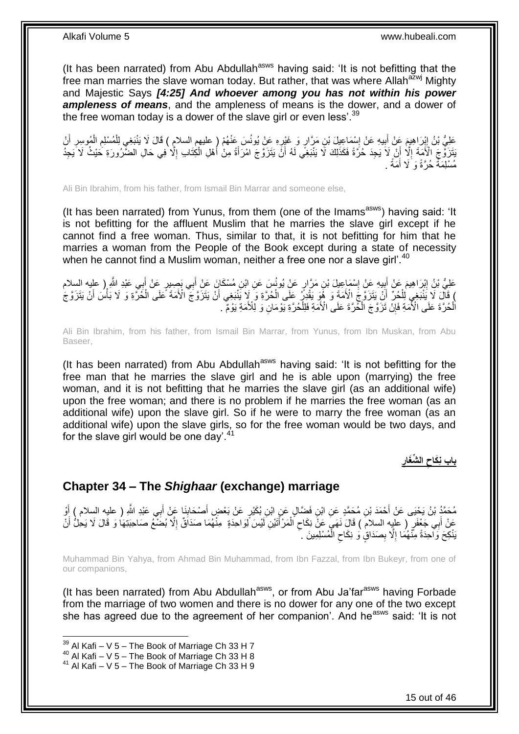(It has been narrated) from Abu Abdullah[asws] having said: 'It is not befitting that the free man marries the slave woman today. But rather, that was where Allah[azwj] Mighty and Majestic Says ***[4:25] And whoever among you has not within his power ampleness of means***, and the ampleness of means is the dower, and a dower of the free woman today is a dower of the slave girl or even less'.[39]

عَلِيُّ بْنُ إِبْرَاهِيمَ عَنْ أَبِيهِ عَنْ إِسْمَاعِيلَ بْنِ مَرَّارٍ وَ غَيْرِهِ عَنْ يُونُسَ عَنْهُمْ ( عليهم السلام ) قَالَ لَا يَنْبَغِي لِلْمُسْلِمِ الْمُوسِرِ أَنْ يَتَزَوَّجَ الْأَمَةَ إِلَّا أَنْ لَا يَجِدَ حُرَّةً فَكَذَلِكَ لَا يَنْبَغِي لَهُ أَنْ يَتَزَوَّجَ امْرَأَةً مِنْ أَهْلِ الْكِتَابِ إِلَّا فِي حَالِ الضَّرُورَةِ حَيْثُ لَا يَجِدُ مُسْلِمَةً حُرَّةً وَ لَا أَمَةً .

Ali Bin Ibrahim, from his father, from Ismail Bin Marrar and someone else,

(It has been narrated) from Yunus, from them (one of the Imams[asws]) having said: 'It is not befitting for the affluent Muslim that he marries the slave girl except if he cannot find a free woman. Thus, similar to that, it is not befitting for him that he marries a woman from the People of the Book except during a state of necessity when he cannot find a Muslim woman, neither a free one nor a slave girl'.[40]

عَلِيُّ بْنُ إِبْرَاهِيمَ عَنْ أَبِيهِ عَنْ إِسْمَاعِيلَ بْنِ مَرَّارٍ عَنْ يُونُسَ عَنِ ابْنِ مُسْكَانَ عَنْ أَبِي بَصِيرٍ عَنْ أَبِي عَبْدِ اللَّهِ ( عليه السلام ) قَالَ لَا يَنْبَغِي لِلْحُرِّ أَنْ يَتَزَوَّجَ الْأَمَةَ وَ هُوَ يَقْدِرُ عَلَى الْحُرَّةِ وَ لَا يَنْبَغِي أَنْ يَتَزَوَّجَ الْأَمَةَ عَلَى الْحُرَّةِ وَ لَا بَأْسَ أَنْ يَتَزَوَّجَ الْحُرَّةَ عَلَى الْأَمَةِ فَإِنْ تَزَوَّجَ الْحُرَّةَ عَلَى الْأَمَةِ فَلِلْحُرَّةِ يَوْمَانِ وَ لِلْأَمَةِ يَوْمٌ .

Ali Bin Ibrahim, from his father, from Ismail Bin Marrar, from Yunus, from Ibn Muskan, from Abu Baseer,

(It has been narrated) from Abu Abdullah[asws] having said: 'It is not befitting for the free man that he marries the slave girl and he is able upon (marrying) the free woman, and it is not befitting that he marries the slave girl (as an additional wife) upon the free woman; and there is no problem if he marries the free woman (as an additional wife) upon the slave girl. So if he were to marry the free woman (as an additional wife) upon the slave girls, so for the free woman would be two days, and for the slave girl would be one day'.[41]

## باب نِكَاحِ الشِّغَارِ

## Chapter 34 – The *Shighaar* (exchange) marriage

مُحَمَّدُ بْنُ يَحْيَى عَنْ أَحْمَدَ بْنِ مُحَمَّدٍ عَنِ ابْنِ فَضَّالٍ عَنِ ابْنِ بُكَيْرٍ عَنْ بَعْضِ أَصْحَابِنَا عَنْ أَبِي عَبْدِ اللَّهِ ( عليه السلام ) أَوْ عَنْ أَبِي جَعْفَرٍ ( عليه السلام ) قَالَ نَهَى عَنْ نِكَاحِ الْمَرْأَتَيْنِ لَيْسَ لِوَاحِدَةٍ مِنْهُمَا صَدَاقٌ إِلَّا بُضْعُ صَاحِبَتِهَا وَ قَالَ لَا يَحِلُّ أَنْ يَنْكِحَ وَاحِدَةً مِنْهُمَا إِلَّا بِصَدَاقٍ وَ نِكَاحِ الْمُسْلِمِينَ .

Muhammad Bin Yahya, from Ahmad Bin Muhammad, from Ibn Fazzal, from Ibn Bukeyr, from one of our companions,

(It has been narrated) from Abu Abdullah[asws], or from Abu Ja'far[asws] having Forbade from the marriage of two women and there is no dower for any one of the two except she has agreed due to the agreement of her companion'. And he[asws] said: 'It is not

[39] Al Kafi – V 5 – The Book of Marriage Ch 33 H 7
[40] Al Kafi – V 5 – The Book of Marriage Ch 33 H 8
[41] Al Kafi – V 5 – The Book of Marriage Ch 33 H 9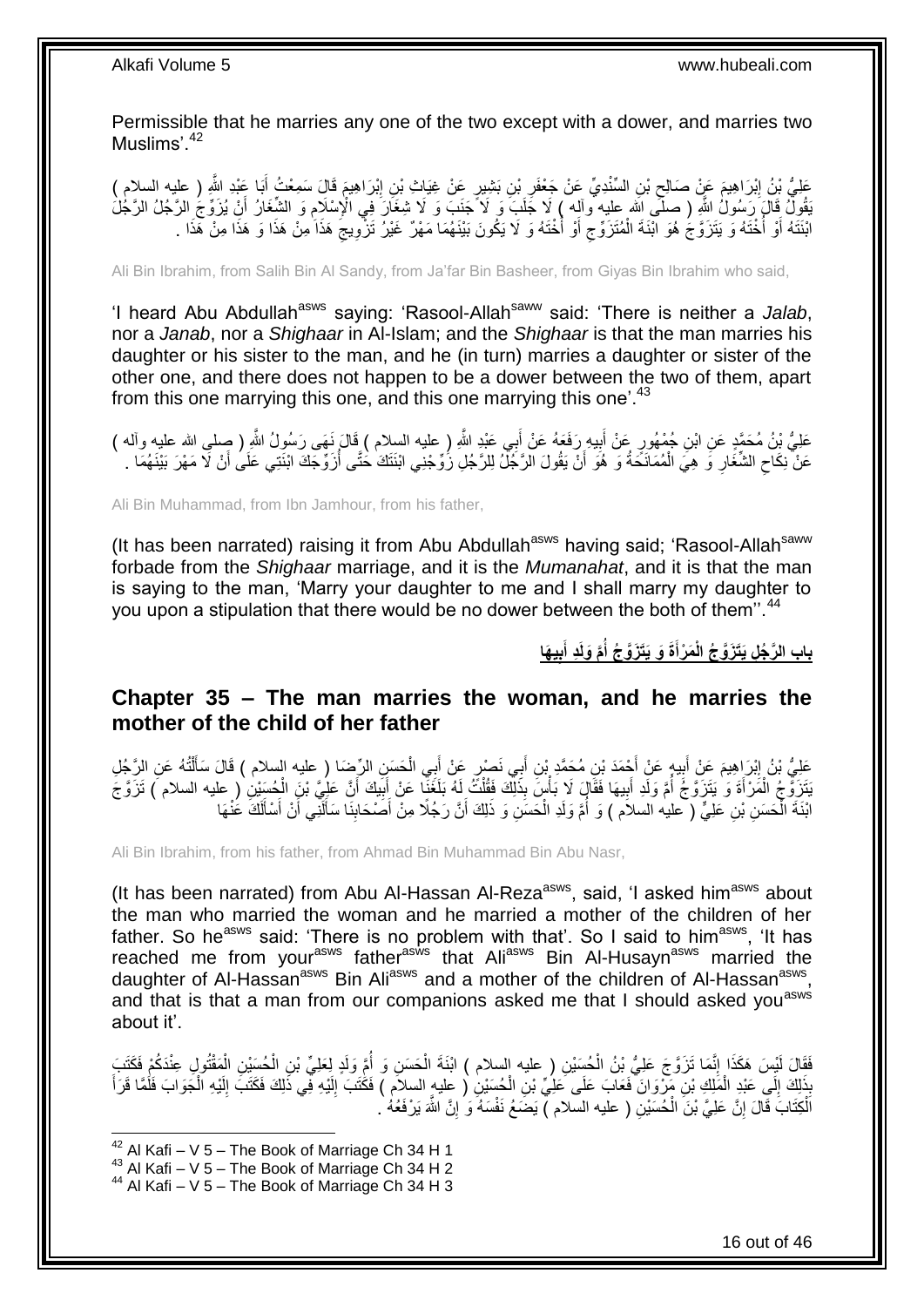Permissible that he marries any one of the two except with a dower, and marries two Muslims'.[42]

عَلِيُّ بْنُ إِبْرَاهِيمَ عَنْ صَالِحِ بْنِ السِّنْدِيِّ عَنْ جَعْفَرِ بْنِ بَشِيرٍ عَنْ غِيَاثِ بْنِ إِبْرَاهِيمَ قَالَ سَمِعْتُ أَبَا عَبْدِ اللَّهِ ( عليه السلام ) يَقُولُ قَالَ رَسُولُ اللَّهِ ( صلى الله عليه وآله ) لَا جَلَبَ وَ لَا جَنَبَ وَ لَا شِغَارَ فِي الْإِسْلَامِ وَ الشِّغَارُ أَنْ يُزَوِّجَ الرَّجُلُ الرَّجُلَ ابْنَتَهُ أَوْ أُخْتَهُ وَ يَتَزَوَّجَ هُوَ ابْنَةَ الْمُتَزَوِّجِ أَوْ أُخْتَهُ وَ لَا يَكُونَ بَيْنَهُمَا مَهْرٌ غَيْرُ تَزْوِيجِ هَذَا مِنْ هَذَا وَ هَذَا مِنْ هَذَا .

Ali Bin Ibrahim, from Salih Bin Al Sandy, from Ja'far Bin Basheer, from Giyas Bin Ibrahim who said,

'I heard Abu Abdullah[asws] saying: 'Rasool-Allah[saww] said: 'There is neither a *Jalab*, nor a *Janab*, nor a *Shighaar* in Al-Islam; and the *Shighaar* is that the man marries his daughter or his sister to the man, and he (in turn) marries a daughter or sister of the other one, and there does not happen to be a dower between the two of them, apart from this one marrying this one, and this one marrying this one'.[43]

عَلِيُّ بْنُ مُحَمَّدٍ عَنِ ابْنِ جُمْهُورٍ عَنْ أَبِيهِ رَفَعَهُ عَنْ أَبِي عَبْدِ اللَّهِ ( عليه السلام ) قَالَ نَهَى رَسُولُ اللَّهِ ( صلى الله عليه وآله ) عَنْ نِكَاحِ الشِّغَارِ وَ هِيَ الْمُمَانَحَةُ وَ هُوَ أَنْ يَقُولَ الرَّجُلُ لِلرَّجُلِ زَوِّجْنِي ابْنَتَكَ حَتَّى أُزَوِّجَكَ ابْنَتِي عَلَى أَنْ لَا مَهْرَ بَيْنَهُمَا .

Ali Bin Muhammad, from Ibn Jamhour, from his father,

(It has been narrated) raising it from Abu Abdullah[asws] having said; 'Rasool-Allah[saww] forbade from the *Shighaar* marriage, and it is the *Mumanahat*, and it is that the man is saying to the man, 'Marry your daughter to me and I shall marry my daughter to you upon a stipulation that there would be no dower between the both of them''.[44]

## بَابُ الرَّجُلِ يَتَزَوَّجُ الْمَرْأَةَ وَ يَتَزَوَّجُ أُمَّ وَلَدِ أَبِيهَا

## Chapter 35 – The man marries the woman, and he marries the mother of the child of her father

عَلِيُّ بْنُ إِبْرَاهِيمَ عَنْ أَبِيهِ عَنْ أَحْمَدَ بْنِ مُحَمَّدِ بْنِ أَبِي نَصْرٍ عَنْ أَبِي الْحَسَنِ الرِّضَا ( عليه السلام ) قَالَ سَأَلْتُهُ عَنِ الرَّجُلِ يَتَزَوَّجُ الْمَرْأَةَ وَ يَتَزَوَّجُ أُمَّ وَلَدِ أَبِيهَا فَقَالَ لَا بَأْسَ بِذَلِكَ فَقُلْتُ لَهُ بَلَغَنَا عَنْ أَبِيكَ أَنَّ عَلِيَّ بْنَ الْحُسَيْنِ ( عليه السلام ) تَزَوَّجَ ابْنَةَ الْحَسَنِ بْنِ عَلِيٍّ ( عليه السلام ) وَ أُمَّ وَلَدِ الْحَسَنِ وَ ذَلِكَ أَنَّ رَجُلًا مِنْ أَصْحَابِنَا سَأَلَنِي أَنْ أَسْأَلَكَ عَنْهَا

Ali Bin Ibrahim, from his father, from Ahmad Bin Muhammad Bin Abu Nasr,

(It has been narrated) from Abu Al-Hassan Al-Reza[asws], said, 'I asked him[asws] about the man who married the woman and he married a mother of the children of her father. So he[asws] said: 'There is no problem with that'. So I said to him[asws], 'It has reached me from your[asws] father[asws] that Ali[asws] Bin Al-Husayn[asws] married the daughter of Al-Hassan[asws] Bin Ali[asws] and a mother of the children of Al-Hassan[asws], and that is that a man from our companions asked me that I should asked you[asws] about it'.

فَقَالَ لَيْسَ هَكَذَا إِنَّمَا تَزَوَّجَ عَلِيُّ بْنُ الْحُسَيْنِ ( عليه السلام ) ابْنَةَ الْحَسَنِ وَ أُمَّ وَلَدٍ لِعَلِيِّ بْنِ الْحُسَيْنِ الْمَقْتُولِ عِنْدَكُمْ فَكَتَبَ بِذَلِكَ إِلَى عَبْدِ الْمَلِكِ بْنِ مَرْوَانَ فَعَابَ عَلَى عَلِيِّ بْنِ الْحُسَيْنِ ( عليه السلام ) فَكَتَبَ إِلَيْهِ فِي ذَلِكَ فَكَتَبَ إِلَيْهِ الْجَوَابَ فَلَمَّا قَرَأَ الْكِتَابَ قَالَ إِنَّ عَلِيَّ بْنَ الْحُسَيْنِ ( عليه السلام ) يَضَعُ نَفْسَهُ وَ إِنَّ اللَّهَ يَرْفَعُهُ .

[42] Al Kafi – V 5 – The Book of Marriage Ch 34 H 1
[43] Al Kafi – V 5 – The Book of Marriage Ch 34 H 2
[44] Al Kafi – V 5 – The Book of Marriage Ch 34 H 3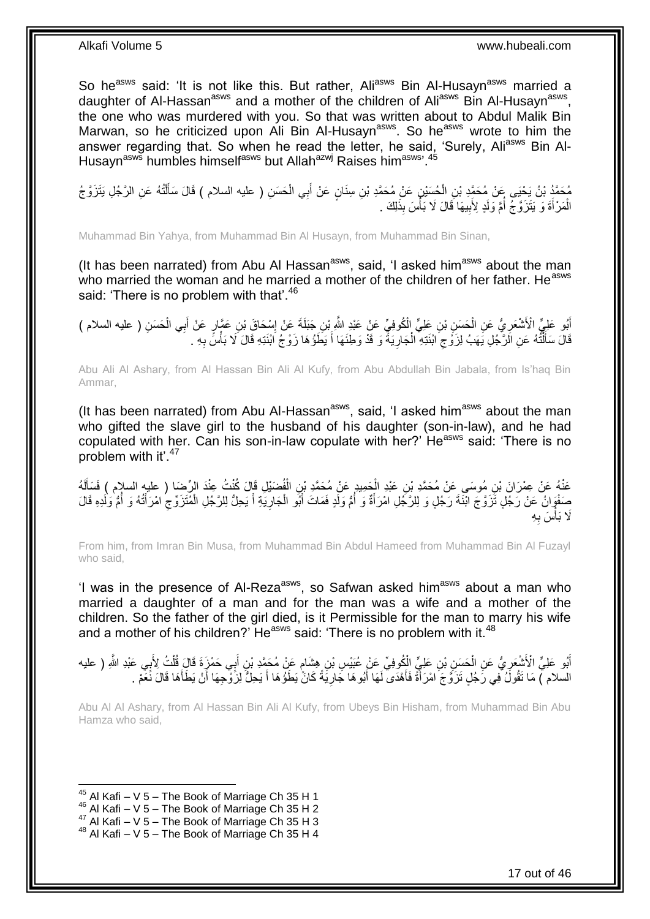So he[asws] said: 'It is not like this. But rather, Ali[asws] Bin Al-Husayn[asws] married a daughter of Al-Hassan[asws] and a mother of the children of Ali[asws] Bin Al-Husayn[asws], the one who was murdered with you. So that was written about to Abdul Malik Bin Marwan, so he criticized upon Ali Bin Al-Husayn[asws]. So he[asws] wrote to him the answer regarding that. So when he read the letter, he said, 'Surely, Ali[asws] Bin Al-Husayn[asws] humbles himself[asws] but Allah[azwj] Raises him[asws]'.[45]

مُحَمَّدُ بْنُ يَحْيَى عَنْ مُحَمَّدِ بْنِ الْحُسَيْنِ عَنْ مُحَمَّدِ بْنِ سِنَانٍ عَنْ أَبِي الْحَسَنِ ( عليه السلام ) قَالَ سَأَلْتُهُ عَنِ الرَّجُلِ يَتَزَوَّجُ الْمَرْأَةَ وَ يَتَزَوَّجُ أُمَّ وَلَدٍ لِأَبِيهَا قَالَ لَا بَأْسَ بِذَلِكَ .

Muhammad Bin Yahya, from Muhammad Bin Al Husayn, from Muhammad Bin Sinan,

(It has been narrated) from Abu Al Hassan[asws], said, 'I asked him[asws] about the man who married the woman and he married a mother of the children of her father. He[asws] said: 'There is no problem with that'.[46]

أَبُو عَلِيٍّ الْأَشْعَرِيُّ عَنِ الْحَسَنِ بْنِ عَلِيٍّ الْكُوفِيِّ عَنْ عَبْدِ اللَّهِ بْنِ جَبَلَةَ عَنْ إِسْحَاقَ بْنِ عَمَّارٍ عَنْ أَبِي الْحَسَنِ ( عليه السلام ) قَالَ سَأَلْتُهُ عَنِ الرَّجُلِ يَهَبُ لِزَوْجِ ابْنَتِهِ الْجَارِيَةَ وَ قَدْ وَطِئَهَا أَ يَطَؤُهَا زَوْجُ ابْنَتِهِ قَالَ لَا بَأْسَ بِهِ .

Abu Ali Al Ashary, from Al Hassan Bin Ali Al Kufy, from Abu Abdullah Bin Jabala, from Is'haq Bin Ammar,

(It has been narrated) from Abu Al-Hassan[asws], said, 'I asked him[asws] about the man who gifted the slave girl to the husband of his daughter (son-in-law), and he had copulated with her. Can his son-in-law copulate with her?' He[asws] said: 'There is no problem with it'.[47]

عَنْهُ عَنْ عِمْرَانَ بْنِ مُوسَى عَنْ مُحَمَّدِ بْنِ عَبْدِ الْحَمِيدِ عَنْ مُحَمَّدِ بْنِ الْفُضَيْلِ قَالَ كُنْتُ عِنْدَ الرِّضَا ( عليه السلام ) فَسَأَلَهُ صَفْوَانُ عَنْ رَجُلٍ تَزَوَّجَ ابْنَةَ رَجُلٍ وَ لِلرَّجُلِ امْرَأَةٌ وَ أُمُّ وَلَدٍ فَمَاتَ أَبُو الْجَارِيَةِ أَ يَحِلُّ لِلرَّجُلِ الْمُتَزَوِّجِ امْرَأَتُهُ وَ أُمُّ وَلَدِهِ قَالَ لَا بَأْسَ بِهِ

From him, from Imran Bin Musa, from Muhammad Bin Abdul Hameed from Muhammad Bin Al Fuzayl who said,

'I was in the presence of Al-Reza[asws], so Safwan asked him[asws] about a man who married a daughter of a man and for the man was a wife and a mother of the children. So the father of the girl died, is it Permissible for the man to marry his wife and a mother of his children?' He[asws] said: 'There is no problem with it.[48]

أَبُو عَلِيٍّ الْأَشْعَرِيُّ عَنِ الْحَسَنِ بْنِ عَلِيٍّ الْكُوفِيِّ عَنْ عُبَيْسِ بْنِ هِشَامٍ عَنْ مُحَمَّدِ بْنِ أَبِي حَمْزَةَ قَالَ قُلْتُ لِأَبِي عَبْدِ اللَّهِ ( عليه السلام ) مَا تَقُولُ فِي رَجُلٍ تَزَوَّجَ امْرَأَةً فَأَهْدَى لَهَا أَبُوهَا جَارِيَةً كَانَ يَطَؤُهَا أَ يَحِلُّ لِزَوْجِهَا أَنْ يَطَأَهَا قَالَ نَعَمْ .

Abu Al Al Ashary, from Al Hassan Bin Ali Al Kufy, from Ubeys Bin Hisham, from Muhammad Bin Abu Hamza who said,

[45] Al Kafi – V 5 – The Book of Marriage Ch 35 H 1
[46] Al Kafi – V 5 – The Book of Marriage Ch 35 H 2
[47] Al Kafi – V 5 – The Book of Marriage Ch 35 H 3
[48] Al Kafi – V 5 – The Book of Marriage Ch 35 H 4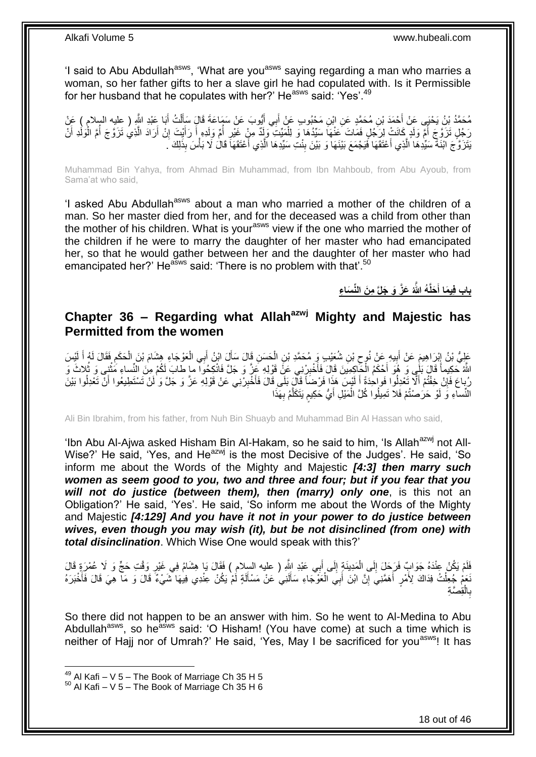'I said to Abu Abdullah[asws], 'What are you[asws] saying regarding a man who marries a woman, so her father gifts to her a slave girl he had copulated with. Is it Permissible for her husband that he copulates with her?' He[asws] said: 'Yes'.[49]

مُحَمَّدُ بْنُ يَحْيَى عَنْ أَحْمَدَ بْنِ مُحَمَّدٍ عَنِ ابْنِ مَحْبُوبٍ عَنْ أَبِي أَيُّوبَ عَنْ سَمَاعَةَ قَالَ سَأَلْتُ أَبَا عَبْدِ اللَّهِ ( عليه السلام ) عَنْ رَجُلٍ تَزَوَّجَ أُمَّ وَلَدٍ كَانَتْ لِرَجُلٍ فَمَاتَ عَنْهَا سَيِّدُهَا وَ لِلْمَيِّتِ وَلَدٌ مِنْ غَيْرِ أُمِّ وَلَدِهِ أَ رَأَيْتَ إِنْ أَرَادَ الَّذِي تَزَوَّجَ أُمَّ الْوَلَدِ أَنْ يَتَزَوَّجَ ابْنَةَ سَيِّدِهَا الَّذِي أَعْتَقَهَا فَيَجْمَعَ بَيْنَهَا وَ بَيْنَ بِنْتِ سَيِّدِهَا الَّذِي أَعْتَقَهَا قَالَ لَا بَأْسَ بِذَلِكَ .

Muhammad Bin Yahya, from Ahmad Bin Muhammad, from Ibn Mahboub, from Abu Ayoub, from Sama'at who said,

'I asked Abu Abdullah[asws] about a man who married a mother of the children of a man. So her master died from her, and for the deceased was a child from other than the mother of his children. What is your[asws] view if the one who married the mother of the children if he were to marry the daughter of her master who had emancipated her, so that he would gather between her and the daughter of her master who had emancipated her?' He[asws] said: 'There is no problem with that'.[50]

## بَابِ فِيمَا أَحَلَّهُ اللَّهُ عَزَّ وَ جَلَّ مِنَ النِّسَاءِ

## Chapter 36 – Regarding what Allah[azwj] Mighty and Majestic has Permitted from the women

عَلِيُّ بْنُ إِبْرَاهِيمَ عَنْ أَبِيهِ عَنْ نُوحِ بْنِ شُعَيْبٍ وَ مُحَمَّدِ بْنِ الْحَسَنِ قَالَ سَأَلَ ابْنُ أَبِي الْعَوْجَاءِ هِشَامَ بْنَ الْحَكَمِ فَقَالَ لَهُ أَ لَيْسَ اللَّهُ حَكِيماً قَالَ بَلَى وَ هُوَ أَحْكَمُ الْحَاكِمِينَ قَالَ فَأَخْبِرْنِي عَنْ قَوْلِهِ عَزَّ وَ جَلَّ فَانْكِحُوا ما طابَ لَكُمْ مِنَ النِّساءِ مَثْنى وَ ثُلاثَ وَ رُباعَ فَإِنْ خِفْتُمْ أَلَّا تَعْدِلُوا فَواحِدَةً أَ لَيْسَ هَذَا فَرْضاً قَالَ بَلَى قَالَ فَأَخْبِرْنِي عَنْ قَوْلِهِ عَزَّ وَ جَلَّ وَ لَنْ تَسْتَطِيعُوا أَنْ تَعْدِلُوا بَيْنَ النِّساءِ وَ لَوْ حَرَصْتُمْ فَلا تَمِيلُوا كُلَّ الْمَيْلِ أَيُّ حَكِيمٍ يَتَكَلَّمُ بِهَذَا

Ali Bin Ibrahim, from his father, from Nuh Bin Shuayb and Muhammad Bin Al Hassan who said,

'Ibn Abu Al-Ajwa asked Hisham Bin Al-Hakam, so he said to him, 'Is Allah[azwj] not All-Wise?' He said, 'Yes, and He[azwj] is the most Decisive of the Judges'. He said, 'So inform me about the Words of the Mighty and Majestic ***[4:3] then marry such women as seem good to you, two and three and four; but if you fear that you will not do justice (between them), then (marry) only one***, is this not an Obligation?' He said, 'Yes'. He said, 'So inform me about the Words of the Mighty and Majestic ***[4:129] And you have it not in your power to do justice between wives, even though you may wish (it), but be not disinclined (from one) with total disinclination***. Which Wise One would speak with this?'

فَلَمْ يَكُنْ عِنْدَهُ جَوَابٌ فَرَحَلَ إِلَى الْمَدِينَةِ إِلَى أَبِي عَبْدِ اللَّهِ ( عليه السلام ) فَقَالَ يَا هِشَامُ فِي غَيْرِ وَقْتِ حَجٍّ وَ لَا عُمْرَةٍ قَالَ نَعَمْ جُعِلْتُ فِدَاكَ لِأَمْرٍ أَهَمَّنِي إِنَّ ابْنَ أَبِي الْعَوْجَاءِ سَأَلَنِي عَنْ مَسْأَلَةٍ لَمْ يَكُنْ عِنْدِي فِيهَا شَيْءٌ قَالَ وَ مَا هِيَ قَالَ فَأَخْبَرَهُ بِالْقِصَّةِ

So there did not happen to be an answer with him. So he went to Al-Medina to Abu Abdullah[asws], so he[asws] said: 'O Hisham! (You have come) at such a time which is neither of Hajj nor of Umrah?' He said, 'Yes, May I be sacrificed for you[asws]! It has

[49] Al Kafi – V 5 – The Book of Marriage Ch 35 H 5
[50] Al Kafi – V 5 – The Book of Marriage Ch 35 H 6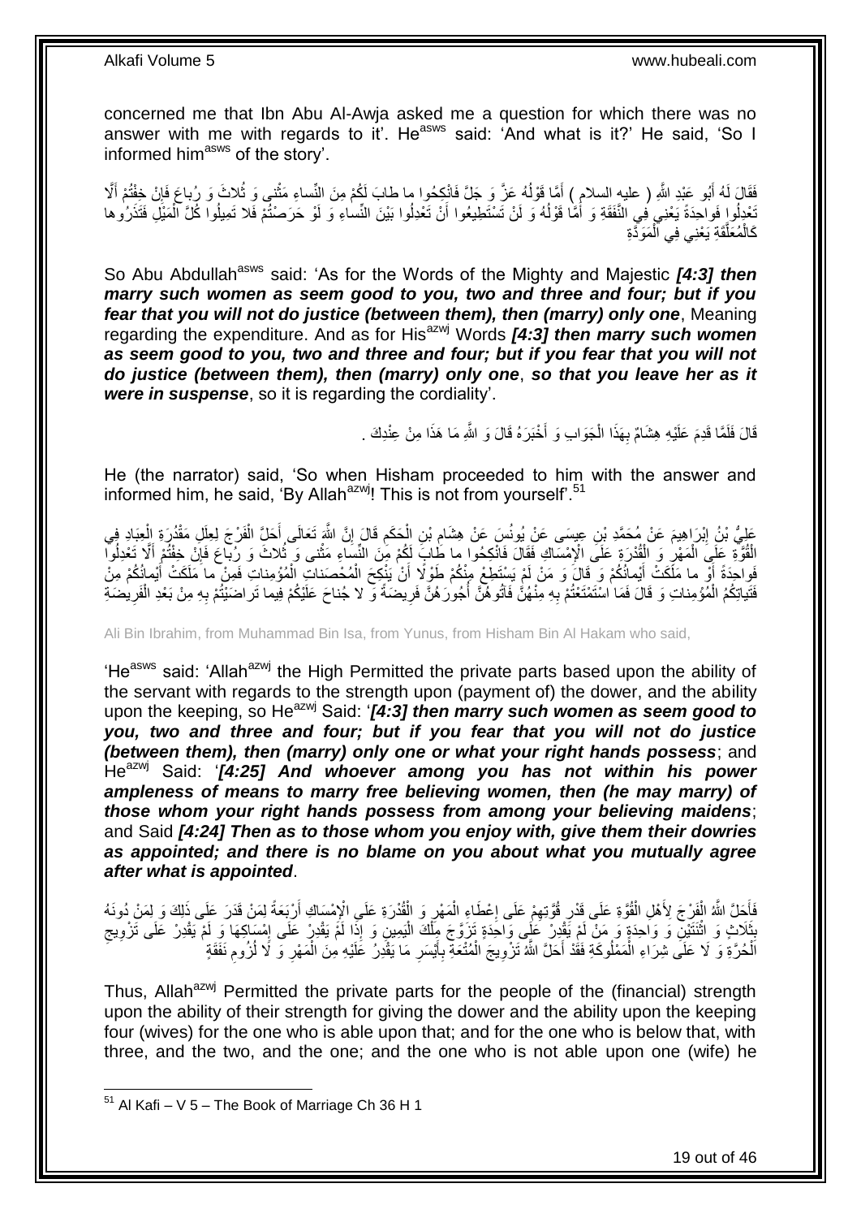concerned me that Ibn Abu Al-Awja asked me a question for which there was no answer with me with regards to it'. He[asws] said: 'And what is it?' He said, 'So I informed him[asws] of the story'.

فَقَالَ لَهُ أَبُو عَبْدِ اللَّهِ ( عليه السلام ) أَمَّا قَوْلُهُ عَزَّ وَ جَلَّ فَانْكِحُوا ما طابَ لَكُمْ مِنَ النِّساءِ مَثْنى وَ ثُلاثَ وَ رُباعَ فَإِنْ خِفْتُمْ أَلَّا تَعْدِلُوا فَواحِدَةً يَعْنِي فِي النَّفَقَةِ وَ أَمَّا قَوْلُهُ وَ لَنْ تَسْتَطِيعُوا أَنْ تَعْدِلُوا بَيْنَ النِّساءِ وَ لَوْ حَرَصْتُمْ فَلا تَمِيلُوا كُلَّ الْمَيْلِ فَتَذَرُوها كَالْمُعَلَّقَةِ يَعْنِي فِي الْمَوَدَّةِ

So Abu Abdullah[asws] said: 'As for the Words of the Mighty and Majestic ***[4:3] then marry such women as seem good to you, two and three and four; but if you fear that you will not do justice (between them), then (marry) only one***, Meaning regarding the expenditure. And as for His[azwj] Words ***[4:3] then marry such women as seem good to you, two and three and four; but if you fear that you will not do justice (between them), then (marry) only one***, ***so that you leave her as it were in suspense***, so it is regarding the cordiality'.

قَالَ فَلَمَّا قَدِمَ عَلَيْهِ هِشَامٌ بِهَذَا الْجَوَابِ وَ أَخْبَرَهُ قَالَ وَ اللَّهِ مَا هَذَا مِنْ عِنْدِكَ .

He (the narrator) said, 'So when Hisham proceeded to him with the answer and informed him, he said, 'By Allah[azwj]! This is not from yourself'.[51]

عَلِيُّ بْنُ إِبْرَاهِيمَ عَنْ مُحَمَّدِ بْنِ عِيسَى عَنْ يُونُسَ عَنْ هِشَامِ بْنِ الْحَكَمِ قَالَ إِنَّ اللَّهَ تَعَالَى أَحَلَّ الْفَرْجَ لِعِلَلِ مَقْدُرَةِ الْعِبَادِ فِي الْقُوَّةِ عَلَى الْمَهْرِ وَ الْقُدْرَةِ عَلَى الْإِمْسَاكِ فَقَالَ فَانْكِحُوا ما طابَ لَكُمْ مِنَ النِّساءِ مَثْنى وَ ثُلاثَ وَ رُباعَ فَإِنْ خِفْتُمْ أَلَّا تَعْدِلُوا فَواحِدَةً أَوْ ما مَلَكَتْ أَيْمانُكُمْ وَ قَالَ وَ مَنْ لَمْ يَسْتَطِعْ مِنْكُمْ طَوْلًا أَنْ يَنْكِحَ الْمُحْصَناتِ الْمُؤْمِناتِ فَمِنْ ما مَلَكَتْ أَيْمانُكُمْ مِنْ فَتَياتِكُمُ الْمُؤْمِناتِ وَ قَالَ فَمَا اسْتَمْتَعْتُمْ بِهِ مِنْهُنَّ فَآتُوهُنَّ أُجُورَهُنَّ فَرِيضَةً وَ لا جُناحَ عَلَيْكُمْ فِيما تَراضَيْتُمْ بِهِ مِنْ بَعْدِ الْفَرِيضَةِ

Ali Bin Ibrahim, from Muhammad Bin Isa, from Yunus, from Hisham Bin Al Hakam who said,

'He[asws] said: 'Allah[azwj] the High Permitted the private parts based upon the ability of the servant with regards to the strength upon (payment of) the dower, and the ability upon the keeping, so He[azwj] Said: '***[4:3] then marry such women as seem good to you, two and three and four; but if you fear that you will not do justice (between them), then (marry) only one or what your right hands possess***; and He[azwj] Said: '***[4:25] And whoever among you has not within his power ampleness of means to marry free believing women, then (he may marry) of those whom your right hands possess from among your believing maidens***; and Said ***[4:24] Then as to those whom you enjoy with, give them their dowries as appointed; and there is no blame on you about what you mutually agree after what is appointed***.

فَأَحَلَّ اللَّهُ الْفَرْجَ لِأَهْلِ الْقُوَّةِ عَلَى قَدْرِ قُوَّتِهِمْ عَلَى إِعْطَاءِ الْمَهْرِ وَ الْقُدْرَةِ عَلَى الْإِمْسَاكِ أَرْبَعَةً لِمَنْ قَدَرَ عَلَى ذَلِكَ وَ لِمَنْ دُونَهُ بِثَلَاثٍ وَ اثْنَتَيْنِ وَ وَاحِدَةٍ وَ مَنْ لَمْ يَقْدِرْ عَلَى وَاحِدَةٍ تَزَوَّجَ مِلْكَ الْيَمِينِ وَ إِذَا لَمْ يَقْدِرْ عَلَى إِمْسَاكِهَا وَ لَمْ يَقْدِرْ عَلَى تَزْوِيجِ الْحُرَّةِ وَ لَا عَلَى شِرَاءِ الْمَمْلُوكَةِ فَقَدْ أَحَلَّ اللَّهُ تَزْوِيجَ الْمُتْعَةِ بِأَيْسَرِ مَا يَقْدِرُ عَلَيْهِ مِنَ الْمَهْرِ وَ لَا لُزُومِ نَفَقَةٍ

Thus, Allah[azwj] Permitted the private parts for the people of the (financial) strength upon the ability of their strength for giving the dower and the ability upon the keeping four (wives) for the one who is able upon that; and for the one who is below that, with three, and the two, and the one; and the one who is not able upon one (wife) he

[51] Al Kafi – V 5 – The Book of Marriage Ch 36 H 1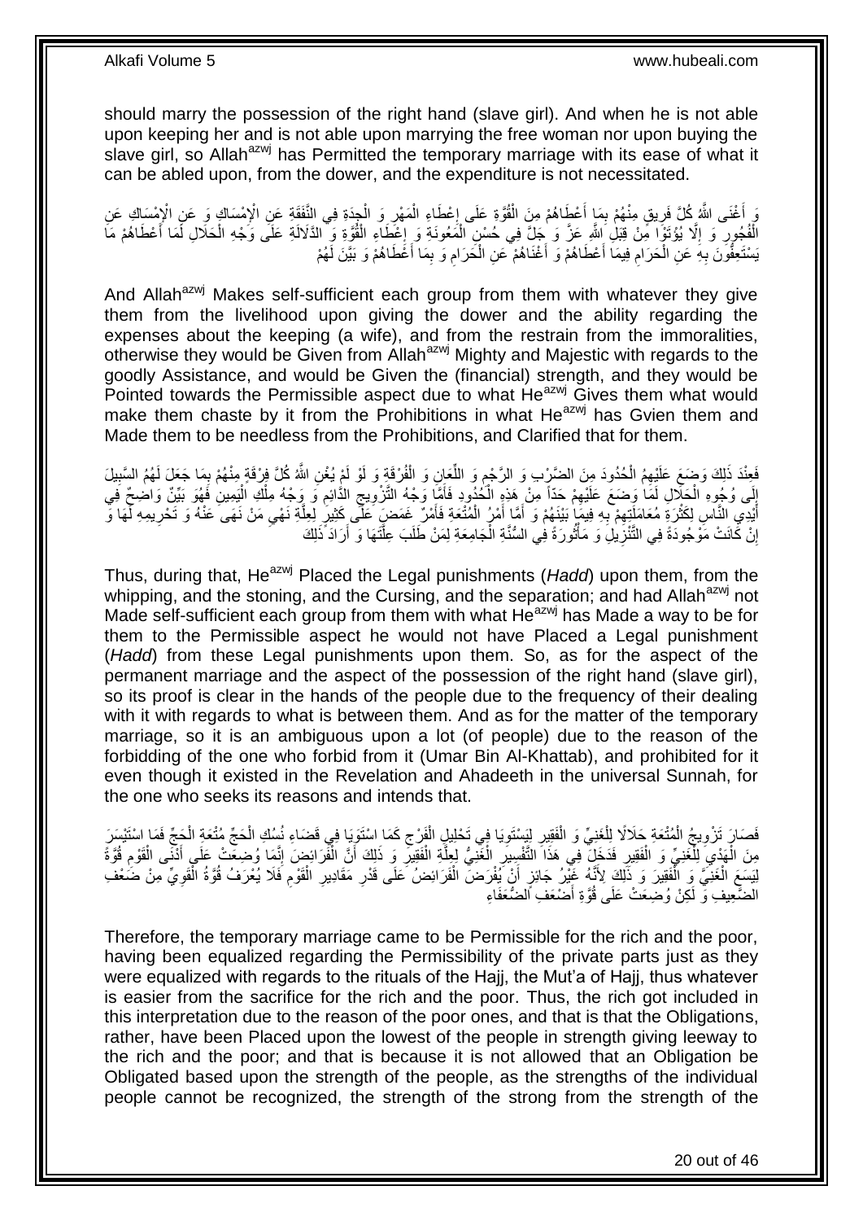should marry the possession of the right hand (slave girl). And when he is not able upon keeping her and is not able upon marrying the free woman nor upon buying the slave girl, so Allah[azwj] has Permitted the temporary marriage with its ease of what it can be abled upon, from the dower, and the expenditure is not necessitated.

وَ أَغْنَى اللَّهُ كُلَّ فَرِيقٍ مِنْهُمْ بِمَا أَعْطَاهُمْ مِنَ الْقُوَّةِ عَلَى إِعْطَاءِ الْمَهْرِ وَ الْجِدَةِ فِي النَّفَقَةِ عَنِ الْإِمْسَاكِ وَ عَنِ الْإِمْسَاكِ عَنِ الْفُجُورِ وَ إِلَّا يُؤْتَوْا مِنْ قِبَلِ اللَّهِ عَزَّ وَ جَلَّ فِي حُسْنِ الْمَعُونَةِ وَ إِعْطَاءِ الْقُوَّةِ وَ الدَّلَالَةِ عَلَى وَجْهِ الْحَلَالِ لَمَا أَعْطَاهُمْ مَا يَسْتَعِفُّونَ بِهِ عَنِ الْحَرَامِ فِيمَا أَعْطَاهُمْ وَ أَغْنَاهُمْ عَنِ الْحَرَامِ وَ بِمَا أَعْطَاهُمْ وَ بَيَّنَ لَهُمْ

And Allah[azwj] Makes self-sufficient each group from them with whatever they give them from the livelihood upon giving the dower and the ability regarding the expenses about the keeping (a wife), and from the restrain from the immoralities, otherwise they would be Given from Allah[azwj] Mighty and Majestic with regards to the goodly Assistance, and would be Given the (financial) strength, and they would be Pointed towards the Permissible aspect due to what He[azwj] Gives them what would make them chaste by it from the Prohibitions in what He[azwj] has Gvien them and Made them to be needless from the Prohibitions, and Clarified that for them.

فَعِنْدَ ذَلِكَ وَضَعَ عَلَيْهِمُ الْحُدُودَ مِنَ الضَّرْبِ وَ الرَّجْمِ وَ اللِّعَانِ وَ الْفُرْقَةِ وَ لَوْ لَمْ يُغْنِ اللَّهُ كُلَّ فِرْقَةٍ مِنْهُمْ بِمَا جَعَلَ لَهُمُ السَّبِيلَ إِلَى وُجُوهِ الْحَلَالِ لَمَا وَضَعَ عَلَيْهِمْ حَدّاً مِنْ هَذِهِ الْحُدُودِ فَأَمَّا وَجْهُ التَّزْوِيجِ الدَّائِمِ وَ وَجْهُ مِلْكِ الْيَمِينِ فَهُوَ بَيِّنٌ وَاضِحٌ فِي أَيْدِي النَّاسِ لِكَثْرَةِ مُعَامَلَتِهِمْ بِهِ فِيمَا بَيْنَهُمْ وَ أَمَّا أَمْرُ الْمُتْعَةِ فَأَمْرٌ غَمَضَ عَلَى كَثِيرٍ لِعِلَّةِ نَهْيِ مَنْ نَهَى عَنْهُ وَ تَحْرِيمِهِ لَهَا وَ إِنْ كَانَتْ مَوْجُودَةً فِي التَّنْزِيلِ وَ مَأْثُورَةً فِي السُّنَّةِ الْجَامِعَةِ لِمَنْ طَلَبَ عِلَّتَهَا وَ أَرَادَ ذَلِكَ

Thus, during that, He[azwj] Placed the Legal punishments (*Hadd*) upon them, from the whipping, and the stoning, and the Cursing, and the separation; and had Allah[azwj] not Made self-sufficient each group from them with what He[azwj] has Made a way to be for them to the Permissible aspect he would not have Placed a Legal punishment (*Hadd*) from these Legal punishments upon them. So, as for the aspect of the permanent marriage and the aspect of the possession of the right hand (slave girl), so its proof is clear in the hands of the people due to the frequency of their dealing with it with regards to what is between them. And as for the matter of the temporary marriage, so it is an ambiguous upon a lot (of people) due to the reason of the forbidding of the one who forbid from it (Umar Bin Al-Khattab), and prohibited for it even though it existed in the Revelation and Ahadeeth in the universal Sunnah, for the one who seeks its reasons and intends that.

فَصَارَ تَزْوِيجُ الْمُتْعَةِ حَلَالًا لِلْغَنِيِّ وَ الْفَقِيرِ لِيَسْتَوِيَا فِي تَحْلِيلِ الْفَرْجِ كَمَا اسْتَوَيَا فِي قَضَاءِ نُسُكِ الْحَجِّ مُتْعَةِ الْحَجِّ فَمَا اسْتَيْسَرَ مِنَ الْهَدْيِ لِلْغَنِيِّ وَ الْفَقِيرِ فَدَخَلَ فِي هَذَا التَّفْسِيرِ الْغَنِيُّ لِعِلَّةِ الْفَقِيرِ وَ ذَلِكَ أَنَّ الْفَرَائِضَ إِنَّمَا وُضِعَتْ عَلَى أَدْنَى الْقَوْمِ قُوَّةً لِيَسَعَ الْغَنِيَّ وَ الْفَقِيرَ وَ ذَلِكَ لِأَنَّهُ غَيْرُ جَائِزٍ أَنْ يُفْرَضَ الْفَرَائِضُ عَلَى قَدْرِ مَقَادِيرِ الْقَوْمِ فَلَا يُعْرَفُ قُوَّةُ الْقَوِيِّ مِنْ ضَعْفِ الضَّعِيفِ وَ لَكِنْ وُضِعَتْ عَلَى قُوَّةِ أَضْعَفِ الضُّعَفَاءِ

Therefore, the temporary marriage came to be Permissible for the rich and the poor, having been equalized regarding the Permissibility of the private parts just as they were equalized with regards to the rituals of the Hajj, the Mut'a of Hajj, thus whatever is easier from the sacrifice for the rich and the poor. Thus, the rich got included in this interpretation due to the reason of the poor ones, and that is that the Obligations, rather, have been Placed upon the lowest of the people in strength giving leeway to the rich and the poor; and that is because it is not allowed that an Obligation be Obligated based upon the strength of the people, as the strengths of the individual people cannot be recognized, the strength of the strong from the strength of the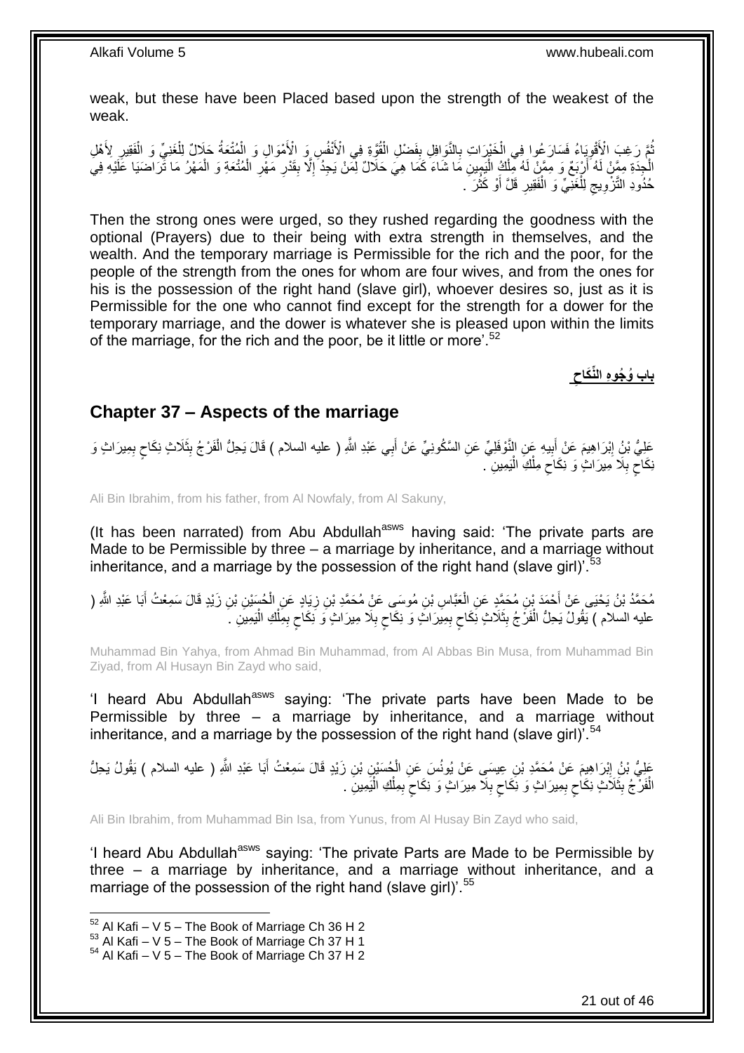weak, but these have been Placed based upon the strength of the weakest of the weak.

ثُمَّ رَغِبَ الْأَقْوِيَاءُ فَسَارَعُوا فِي الْخَيْرَاتِ بِالنَّوَافِلِ بِفَضْلِ الْقُوَّةِ فِي الْأَنْفُسِ وَ الْأَمْوَالِ وَ الْمُتْعَةُ حَلَالٌ لِلْغَنِيِّ وَ الْفَقِيرِ لِأَهْلِ الْجِدَةِ مِمَّنْ لَهُ أَرْبَعٌ وَ مِمَّنْ لَهُ مِلْكُ الْيَمِينِ مَا شَاءَ كَمَا هِيَ حَلَالٌ لِمَنْ لَمْ يَجِدْ إِلَّا بِقَدْرِ مَهْرِ الْمُتْعَةِ وَ الْمَهْرُ مَا تَرَاضَيَا عَلَيْهِ فِي حُدُودِ التَّزْوِيجِ لِلْغَنِيِّ وَ الْفَقِيرِ قَلَّ أَوْ كَثُرَ .

Then the strong ones were urged, so they rushed regarding the goodness with the optional (Prayers) due to their being with extra strength in themselves, and the wealth. And the temporary marriage is Permissible for the rich and the poor, for the people of the strength from the ones for whom are four wives, and from the ones for his is the possession of the right hand (slave girl), whoever desires so, just as it is Permissible for the one who cannot find except for the strength for a dower for the temporary marriage, and the dower is whatever she is pleased upon within the limits of the marriage, for the rich and the poor, be it little or more'.[52]

**باب وُجُوهِ النِّكَاحِ**

## **Chapter 37 – Aspects of the marriage**

عَلِيُّ بْنُ إِبْرَاهِيمَ عَنْ أَبِيهِ عَنِ النَّوْفَلِيِّ عَنِ السَّكُونِيِّ عَنْ أَبِي عَبْدِ اللَّهِ ( عليه السلام ) قَالَ يَحِلُّ الْفَرْجُ بِثَلَاثٍ نِكَاحٍ بِمِيرَاثٍ وَ نِكَاحٍ بِلَا مِيرَاثٍ وَ نِكَاحٍ مِلْكِ الْيَمِينِ .

Ali Bin Ibrahim, from his father, from Al Nowfaly, from Al Sakuny,

(It has been narrated) from Abu Abdullah[asws] having said: 'The private parts are Made to be Permissible by three – a marriage by inheritance, and a marriage without inheritance, and a marriage by the possession of the right hand (slave girl)'.[53]

مُحَمَّدُ بْنُ يَحْيَى عَنْ أَحْمَدَ بْنِ مُحَمَّدٍ عَنِ الْعَبَّاسِ بْنِ مُوسَى عَنْ مُحَمَّدِ بْنِ زِيَادٍ عَنِ الْحُسَيْنِ بْنِ زَيْدٍ قَالَ سَمِعْتُ أَبَا عَبْدِ اللَّهِ ( عليه السلام ) يَقُولُ يَحِلُّ الْفَرْجُ بِثَلَاثٍ نِكَاحٍ بِمِيرَاثٍ وَ نِكَاحٍ بِلَا مِيرَاثٍ وَ نِكَاحٍ بِمِلْكِ الْيَمِينِ .

Muhammad Bin Yahya, from Ahmad Bin Muhammad, from Al Abbas Bin Musa, from Muhammad Bin Ziyad, from Al Husayn Bin Zayd who said,

'I heard Abu Abdullah[asws] saying: 'The private parts have been Made to be Permissible by three – a marriage by inheritance, and a marriage without inheritance, and a marriage by the possession of the right hand (slave girl)'.[54]

عَلِيُّ بْنُ إِبْرَاهِيمَ عَنْ مُحَمَّدِ بْنِ عِيسَى عَنْ يُونُسَ عَنِ الْحُسَيْنِ بْنِ زَيْدٍ قَالَ سَمِعْتُ أَبَا عَبْدِ اللَّهِ ( عليه السلام ) يَقُولُ يَحِلُّ الْفَرْجُ بِثَلَاثٍ نِكَاحٍ بِمِيرَاثٍ وَ نِكَاحٍ بِلَا مِيرَاثٍ وَ نِكَاحٍ بِمِلْكِ الْيَمِينِ .

Ali Bin Ibrahim, from Muhammad Bin Isa, from Yunus, from Al Husay Bin Zayd who said,

'I heard Abu Abdullah[asws] saying: 'The private Parts are Made to be Permissible by three – a marriage by inheritance, and a marriage without inheritance, and a marriage of the possession of the right hand (slave girl)'.[55]

[52] Al Kafi – V 5 – The Book of Marriage Ch 36 H 2
[53] Al Kafi – V 5 – The Book of Marriage Ch 37 H 1
[54] Al Kafi – V 5 – The Book of Marriage Ch 37 H 2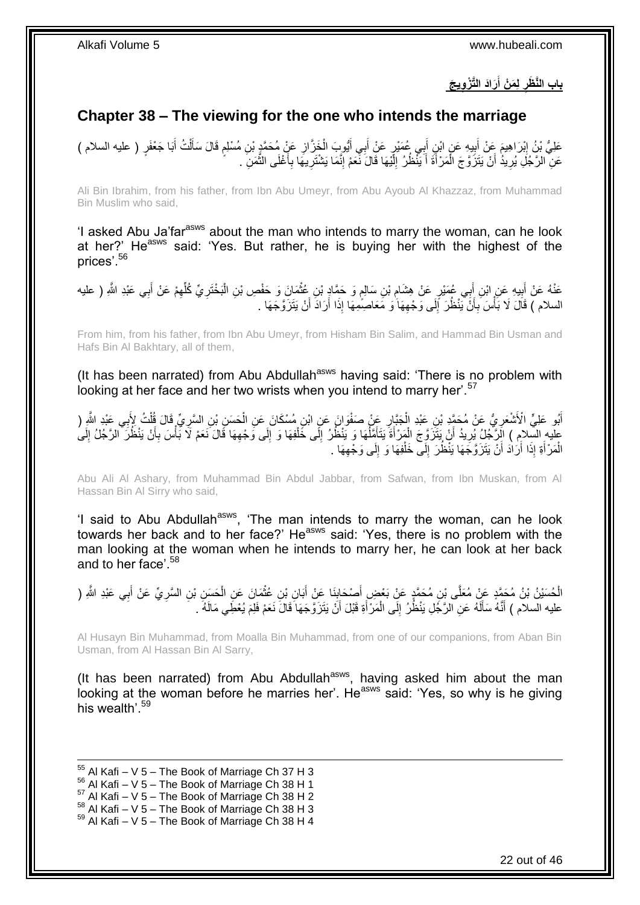## باب النَّظَرِ لِمَنْ أَرَادَ التَّزْوِيجَ

## Chapter 38 – The viewing for the one who intends the marriage

عَلِيُّ بْنُ إِبْرَاهِيمَ عَنْ أَبِيهِ عَنِ ابْنِ أَبِي عُمَيْرٍ عَنْ أَبِي أَيُّوبَ الْخَزَّازِ عَنْ مُحَمَّدِ بْنِ مُسْلِمٍ قَالَ سَأَلْتُ أَبَا جَعْفَرٍ ( عليه السلام ) عَنِ الرَّجُلِ يُرِيدُ أَنْ يَتَزَوَّجَ الْمَرْأَةَ أَ يَنْظُرُ إِلَيْهَا قَالَ نَعَمْ إِنَّمَا يَشْتَرِيهَا بِأَغْلَى الثَّمَنِ .

Ali Bin Ibrahim, from his father, from Ibn Abu Umeyr, from Abu Ayoub Al Khazzaz, from Muhammad Bin Muslim who said,

'I asked Abu Ja'far[asws] about the man who intends to marry the woman, can he look at her?' He[asws] said: 'Yes. But rather, he is buying her with the highest of the prices'.[56]

عَنْهُ عَنْ أَبِيهِ عَنِ ابْنِ أَبِي عُمَيْرٍ عَنْ هِشَامِ بْنِ سَالِمٍ وَ حَمَّادِ بْنِ عُثْمَانَ وَ حَفْصِ بْنِ الْبَخْتَرِيِّ كُلِّهِمْ عَنْ أَبِي عَبْدِ اللَّهِ ( عليه السلام ) قَالَ لَا بَأْسَ بِأَنْ يَنْظُرَ إِلَى وَجْهِهَا وَ مَعَاصِمِهَا إِذَا أَرَادَ أَنْ يَتَزَوَّجَهَا .

From him, from his father, from Ibn Abu Umeyr, from Hisham Bin Salim, and Hammad Bin Usman and Hafs Bin Al Bakhtary, all of them,

(It has been narrated) from Abu Abdullah[asws] having said: 'There is no problem with looking at her face and her two wrists when you intend to marry her'.[57]

أَبُو عَلِيٍّ الْأَشْعَرِيُّ عَنْ مُحَمَّدِ بْنِ عَبْدِ الْجَبَّارِ عَنْ صَفْوَانَ عَنِ ابْنِ مُسْكَانَ عَنِ الْحَسَنِ بْنِ السَّرِيِّ قَالَ قُلْتُ لِأَبِي عَبْدِ اللَّهِ ( عليه السلام ) الرَّجُلُ يُرِيدُ أَنْ يَتَزَوَّجَ الْمَرْأَةَ يَتَأَمَّلُهَا وَ يَنْظُرُ إِلَى خَلْفِهَا وَ إِلَى وَجْهِهَا قَالَ نَعَمْ لَا بَأْسَ بِأَنْ يَنْظُرَ الرَّجُلُ إِلَى الْمَرْأَةِ إِذَا أَرَادَ أَنْ يَتَزَوَّجَهَا يَنْظُرَ إِلَى خَلْفِهَا وَ إِلَى وَجْهِهَا .

Abu Ali Al Ashary, from Muhammad Bin Abdul Jabbar, from Safwan, from Ibn Muskan, from Al Hassan Bin Al Sirry who said,

'I said to Abu Abdullah[asws], 'The man intends to marry the woman, can he look towards her back and to her face?' He[asws] said: 'Yes, there is no problem with the man looking at the woman when he intends to marry her, he can look at her back and to her face'.[58]

الْحُسَيْنُ بْنُ مُحَمَّدٍ عَنْ مُعَلَّى بْنِ مُحَمَّدٍ عَنْ بَعْضِ أَصْحَابِنَا عَنْ أَبَانِ بْنِ عُثْمَانَ عَنِ الْحَسَنِ بْنِ السَّرِيِّ عَنْ أَبِي عَبْدِ اللَّهِ ( عليه السلام ) أَنَّهُ سَأَلَهُ عَنِ الرَّجُلِ يَنْظُرُ إِلَى الْمَرْأَةِ قَبْلَ أَنْ يَتَزَوَّجَهَا قَالَ نَعَمْ فَلِمَ يُعْطِي مَالَهُ .

Al Husayn Bin Muhammad, from Moalla Bin Muhammad, from one of our companions, from Aban Bin Usman, from Al Hassan Bin Al Sarry,

(It has been narrated) from Abu Abdullah[asws], having asked him about the man looking at the woman before he marries her'. He[asws] said: 'Yes, so why is he giving his wealth'.[59]

---

[55] Al Kafi – V 5 – The Book of Marriage Ch 37 H 3
[56] Al Kafi – V 5 – The Book of Marriage Ch 38 H 1
[57] Al Kafi – V 5 – The Book of Marriage Ch 38 H 2
[58] Al Kafi – V 5 – The Book of Marriage Ch 38 H 3
[59] Al Kafi – V 5 – The Book of Marriage Ch 38 H 4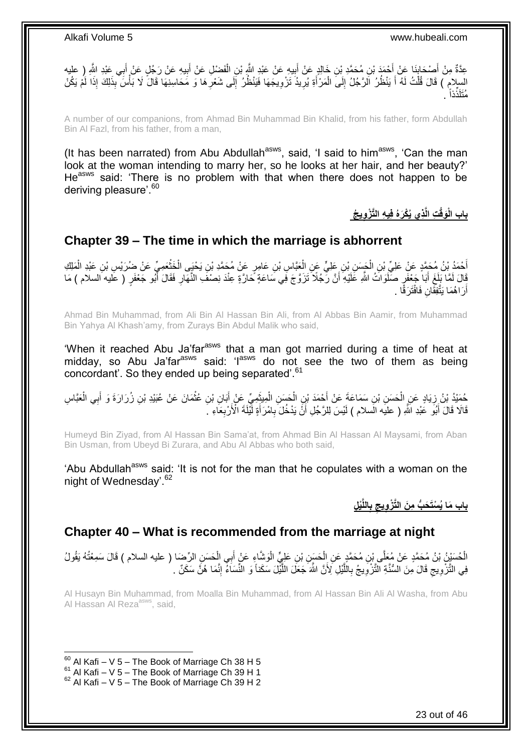عِدَّةٌ مِنْ أَصْحَابِنَا عَنْ أَحْمَدَ بْنِ مُحَمَّدِ بْنِ خَالِدٍ عَنْ أَبِيهِ عَنْ عَبْدِ اللَّهِ بْنِ الْفَضْلِ عَنْ أَبِيهِ عَنْ رَجُلٍ عَنْ أَبِي عَبْدِ اللَّهِ ( عليه السلام ) قَالَ قُلْتُ لَهُ أَ يَنْظُرُ الرَّجُلُ إِلَى الْمَرْأَةِ يُرِيدُ تَزْوِيجَهَا فَيَنْظُرُ إِلَى شَعْرِهَا وَ مَحَاسِنِهَا قَالَ لَا بَأْسَ بِذَلِكَ إِذَا لَمْ يَكُنْ مُتَلَذِّذاً .

A number of our companions, from Ahmad Bin Muhammad Bin Khalid, from his father, form Abdullah Bin Al Fazl, from his father, from a man,

(It has been narrated) from Abu Abdullah[asws], said, 'I said to him[asws], 'Can the man look at the woman intending to marry her, so he looks at her hair, and her beauty?' He[asws] said: 'There is no problem with that when there does not happen to be deriving pleasure'.[60]

## باب الْوَقْتِ الَّذِي يُكْرَهُ فِيهِ التَّزْوِيجُ

## Chapter 39 – The time in which the marriage is abhorrent

أَحْمَدُ بْنُ مُحَمَّدٍ عَنْ عَلِيِّ بْنِ الْحَسَنِ بْنِ عَلِيٍّ عَنِ الْعَبَّاسِ بْنِ عَامِرٍ عَنْ مُحَمَّدِ بْنِ يَحْيَى الْخَثْعَمِيِّ عَنْ ضُرَيْسِ بْنِ عَبْدِ الْمَلِكِ قَالَ لَمَّا بَلَغَ أَبَا جَعْفَرٍ صَلَوَاتُ اللَّهِ عَلَيْهِ أَنَّ رَجُلًا تَزَوَّجَ فِي سَاعَةٍ حَارَّةٍ عِنْدَ نِصْفِ النَّهَارِ فَقَالَ أَبُو جَعْفَرٍ ( عليه السلام ) مَا أَرَاهُمَا يَتَّفِقَانِ فَافْتَرَقَا .

Ahmad Bin Muhammad, from Ali Bin Al Hassan Bin Ali, from Al Abbas Bin Aamir, from Muhammad Bin Yahya Al Khash'amy, from Zurays Bin Abdul Malik who said,

'When it reached Abu Ja'far[asws] that a man got married during a time of heat at midday, so Abu Ja'far[asws] said: 'I[asws] do not see the two of them as being concordant'. So they ended up being separated'.[61]

حُمَيْدُ بْنُ زِيَادٍ عَنِ الْحَسَنِ بْنِ سَمَاعَةَ عَنْ أَحْمَدَ بْنِ الْحَسَنِ الْمِيثَمِيِّ عَنْ أَبَانِ بْنِ عُثْمَانَ عَنْ عُبَيْدِ بْنِ زُرَارَةَ وَ أَبِي الْعَبَّاسِ قَالَا قَالَ أَبُو عَبْدِ اللَّهِ ( عليه السلام ) لَيْسَ لِلرَّجُلِ أَنْ يَدْخُلَ بِامْرَأَةٍ لَيْلَةَ الْأَرْبِعَاءِ .

Humeyd Bin Ziyad, from Al Hassan Bin Sama'at, from Ahmad Bin Al Hassan Al Maysami, from Aban Bin Usman, from Ubeyd Bi Zurara, and Abu Al Abbas who both said,

'Abu Abdullah[asws] said: 'It is not for the man that he copulates with a woman on the night of Wednesday'.[62]

## باب مَا يُسْتَحَبُّ مِنَ التَّزْوِيجِ بِاللَّيْلِ

## Chapter 40 – What is recommended from the marriage at night

الْحُسَيْنُ بْنُ مُحَمَّدٍ عَنْ مُعَلَّى بْنِ مُحَمَّدٍ عَنِ الْحَسَنِ بْنِ عَلِيٍّ الْوَشَّاءِ عَنْ أَبِي الْحَسَنِ الرِّضَا ( عليه السلام ) قَالَ سَمِعْتُهُ يَقُولُ فِي التَّزْوِيجِ قَالَ مِنَ السُّنَّةِ التَّزْوِيجُ بِاللَّيْلِ لِأَنَّ اللَّهَ جَعَلَ اللَّيْلَ سَكَناً وَ النِّسَاءُ إِنَّمَا هُنَّ سَكَنٌ .

Al Husayn Bin Muhammad, from Moalla Bin Muhammad, from Al Hassan Bin Ali Al Washa, from Abu Al Hassan Al Reza[asws], said,

[60] Al Kafi – V 5 – The Book of Marriage Ch 38 H 5
[61] Al Kafi – V 5 – The Book of Marriage Ch 39 H 1
[62] Al Kafi – V 5 – The Book of Marriage Ch 39 H 2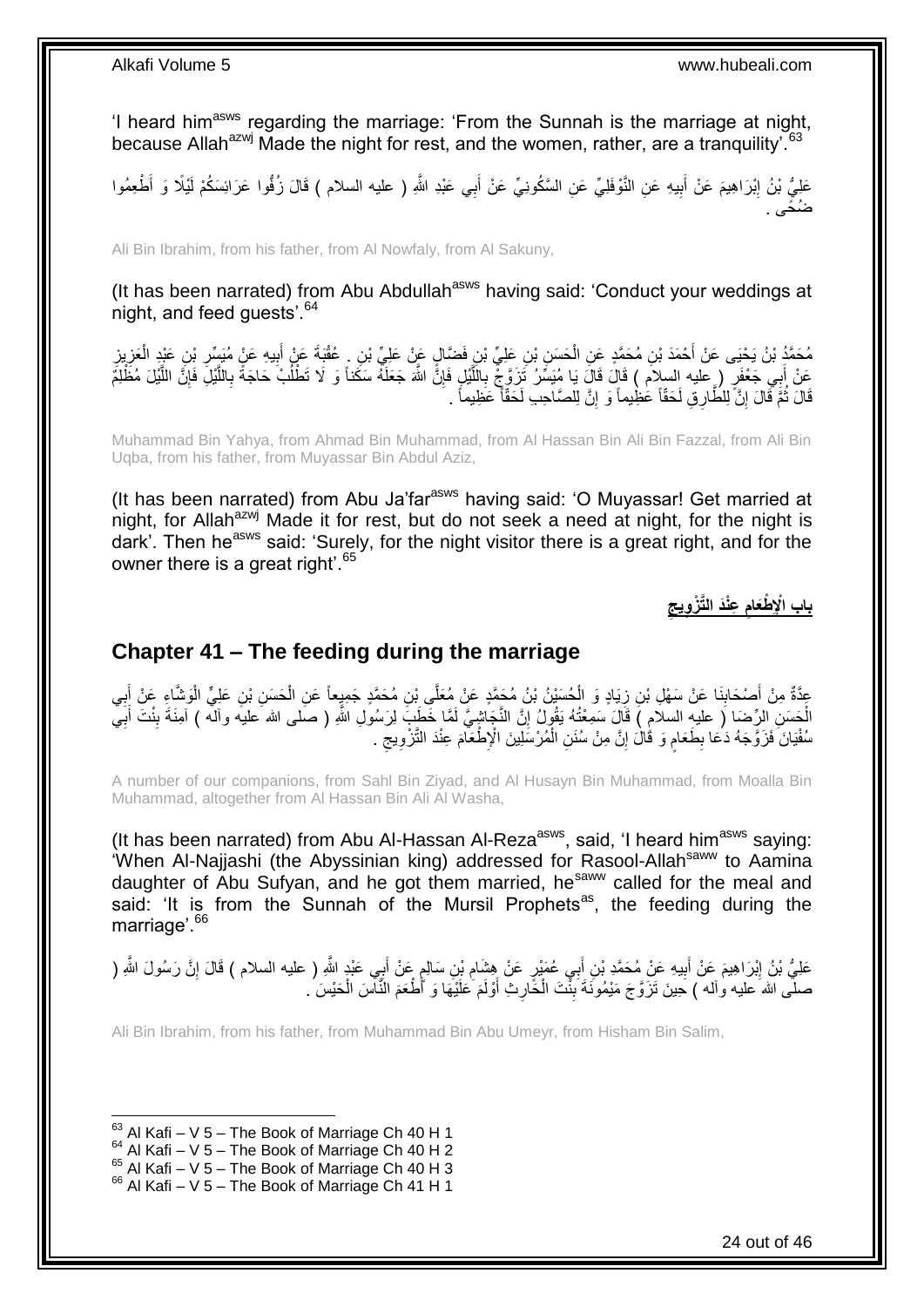'I heard him[asws] regarding the marriage: 'From the Sunnah is the marriage at night, because Allah[azwj] Made the night for rest, and the women, rather, are a tranquility'.[63]

عَلِيُّ بْنُ إِبْرَاهِيمَ عَنْ أَبِيهِ عَنِ النَّوْفَلِيِّ عَنِ السَّكُونِيِّ عَنْ أَبِي عَبْدِ اللَّهِ ( عليه السلام ) قَالَ زُفُّوا عَرَائِسَكُمْ لَيْلًا وَ أَطْعِمُوا ضُحًى .

Ali Bin Ibrahim, from his father, from Al Nowfaly, from Al Sakuny,

(It has been narrated) from Abu Abdullah[asws] having said: 'Conduct your weddings at night, and feed guests'.[64]

مُحَمَّدُ بْنُ يَحْيَى عَنْ أَحْمَدَ بْنِ مُحَمَّدٍ عَنِ الْحَسَنِ بْنِ عَلِيِّ بْنِ فَضَّالٍ عَنْ عَلِيِّ بْنِ عُقْبَةَ عَنْ أَبِيهِ عَنْ مُيَسِّرِ بْنِ عَبْدِ الْعَزِيزِ عَنْ أَبِي جَعْفَرٍ ( عليه السلام ) قَالَ قَالَ يَا مُيَسِّرُ تَزَوَّجْ بِاللَّيْلِ فَإِنَّ اللَّهَ جَعَلَهُ سَكَناً وَ لَا تَطْلُبْ حَاجَةً بِاللَّيْلِ فَإِنَّ اللَّيْلَ مُظْلِمٌ قَالَ ثُمَّ قَالَ إِنَّ لِلطَّارِقِ لَحَقّاً عَظِيماً وَ إِنَّ لِلصَّاحِبِ لَحَقّاً عَظِيماً .

Muhammad Bin Yahya, from Ahmad Bin Muhammad, from Al Hassan Bin Ali Bin Fazzal, from Ali Bin Uqba, from his father, from Muyassar Bin Abdul Aziz,

(It has been narrated) from Abu Ja'far[asws] having said: 'O Muyassar! Get married at night, for Allah[azwj] Made it for rest, but do not seek a need at night, for the night is dark'. Then he[asws] said: 'Surely, for the night visitor there is a great right, and for the owner there is a great right'.[65]

## باب الْإِطْعَامِ عِنْدَ التَّزْوِيجِ

## Chapter 41 – The feeding during the marriage

عِدَّةٌ مِنْ أَصْحَابِنَا عَنْ سَهْلِ بْنِ زِيَادٍ وَ الْحُسَيْنُ بْنُ مُحَمَّدٍ عَنْ مُعَلَّى بْنِ مُحَمَّدٍ جَمِيعاً عَنِ الْحَسَنِ بْنِ عَلِيٍّ الْوَشَّاءِ عَنْ أَبِي الْحَسَنِ الرِّضَا ( عليه السلام ) قَالَ سَمِعْتُهُ يَقُولُ إِنَّ النَّجَاشِيَّ لَمَّا خَطَبَ لِرَسُولِ اللَّهِ ( صلى الله عليه وآله ) آمِنَةَ بِنْتَ أَبِي سُفْيَانَ فَزَوَّجَهُ دَعَا بِطَعَامٍ وَ قَالَ إِنَّ مِنْ سُنَنِ الْمُرْسَلِينَ الْإِطْعَامَ عِنْدَ التَّزْوِيجِ .

A number of our companions, from Sahl Bin Ziyad, and Al Husayn Bin Muhammad, from Moalla Bin Muhammad, altogether from Al Hassan Bin Ali Al Washa,

(It has been narrated) from Abu Al-Hassan Al-Reza[asws], said, 'I heard him[asws] saying: 'When Al-Najjashi (the Abyssinian king) addressed for Rasool-Allah[saww] to Aamina daughter of Abu Sufyan, and he got them married, he[saww] called for the meal and said: 'It is from the Sunnah of the Mursil Prophets[as], the feeding during the marriage'.[66]

عَلِيُّ بْنُ إِبْرَاهِيمَ عَنْ أَبِيهِ عَنْ مُحَمَّدِ بْنِ أَبِي عُمَيْرٍ عَنْ هِشَامِ بْنِ سَالِمٍ عَنْ أَبِي عَبْدِ اللَّهِ ( عليه السلام ) قَالَ إِنَّ رَسُولَ اللَّهِ ( صلى الله عليه وآله ) حِينَ تَزَوَّجَ مَيْمُونَةَ بِنْتَ الْحَارِثِ أَوْلَمَ عَلَيْهَا وَ أَطْعَمَ النَّاسَ الْحَيْسَ .

Ali Bin Ibrahim, from his father, from Muhammad Bin Abu Umeyr, from Hisham Bin Salim,

---

[63] Al Kafi – V 5 – The Book of Marriage Ch 40 H 1
[64] Al Kafi – V 5 – The Book of Marriage Ch 40 H 2
[65] Al Kafi – V 5 – The Book of Marriage Ch 40 H 3
[66] Al Kafi – V 5 – The Book of Marriage Ch 41 H 1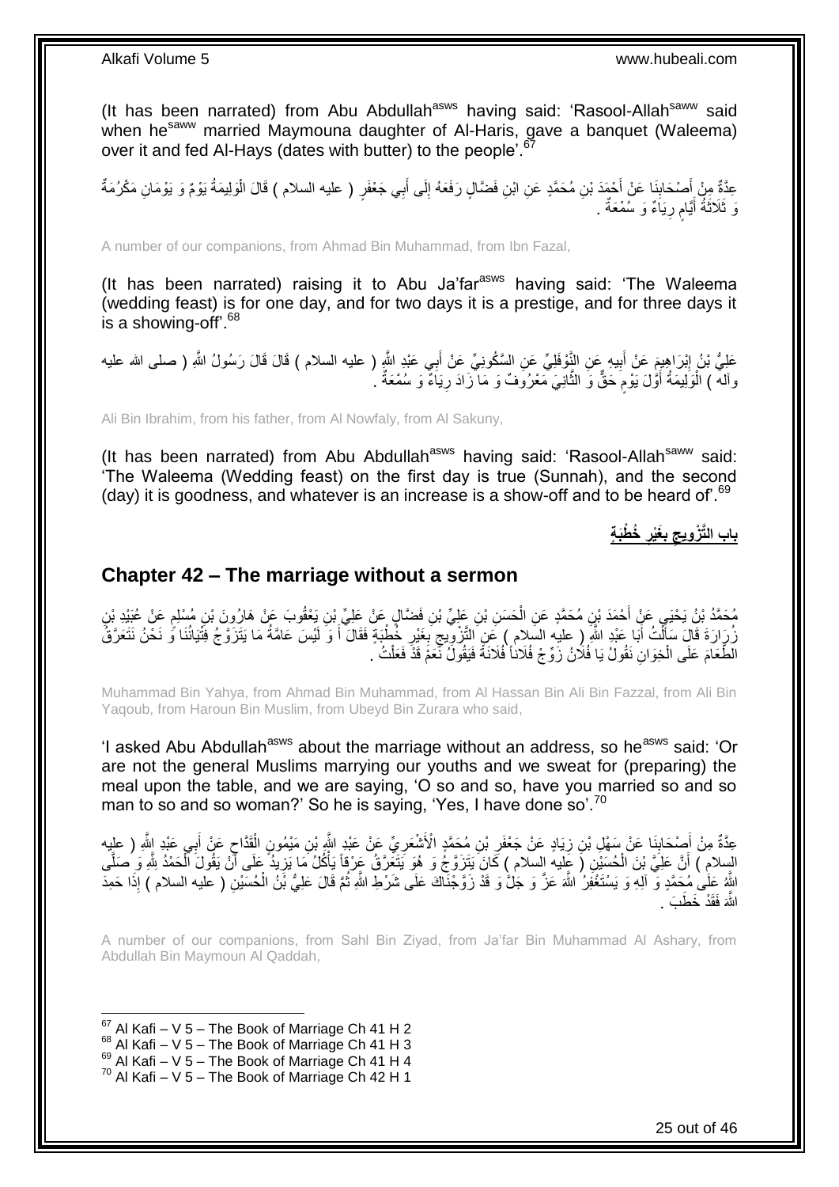(It has been narrated) from Abu Abdullah[asws] having said: 'Rasool-Allah[saww] said when he[saww] married Maymouna daughter of Al-Haris, gave a banquet (Waleema) over it and fed Al-Hays (dates with butter) to the people'.[67]

عِدَّةٌ مِنْ أَصْحَابِنَا عَنْ أَحْمَدَ بْنِ مُحَمَّدٍ عَنِ ابْنِ فَضَّالٍ رَفَعَهُ إِلَى أَبِي جَعْفَرٍ ( عليه السلام ) قَالَ الْوَلِيمَةُ يَوْمٌ وَ يَوْمَانِ مَكْرُمَةٌ وَ ثَلَاثَةُ أَيَّامٍ رِيَاءٌ وَ سُمْعَةٌ .

A number of our companions, from Ahmad Bin Muhammad, from Ibn Fazal,

(It has been narrated) raising it to Abu Ja'far[asws] having said: 'The Waleema (wedding feast) is for one day, and for two days it is a prestige, and for three days it is a showing-off'.[68]

عَلِيُّ بْنُ إِبْرَاهِيمَ عَنْ أَبِيهِ عَنِ النَّوْفَلِيِّ عَنِ السَّكُونِيِّ عَنْ أَبِي عَبْدِ اللَّهِ ( عليه السلام ) قَالَ قَالَ رَسُولُ اللَّهِ ( صلى الله عليه وآله ) الْوَلِيمَةُ أَوَّلَ يَوْمٍ حَقٌّ وَ الثَّانِيَ مَعْرُوفٌ وَ مَا زَادَ رِيَاءٌ وَ سُمْعَةٌ .

Ali Bin Ibrahim, from his father, from Al Nowfaly, from Al Sakuny,

(It has been narrated) from Abu Abdullah[asws] having said: 'Rasool-Allah[saww] said: 'The Waleema (Wedding feast) on the first day is true (Sunnah), and the second (day) it is goodness, and whatever is an increase is a show-off and to be heard of'.[69]

## بَابُ التَّزْوِيجِ بِغَيْرِ خُطْبَةٍ

## Chapter 42 – The marriage without a sermon

مُحَمَّدُ بْنُ يَحْيَى عَنْ أَحْمَدَ بْنِ مُحَمَّدٍ عَنِ الْحَسَنِ بْنِ عَلِيِّ بْنِ فَضَّالٍ عَنْ عَلِيِّ بْنِ يَعْقُوبَ عَنْ هَارُونَ بْنِ مُسْلِمٍ عَنْ عُبَيْدِ بْنِ زُرَارَةَ قَالَ سَأَلْتُ أَبَا عَبْدِ اللَّهِ ( عليه السلام ) عَنِ التَّزْوِيجِ بِغَيْرِ خُطْبَةٍ فَقَالَ أَ وَ لَيْسَ عَامَّةُ مَا يَتَزَوَّجُ فِتْيَانُنَا وَ نَحْنُ نَتَعَرَّقُ الطَّعَامَ عَلَى الْخِوَانِ نَقُولُ يَا فُلَانُ زَوِّجْ فُلَاناً فُلَانَةَ فَيَقُولُ نَعَمْ قَدْ فَعَلْتُ .

Muhammad Bin Yahya, from Ahmad Bin Muhammad, from Al Hassan Bin Ali Bin Fazzal, from Ali Bin Yaqoub, from Haroun Bin Muslim, from Ubeyd Bin Zurara who said,

'I asked Abu Abdullah[asws] about the marriage without an address, so he[asws] said: 'Or are not the general Muslims marrying our youths and we sweat for (preparing) the meal upon the table, and we are saying, 'O so and so, have you married so and so man to so and so woman?' So he is saying, 'Yes, I have done so'.[70]

عِدَّةٌ مِنْ أَصْحَابِنَا عَنْ سَهْلِ بْنِ زِيَادٍ عَنْ جَعْفَرِ بْنِ مُحَمَّدٍ الْأَشْعَرِيِّ عَنْ عَبْدِ اللَّهِ بْنِ مَيْمُونٍ الْقَدَّاحِ عَنْ أَبِي عَبْدِ اللَّهِ ( عليه السلام ) أَنَّ عَلِيَّ بْنَ الْحُسَيْنِ ( عليه السلام ) كَانَ يَتَزَوَّجُ وَ هُوَ يَتَعَرَّقُ عَرْقاً يَأْكُلُ مَا يَزِيدُ عَلَى أَنْ يَقُولَ الْحَمْدُ لِلَّهِ وَ صَلَّى اللَّهُ عَلَى مُحَمَّدٍ وَ آلِهِ وَ يَسْتَغْفِرُ اللَّهَ عَزَّ وَ جَلَّ وَ قَدْ زَوَّجْنَاكَ عَلَى شَرْطِ اللَّهِ ثُمَّ قَالَ عَلِيُّ بْنُ الْحُسَيْنِ ( عليه السلام ) إِذَا حَمِدَ اللَّهَ فَقَدْ خَطَبَ .

A number of our companions, from Sahl Bin Ziyad, from Ja'far Bin Muhammad Al Ashary, from Abdullah Bin Maymoun Al Qaddah,

[67] Al Kafi – V 5 – The Book of Marriage Ch 41 H 2
[68] Al Kafi – V 5 – The Book of Marriage Ch 41 H 3
[69] Al Kafi – V 5 – The Book of Marriage Ch 41 H 4
[70] Al Kafi – V 5 – The Book of Marriage Ch 42 H 1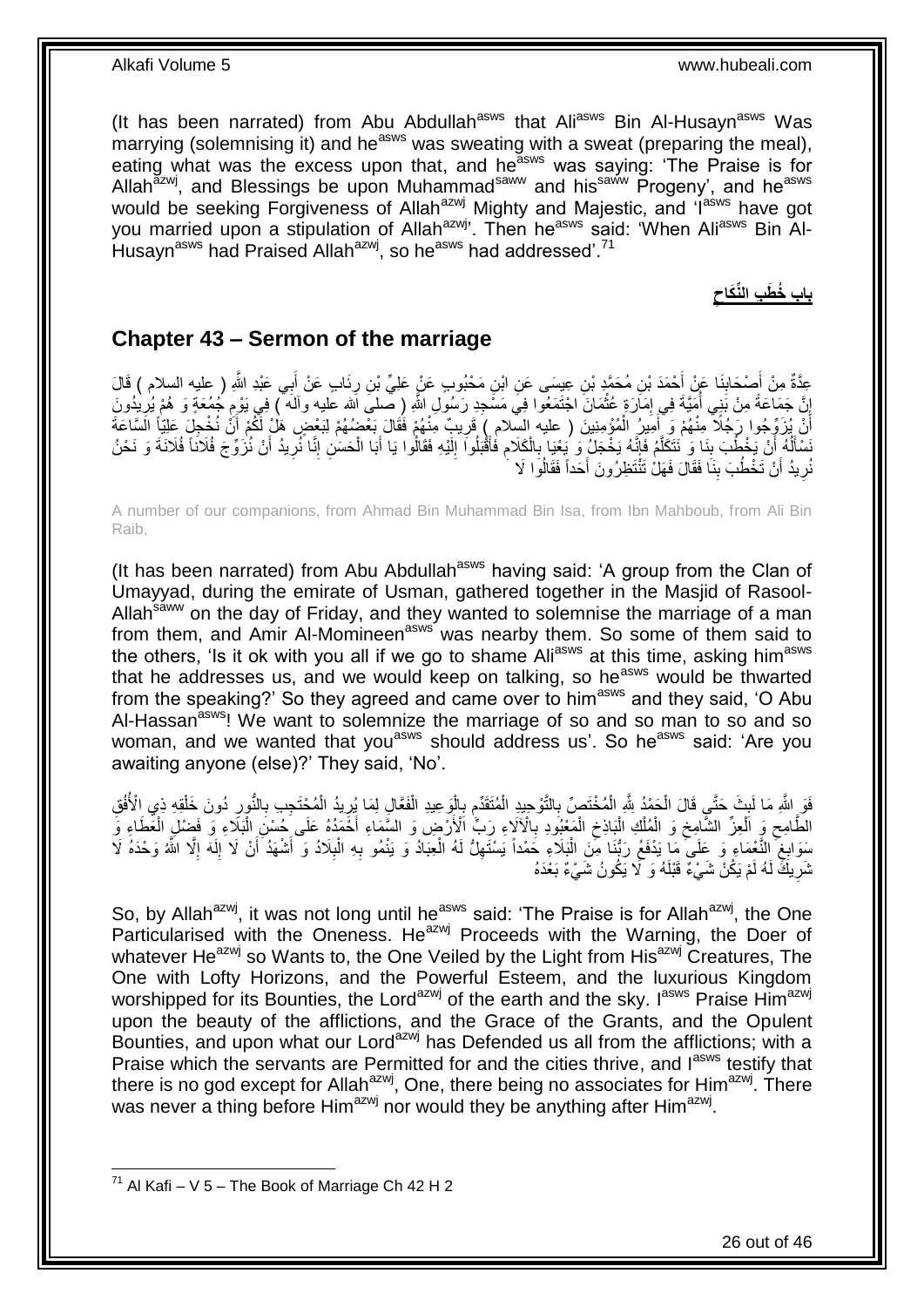(It has been narrated) from Abu Abdullah[asws] that Ali[asws] Bin Al-Husayn[asws] Was marrying (solemnising it) and he[asws] was sweating with a sweat (preparing the meal), eating what was the excess upon that, and he[asws] was saying: 'The Praise is for Allah[azwj], and Blessings be upon Muhammad[saww] and his[saww] Progeny', and he[asws] would be seeking Forgiveness of Allah[azwj] Mighty and Majestic, and 'I[asws] have got you married upon a stipulation of Allah[azwj]'. Then he[asws] said: 'When Ali[asws] Bin Al-Husayn[asws] had Praised Allah[azwj], so he[asws] had addressed'.[71]

## باب خُطَبِ النِّكَاحِ

## Chapter 43 – Sermon of the marriage

عِدَّةٌ مِنْ أَصْحَابِنَا عَنْ أَحْمَدَ بْنِ مُحَمَّدِ بْنِ عِيسَى عَنِ ابْنِ مَحْبُوبٍ عَنْ عَلِيِّ بْنِ رِئَابٍ عَنْ أَبِي عَبْدِ اللَّهِ ( عليه السلام ) قَالَ إِنَّ جَمَاعَةً مِنْ بَنِي أُمَيَّةَ فِي إِمَارَةِ عُثْمَانَ اجْتَمَعُوا فِي مَسْجِدِ رَسُولِ اللَّهِ ( صلى الله عليه وآله ) فِي يَوْمِ جُمُعَةٍ وَ هُمْ يُرِيدُونَ أَنْ يُزَوِّجُوا رَجُلًا مِنْهُمْ وَ أَمِيرُ الْمُؤْمِنِينَ ( عليه السلام ) قَرِيبٌ مِنْهُمْ فَقَالَ بَعْضُهُمْ لِبَعْضٍ هَلْ لَكُمْ أَنْ نُخْجِلَ عَلِيّاً السَّاعَةَ نَسْأَلُهُ أَنْ يَخْطُبَ بِنَا وَ نَتَكَلَّمُ فَإِنَّهُ يَخْجَلُ وَ يَعْيَا بِالْكَلَامِ فَأَقْبَلُوا إِلَيْهِ فَقَالُوا يَا أَبَا الْحَسَنِ إِنَّا نُرِيدُ أَنْ نُزَوِّجَ فُلَاناً فُلَانَةَ وَ نَحْنُ نُرِيدُ أَنْ تَخْطُبَ بِنَا فَقَالَ فَهَلْ تَنْتَظِرُونَ أَحَداً فَقَالُوا لَا

A number of our companions, from Ahmad Bin Muhammad Bin Isa, from Ibn Mahboub, from Ali Bin Raib,

(It has been narrated) from Abu Abdullah[asws] having said: 'A group from the Clan of Umayyad, during the emirate of Usman, gathered together in the Masjid of Rasool-Allah[saww] on the day of Friday, and they wanted to solemnise the marriage of a man from them, and Amir Al-Momineen[asws] was nearby them. So some of them said to the others, 'Is it ok with you all if we go to shame Ali[asws] at this time, asking him[asws] that he addresses us, and we would keep on talking, so he[asws] would be thwarted from the speaking?' So they agreed and came over to him[asws] and they said, 'O Abu Al-Hassan[asws]! We want to solemnize the marriage of so and so man to so and so woman, and we wanted that you[asws] should address us'. So he[asws] said: 'Are you awaiting anyone (else)?' They said, 'No'.

فَوَ اللَّهِ مَا لَبِثَ حَتَّى قَالَ الْحَمْدُ لِلَّهِ الْمُخْتَصِّ بِالتَّوْحِيدِ الْمُتَقَدِّمِ بِالْوَعِيدِ الْفَعَّالِ لِمَا يُرِيدُ الْمُحْتَجِبِ بِالنُّورِ دُونَ خَلْقِهِ ذِي الْأُفُقِ الطَّامِحِ وَ الْعِزِّ الشَّامِخِ وَ الْمُلْكِ الْبَاذِخِ الْمَعْبُودِ بِالْآلَاءِ رَبِّ الْأَرْضِ وَ السَّمَاءِ أَحْمَدُهُ عَلَى حُسْنِ الْبَلَاءِ وَ فَضْلِ الْعَطَاءِ وَ سَوَابِغِ النَّعْمَاءِ وَ عَلَى مَا يَدْفَعُ رَبُّنَا مِنَ الْبَلَاءِ حَمْداً يَسْتَهِلُّ لَهُ الْعِبَادُ وَ يَنْمُو بِهِ الْبِلَادُ وَ أَشْهَدُ أَنْ لَا إِلَهَ إِلَّا اللَّهُ وَحْدَهُ لَا شَرِيكَ لَهُ لَمْ يَكُنْ شَيْءٌ قَبْلَهُ وَ لَا يَكُونُ شَيْءٌ بَعْدَهُ

So, by Allah[azwj], it was not long until he[asws] said: 'The Praise is for Allah[azwj], the One Particularised with the Oneness. He[azwj] Proceeds with the Warning, the Doer of whatever He[azwj] so Wants to, the One Veiled by the Light from His[azwj] Creatures, The One with Lofty Horizons, and the Powerful Esteem, and the luxurious Kingdom worshipped for its Bounties, the Lord[azwj] of the earth and the sky. I[asws] Praise Him[azwj] upon the beauty of the afflictions, and the Grace of the Grants, and the Opulent Bounties, and upon what our Lord[azwj] has Defended us all from the afflictions; with a Praise which the servants are Permitted for and the cities thrive, and I[asws] testify that there is no god except for Allah[azwj], One, there being no associates for Him[azwj]. There was never a thing before Him[azwj] nor would they be anything after Him[azwj].

[71] Al Kafi – V 5 – The Book of Marriage Ch 42 H 2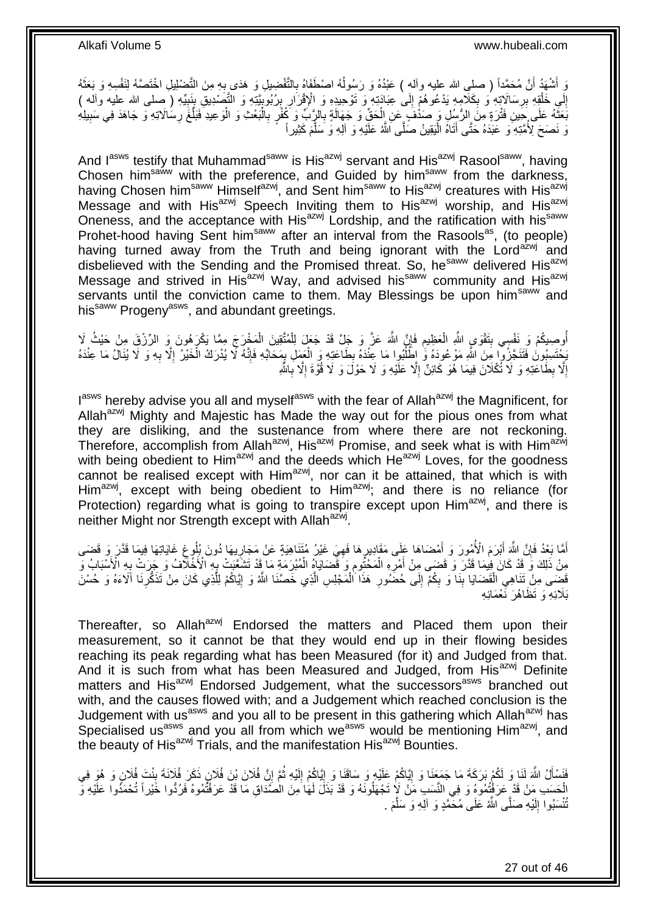وَ أَشْهَدُ أَنَّ مُحَمَّداً ( صلى الله عليه وآله ) عَبْدُهُ وَ رَسُولُهُ اصْطَفَاهُ بِالتَّفْضِيلِ وَ هَدَى بِهِ مِنَ التَّضْلِيلِ اخْتَصَّهُ لِنَفْسِهِ وَ بَعَثَهُ إِلَى خَلْقِهِ بِرِسَالاتِهِ وَ بِكَلَامِهِ يَدْعُوهُمْ إِلَى عِبَادَتِهِ وَ تَوْحِيدِهِ وَ الْإِقْرَارِ بِرُبُوبِيَّتِهِ وَ التَّصْدِيقِ بِنَبِيِّهِ ( صلى الله عليه وآله ) بَعَثَهُ عَلَى حِينِ فَتْرَةٍ مِنَ الرُّسُلِ وَ صَدْفٍ عَنِ الْحَقِّ وَ جَهَالَةٍ بِالرَّبِّ وَ كُفْرٍ بِالْبَعْثِ وَ الْوَعِيدِ فَبَلَّغَ رِسَالاتِهِ وَ جَاهَدَ فِي سَبِيلِهِ وَ نَصَحَ لِأُمَّتِهِ وَ عَبَدَهُ حَتَّى أَتَاهُ الْيَقِينُ صَلَّى اللَّهُ عَلَيْهِ وَ آلِهِ وَ سَلَّمَ كَثِيراً

And I[asws] testify that Muhammad[saww] is His[azwj] servant and His[azwj] Rasool[saww], having Chosen him[saww] with the preference, and Guided by him[saww] from the darkness, having Chosen him[saww] Himself[azwj], and Sent him[saww] to His[azwj] creatures with His[azwj] Message and with His[azwj] Speech Inviting them to His[azwj] worship, and His[azwj] Oneness, and the acceptance with His[azwj] Lordship, and the ratification with his[saww] Prohet-hood having Sent him[saww] after an interval from the Rasools[as], (to people) having turned away from the Truth and being ignorant with the Lord[azwj] and disbelieved with the Sending and the Promised threat. So, he[saww] delivered His[azwj] Message and strived in His[azwj] Way, and advised his[saww] community and His[azwj] servants until the conviction came to them. May Blessings be upon him[saww] and his[saww] Progeny[asws], and abundant greetings.

أُوصِيكُمْ وَ نَفْسِي بِتَقْوَى اللَّهِ الْعَظِيمِ فَإِنَّ اللَّهَ عَزَّ وَ جَلَّ قَدْ جَعَلَ لِلْمُتَّقِينَ الْمَخْرَجَ مِمَّا يَكْرَهُونَ وَ الرِّزْقَ مِنْ حَيْثُ لَا يَحْتَسِبُونَ فَتَنَجَّزُوا مِنَ اللَّهِ مَوْعُودَهُ وَ اطْلُبُوا مَا عِنْدَهُ بِطَاعَتِهِ وَ الْعَمَلِ بِمَحَابِّهِ فَإِنَّهُ لَا يُدْرَكُ الْخَيْرُ إِلَّا بِهِ وَ لَا يُنَالُ مَا عِنْدَهُ إِلَّا بِطَاعَتِهِ وَ لَا تُكْلَانَ فِيمَا هُوَ كَائِنٌ إِلَّا عَلَيْهِ وَ لَا حَوْلَ وَ لَا قُوَّةَ إِلَّا بِاللَّهِ

I[asws] hereby advise you all and myself[asws] with the fear of Allah[azwj] the Magnificent, for Allah[azwj] Mighty and Majestic has Made the way out for the pious ones from what they are disliking, and the sustenance from where there are not reckoning. Therefore, accomplish from Allah[azwj], His[azwj] Promise, and seek what is with Him[azwj] with being obedient to Him[azwj] and the deeds which He[azwj] Loves, for the goodness cannot be realised except with Him[azwj], nor can it be attained, that which is with Him[azwj], except with being obedient to Him[azwj]; and there is no reliance (for Protection) regarding what is going to transpire except upon Him[azwj], and there is neither Might nor Strength except with Allah[azwj].

أَمَّا بَعْدُ فَإِنَّ اللَّهَ أَبْرَمَ الْأُمُورَ وَ أَمْضَاهَا عَلَى مَقَادِيرِهَا فَهِيَ غَيْرُ مُتَنَاهِيَةٍ عَنْ مَجَارِيهَا دُونَ بُلُوغِ غَايَاتِهَا فِيمَا قَدَّرَ وَ قَضَى مِنْ ذَلِكَ وَ قَدْ كَانَ فِيمَا قَدَّرَ وَ قَضَى مِنْ أَمْرِهِ الْمَحْتُومِ وَ قَضَايَاهُ الْمُبْرَمَةِ مَا قَدْ تَشَعَّبَتْ بِهِ الْأَخْلَافُ وَ جَرَتْ بِهِ الْأَسْبَابُ وَ قَضَى مِنْ تَنَاهِي الْقَضَايَا بِنَا وَ بِكُمْ إِلَى حُضُورِ هَذَا الْمَجْلِسِ الَّذِي خَصَّنَا اللَّهُ وَ إِيَّاكُمْ لِلَّذِي كَانَ مِنْ تَذَكُّرِنَا آلَاءَهُ وَ حُسْنَ بَلَائِهِ وَ تَظَاهُرَ نَعْمَائِهِ

Thereafter, so Allah[azwj] Endorsed the matters and Placed them upon their measurement, so it cannot be that they would end up in their flowing besides reaching its peak regarding what has been Measured (for it) and Judged from that. And it is such from what has been Measured and Judged, from His[azwj] Definite matters and His[azwj] Endorsed Judgement, what the successors[asws] branched out with, and the causes flowed with; and a Judgement which reached conclusion is the Judgement with us[asws] and you all to be present in this gathering which Allah[azwj] has Specialised us[asws] and you all from which we[asws] would be mentioning Him[azwj], and the beauty of His[azwj] Trials, and the manifestation His[azwj] Bounties.

فَنَسْأَلُ اللَّهَ لَنَا وَ لَكُمْ بَرَكَةَ مَا جَمَعَنَا وَ إِيَّاكُمْ عَلَيْهِ وَ سَاقَنَا وَ إِيَّاكُمْ إِلَيْهِ ثُمَّ إِنَّ فُلَانَ بْنَ فُلَانٍ ذَكَرَ فُلَانَةَ بِنْتَ فُلَانٍ وَ هُوَ فِي الْحَسَبِ مَنْ قَدْ عَرَفْتُمُوهُ وَ فِي النَّسَبِ مَنْ لَا تَجْهَلُونَهُ وَ قَدْ بَذَلَ لَهَا مِنَ الصَّدَاقِ مَا قَدْ عَرَفْتُمُوهُ فَرُدُّوا خَيْراً تُحْمَدُوا عَلَيْهِ وَ تُنْسَبُوا إِلَيْهِ صَلَّى اللَّهُ عَلَى مُحَمَّدٍ وَ آلِهِ وَ سَلَّمَ .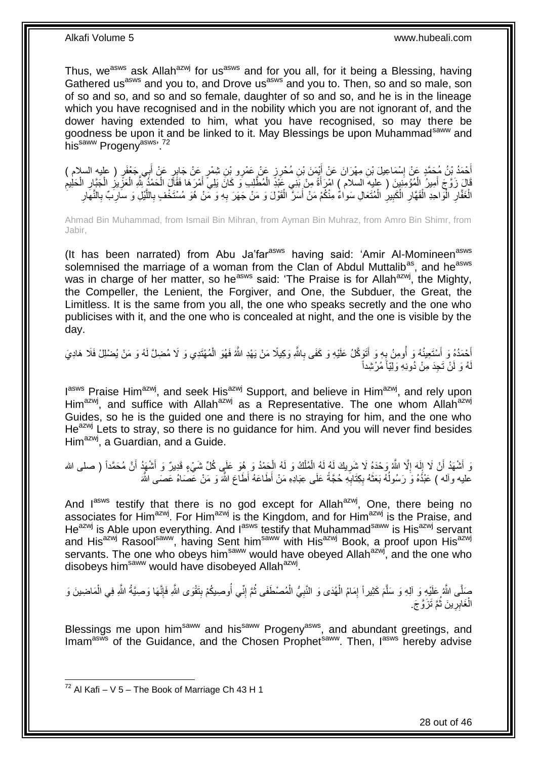Thus, we[asws] ask Allah[azwj] for us[asws] and for you all, for it being a Blessing, having Gathered us[asws] and you to, and Drove us[asws] and you to. Then, so and so male, son of so and so, and so and so female, daughter of so and so, and he is in the lineage which you have recognised and in the nobility which you are not ignorant of, and the dower having extended to him, what you have recognised, so may there be goodness be upon it and be linked to it. May Blessings be upon Muhammad[saww] and his[saww] Progeny[asws].[72]

أَحْمَدُ بْنُ مُحَمَّدٍ عَنْ إِسْمَاعِيلَ بْنِ مِهْرَانَ عَنْ أَيْمَنَ بْنِ مُحْرِزٍ عَنْ عَمْرِو بْنِ شِمْرٍ عَنْ جَابِرٍ عَنْ أَبِي جَعْفَرٍ ( عليه السلام ) قَالَ زَوَّجَ أَمِيرُ الْمُؤْمِنِينَ ( عليه السلام ) امْرَأَةً مِنْ بَنِي عَبْدِ الْمُطَّلِبِ وَ كَانَ يَلِي أَمْرَهَا فَقَالَ الْحَمْدُ لِلَّهِ الْعَزِيزِ الْجَبَّارِ الْحَلِيمِ الْغَفَّارِ الْوَاحِدِ الْقَهَّارِ الْكَبِيرِ الْمُتَعَالِ سَوَاءٌ مِنْكُمْ مَنْ أَسَرَّ الْقَوْلَ وَ مَنْ جَهَرَ بِهِ وَ مَنْ هُوَ مُسْتَخْفٍ بِاللَّيْلِ وَ سَارِبٌ بِالنَّهَارِ

Ahmad Bin Muhammad, from Ismail Bin Mihran, from Ayman Bin Muhraz, from Amro Bin Shimr, from Jabir,

(It has been narrated) from Abu Ja'far[asws] having said: 'Amir Al-Momineen[asws] solemnised the marriage of a woman from the Clan of Abdul Muttalib[as], and he[asws] was in charge of her matter, so he[asws] said: 'The Praise is for Allah[azwj], the Mighty, the Compeller, the Lenient, the Forgiver, and One, the Subduer, the Great, the Limitless. It is the same from you all, the one who speaks secretly and the one who publicises with it, and the one who is concealed at night, and the one is visible by the day.

أَحْمَدُهُ وَ أَسْتَعِينُهُ وَ أُومِنُ بِهِ وَ أَتَوَكَّلُ عَلَيْهِ وَ كَفَى بِاللَّهِ وَكِيلًا مَنْ يَهْدِ اللَّهُ فَهُوَ الْمُهْتَدِي وَ لَا مُضِلَّ لَهُ وَ مَنْ يُضْلِلْ فَلَا هَادِيَ لَهُ وَ لَنْ تَجِدَ مِنْ دُونِهِ وَلِيّاً مُرْشِداً

I[asws] Praise Him[azwj], and seek His[azwj] Support, and believe in Him[azwj], and rely upon Him[azwj], and suffice with Allah[azwj] as a Representative. The one whom Allah[azwj] Guides, so he is the guided one and there is no straying for him, and the one who He[azwj] Lets to stray, so there is no guidance for him. And you will never find besides Him[azwj], a Guardian, and a Guide.

وَ أَشْهَدُ أَنْ لَا إِلَهَ إِلَّا اللَّهُ وَحْدَهُ لَا شَرِيكَ لَهُ لَهُ الْمُلْكُ وَ لَهُ الْحَمْدُ وَ هُوَ عَلَى كُلِّ شَيْءٍ قَدِيرٌ وَ أَشْهَدُ أَنَّ مُحَمَّداً ( صلى الله عليه وآله ) عَبْدُهُ وَ رَسُولُهُ بَعَثَهُ بِكِتَابِهِ حُجَّةً عَلَى عِبَادِهِ مَنْ أَطَاعَهُ أَطَاعَ اللَّهَ وَ مَنْ عَصَاهُ عَصَى اللَّهَ

And I[asws] testify that there is no god except for Allah[azwj], One, there being no associates for Him[azwj]. For Him[azwj] is the Kingdom, and for Him[azwj] is the Praise, and He[azwj] is Able upon everything. And I[asws] testify that Muhammad[saww] is His[azwj] servant and His[azwj] Rasool[saww], having Sent him[saww] with His[azwj] Book, a proof upon His[azwj] servants. The one who obeys him[saww] would have obeyed Allah[azwj], and the one who disobeys him[saww] would have disobeyed Allah[azwj].

صَلَّى اللَّهُ عَلَيْهِ وَ آلِهِ وَ سَلَّمَ كَثِيراً إِمَامُ الْهُدَى وَ النَّبِيُّ الْمُصْطَفَى ثُمَّ إِنِّي أُوصِيكُمْ بِتَقْوَى اللَّهِ فَإِنَّهَا وَصِيَّةُ اللَّهِ فِي الْمَاضِينَ وَ الْغَابِرِينَ ثُمَّ تَزَوَّجَ.

Blessings me upon him[saww] and his[saww] Progeny[asws], and abundant greetings, and Imam[asws] of the Guidance, and the Chosen Prophet[saww]. Then, I[asws] hereby advise

[72] Al Kafi – V 5 – The Book of Marriage Ch 43 H 1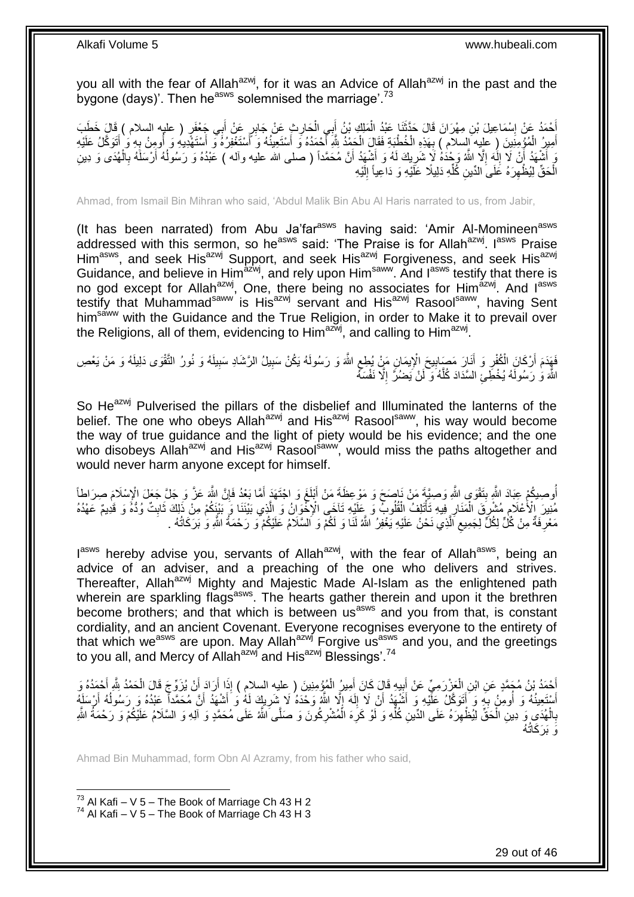you all with the fear of Allah[azwj], for it was an Advice of Allah[azwj] in the past and the bygone (days)'. Then he[asws] solemnised the marriage'.[73]

أَحْمَدُ عَنْ إِسْمَاعِيلَ بْنِ مِهْرَانَ قَالَ حَدَّثَنَا عَبْدُ الْمَلِكِ بْنُ أَبِي الْحَارِثِ عَنْ جَابِرٍ عَنْ أَبِي جَعْفَرٍ ( عليه السلام ) قَالَ خَطَبَ أَمِيرُ الْمُؤْمِنِينَ ( عليه السلام ) بِهَذِهِ الْخُطْبَةِ فَقَالَ الْحَمْدُ لِلَّهِ أَحْمَدُهُ وَ أَسْتَعِينُهُ وَ أَسْتَغْفِرُهُ وَ أَسْتَهْدِيهِ وَ أُومِنُ بِهِ وَ أَتَوَكَّلُ عَلَيْهِ وَ أَشْهَدُ أَنْ لَا إِلَهَ إِلَّا اللَّهُ وَحْدَهُ لَا شَرِيكَ لَهُ وَ أَشْهَدُ أَنَّ مُحَمَّداً ( صلى الله عليه وآله ) عَبْدُهُ وَ رَسُولُهُ أَرْسَلَهُ بِالْهُدَى وَ دِينِ الْحَقِّ لِيُظْهِرَهُ عَلَى الدِّينِ كُلِّهِ دَلِيلًا عَلَيْهِ وَ دَاعِياً إِلَيْهِ

Ahmad, from Ismail Bin Mihran who said, 'Abdul Malik Bin Abu Al Haris narrated to us, from Jabir,

(It has been narrated) from Abu Ja'far[asws] having said: 'Amir Al-Momineen[asws] addressed with this sermon, so he[asws] said: 'The Praise is for Allah[azwj]. I[asws] Praise Him[asws], and seek His[azwj] Support, and seek His[azwj] Forgiveness, and seek His[azwj] Guidance, and believe in Him[azwj], and rely upon Him[saww]. And I[asws] testify that there is no god except for Allah[azwj], One, there being no associates for Him[azwj]. And I[asws] testify that Muhammad[saww] is His[azwj] servant and His[azwj] Rasool[saww], having Sent him[saww] with the Guidance and the True Religion, in order to Make it to prevail over the Religions, all of them, evidencing to Him[azwj], and calling to Him[azwj].

فَهَدَمَ أَرْكَانَ الْكُفْرِ وَ أَنَارَ مَصَابِيحَ الْإِيمَانِ مَنْ يُطِعِ اللَّهَ وَ رَسُولَهُ يَكُنْ سَبِيلُ الرَّشَادِ سَبِيلَهُ وَ نُورُ التَّقْوَى دَلِيلَهُ وَ مَنْ يَعْصِ اللَّهَ وَ رَسُولَهُ يُخْطِئِ السَّدَادَ كُلَّهُ وَ لَنْ يَضُرَّ إِلَّا نَفْسَهُ

So He[azwj] Pulverised the pillars of the disbelief and Illuminated the lanterns of the belief. The one who obeys Allah[azwj] and His[azwj] Rasool[saww], his way would become the way of true guidance and the light of piety would be his evidence; and the one who disobeys Allah[azwj] and His[azwj] Rasool[saww], would miss the paths altogether and would never harm anyone except for himself.

أُوصِيكُمْ عِبَادَ اللَّهِ بِتَقْوَى اللَّهِ وَصِيَّةَ مَنْ نَاصَحَ وَ مَوْعِظَةَ مَنْ أَبْلَغَ وَ اجْتَهَدَ أَمَّا بَعْدُ فَإِنَّ اللَّهَ عَزَّ وَ جَلَّ جَعَلَ الْإِسْلَامَ صِرَاطاً مُنِيرَ الْأَعْلَامِ مُشْرِقَ الْمَنَارِ فِيهِ تَأْتَلِفُ الْقُلُوبُ وَ عَلَيْهِ تَآخَى الْإِخْوَانُ وَ الَّذِي بَيْنَنَا وَ بَيْنَكُمْ مِنْ ذَلِكَ ثَابِتٌ وُدُّهُ وَ قَدِيمٌ عَهْدُهُ مَعْرِفَةٌ مِنْ كُلٍّ لِكُلٍّ لِجَمِيعِ الَّذِي نَحْنُ عَلَيْهِ يَغْفِرُ اللَّهُ لَنَا وَ لَكُمْ وَ السَّلَامُ عَلَيْكُمْ وَ رَحْمَةُ اللَّهِ وَ بَرَكَاتُهُ .

I[asws] hereby advise you, servants of Allah[azwj], with the fear of Allah[asws], being an advice of an adviser, and a preaching of the one who delivers and strives. Thereafter, Allah[azwj] Mighty and Majestic Made Al-Islam as the enlightened path wherein are sparkling flags[asws]. The hearts gather therein and upon it the brethren become brothers; and that which is between us[asws] and you from that, is constant cordiality, and an ancient Covenant. Everyone recognises everyone to the entirety of that which we[asws] are upon. May Allah[azwj] Forgive us[asws] and you, and the greetings to you all, and Mercy of Allah[azwj] and His[azwj] Blessings'.[74]

أَحْمَدُ بْنُ مُحَمَّدٍ عَنِ ابْنِ الْعَزْرَمِيِّ عَنْ أَبِيهِ قَالَ كَانَ أَمِيرُ الْمُؤْمِنِينَ ( عليه السلام ) إِذَا أَرَادَ أَنْ يُزَوِّجَ قَالَ الْحَمْدُ لِلَّهِ أَحْمَدُهُ وَ أَسْتَعِينُهُ وَ أُومِنُ بِهِ وَ أَتَوَكَّلُ عَلَيْهِ وَ أَشْهَدُ أَنْ لَا إِلَهَ إِلَّا اللَّهُ وَحْدَهُ لَا شَرِيكَ لَهُ وَ أَشْهَدُ أَنَّ مُحَمَّداً عَبْدُهُ وَ رَسُولُهُ أَرْسَلَهُ بِالْهُدَى وَ دِينِ الْحَقِّ لِيُظْهِرَهُ عَلَى الدِّينِ كُلِّهِ وَ لَوْ كَرِهَ الْمُشْرِكُونَ وَ صَلَّى اللَّهُ عَلَى مُحَمَّدٍ وَ آلِهِ وَ السَّلَامُ عَلَيْكُمْ وَ رَحْمَةُ اللَّهِ وَ بَرَكَاتُهُ

Ahmad Bin Muhammad, form Obn Al Azramy, from his father who said,

[73] Al Kafi – V 5 – The Book of Marriage Ch 43 H 2
[74] Al Kafi – V 5 – The Book of Marriage Ch 43 H 3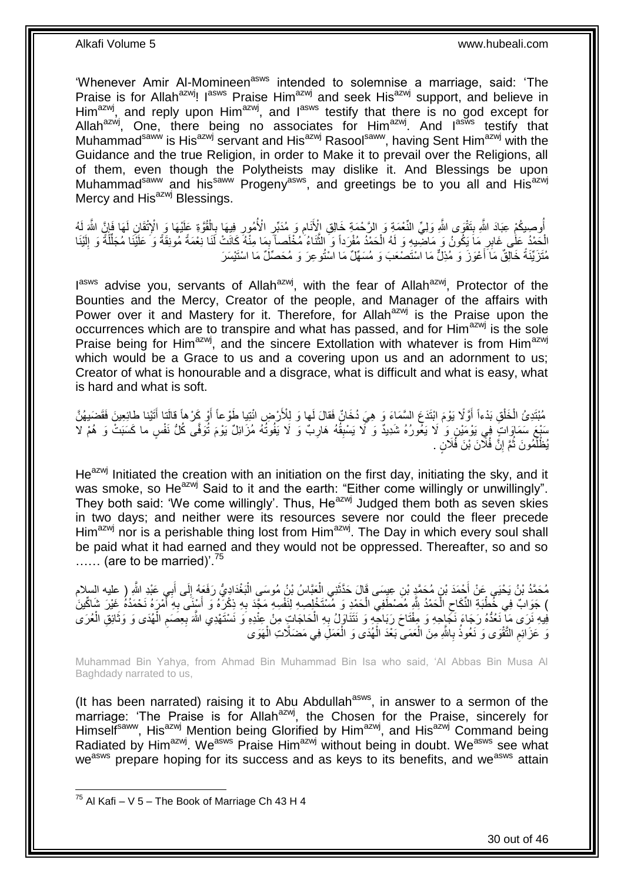'Whenever Amir Al-Momineen[asws] intended to solemnise a marriage, said: 'The Praise is for Allah[azwj]! I[asws] Praise Him[azwj] and seek His[azwj] support, and believe in Him[azwj], and reply upon Him[azwj], and I[asws] testify that there is no god except for Allah[azwj], One, there being no associates for Him[azwj]. And I[asws] testify that Muhammad[saww] is His[azwj] servant and His[azwj] Rasool[saww], having Sent Him[azwj] with the Guidance and the true Religion, in order to Make it to prevail over the Religions, all of them, even though the Polytheists may dislike it. And Blessings be upon Muhammad[saww] and his[saww] Progeny[asws], and greetings be to you all and His[azwj] Mercy and His[azwj] Blessings.

أُوصِيكُمْ عِبَادَ اللَّهِ بِتَقْوَى اللَّهِ وَلِيِّ النِّعْمَةِ وَ الرَّحْمَةِ خَالِقِ الْأَنَامِ وَ مُدَبِّرِ الْأُمُورِ فِيهَا بِالْقُوَّةِ عَلَيْهَا وَ الْإِتْقَانِ لَهَا فَإِنَّ اللَّهَ لَهُ الْحَمْدُ عَلَى غَابِرِ مَا يَكُونُ وَ مَاضِيهِ وَ لَهُ الْحَمْدُ مُفْرَداً وَ الثَّنَاءُ مُخْلَصاً بِمَا مِنْهُ كَانَتْ لَنَا نِعْمَةً مُونِقَةً وَ عَلَيْنَا مُجَلِّلَةً وَ إِلَيْنَا مُتَزَيِّنَةً خَالِقٌ مَا أَعْوَزَ وَ مُذِلٌّ مَا اسْتَصْعَبَ وَ مُسَهِّلٌ مَا اسْتُوعِرَ وَ مُحَصِّلٌ مَا اسْتَيْسَرَ

I[asws] advise you, servants of Allah[azwj], with the fear of Allah[azwj], Protector of the Bounties and the Mercy, Creator of the people, and Manager of the affairs with Power over it and Mastery for it. Therefore, for Allah[azwj] is the Praise upon the occurrences which are to transpire and what has passed, and for Him[azwj] is the sole Praise being for Him[azwj], and the sincere Extollation with whatever is from Him[azwj] which would be a Grace to us and a covering upon us and an adornment to us; Creator of what is honourable and a disgrace, what is difficult and what is easy, what is hard and what is soft.

مُبْتَدِئُ الْخَلْقِ بَدْءاً أَوَّلًا يَوْمَ ابْتَدَعَ السَّمَاءَ وَ هِيَ دُخَانٌ فَقالَ لَها وَ لِلْأَرْضِ ائْتِيا طَوْعاً أَوْ كَرْهاً قالَتا أَتَيْنا طائِعِينَ فَقَضاهُنَّ سَبْعَ سَماواتٍ فِي يَوْمَيْنِ وَ لَا يَعُورُهُ شَدِيدٌ وَ لَا يَسْبِقُهُ هَارِبٌ وَ لَا يَفُوتُهُ مُزَايِلٌ يَوْمَ تُوَفَّى كُلُّ نَفْسٍ ما كَسَبَتْ وَ هُمْ لا يُظْلَمُونَ ثُمَّ إِنَّ فُلَانَ بْنَ فُلَانٍ .

He[azwj] Initiated the creation with an initiation on the first day, initiating the sky, and it was smoke, so He[azwj] Said to it and the earth: "Either come willingly or unwillingly". They both said: 'We come willingly'. Thus, He[azwj] Judged them both as seven skies in two days; and neither were its resources severe nor could the fleer precede Him[azwj] nor is a perishable thing lost from Him[azwj]. The Day in which every soul shall be paid what it had earned and they would not be oppressed. Thereafter, so and so …… (are to be married)'.[75]

مُحَمَّدُ بْنُ يَحْيَى عَنْ أَحْمَدَ بْنِ مُحَمَّدِ بْنِ عِيسَى قَالَ حَدَّثَنِي الْعَبَّاسُ بْنُ مُوسَى الْبَغْدَادِيُّ رَفَعَهُ إِلَى أَبِي عَبْدِ اللَّهِ ( عليه السلام ) جَوَابٌ فِي خُطْبَةِ النِّكَاحِ الْحَمْدُ لِلَّهِ مُصْطَفِي الْحَمْدِ وَ مُسْتَخْلِصِهِ لِنَفْسِهِ مَجَّدَ بِهِ ذِكْرَهُ وَ أَسْنَى بِهِ أَمْرَهُ نَحْمَدُهُ غَيْرَ شَاكِّينَ فِيهِ نَرَى مَا نُعِدُّهُ رَجَاءَ نَجَاحِهِ وَ مِفْتَاحَ رَبَاحِهِ وَ نَتَنَاوَلُ بِهِ الْحَاجَاتِ مِنْ عِنْدِهِ وَ نَسْتَهْدِي اللَّهَ بِعِصَمِ الْهُدَى وَ وَثَائِقِ الْعُرَى وَ عَزَائِمِ التَّقْوَى وَ نَعُوذُ بِاللَّهِ مِنَ الْعَمَى بَعْدَ الْهُدَى وَ الْعَمَلِ فِي مَضَلَّاتِ الْهَوَى

Muhammad Bin Yahya, from Ahmad Bin Muhammad Bin Isa who said, 'Al Abbas Bin Musa Al Baghdady narrated to us,

(It has been narrated) raising it to Abu Abdullah[asws], in answer to a sermon of the marriage: 'The Praise is for Allah[azwj], the Chosen for the Praise, sincerely for Himself[saww], His[azwj] Mention being Glorified by Him[azwj], and His[azwj] Command being Radiated by Him[azwj]. We[asws] Praise Him[azwj] without being in doubt. We[asws] see what we[asws] prepare hoping for its success and as keys to its benefits, and we[asws] attain

[75] Al Kafi – V 5 – The Book of Marriage Ch 43 H 4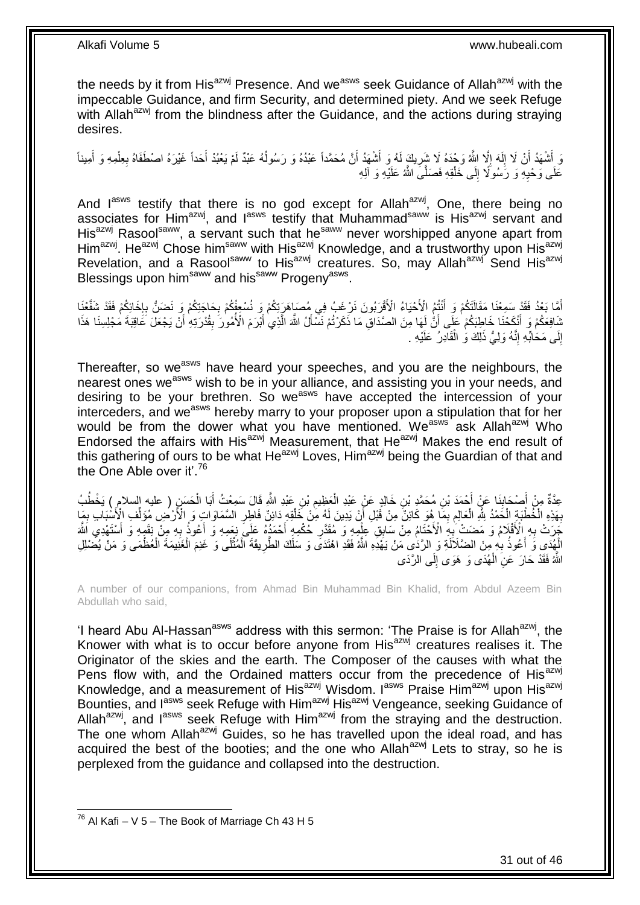the needs by it from His[azwj] Presence. And we[asws] seek Guidance of Allah[azwj] with the impeccable Guidance, and firm Security, and determined piety. And we seek Refuge with Allah[azwj] from the blindness after the Guidance, and the actions during straying desires.

وَ أَشْهَدُ أَنْ لَا إِلَهَ إِلَّا اللَّهُ وَحْدَهُ لَا شَرِيكَ لَهُ وَ أَشْهَدُ أَنَّ مُحَمَّداً عَبْدُهُ وَ رَسُولُهُ عَبْدٌ لَمْ يَعْبُدْ أَحَداً غَيْرَهُ اصْطَفَاهُ بِعِلْمِهِ وَ أَمِيناً عَلَى وَحْيِهِ وَ رَسُولًا إِلَى خَلْقِهِ فَصَلَّى اللَّهُ عَلَيْهِ وَ آلِهِ

And I[asws] testify that there is no god except for Allah[azwj], One, there being no associates for Him[azwj], and I[asws] testify that Muhammad[saww] is His[azwj] servant and His[azwj] Rasool[saww], a servant such that he[saww] never worshipped anyone apart from Him[azwj]. He[azwj] Chose him[saww] with His[azwj] Knowledge, and a trustworthy upon His[azwj] Revelation, and a Rasool[saww] to His[azwj] creatures. So, may Allah[azwj] Send His[azwj] Blessings upon him[saww] and his[saww] Progeny[asws].

أَمَّا بَعْدُ فَقَدْ سَمِعْنَا مَقَالَتَكُمْ وَ أَنْتُمُ الْأَحْيَاءُ الْأَقْرَبُونَ نَرْغَبُ فِي مُصَاهَرَتِكُمْ وَ نُسْعِفُكُمْ بِحَاجَتِكُمْ وَ نَضَنُّ بِإِخَائِكُمْ فَقَدْ شَفَّعْنَا شَافِعَكُمْ وَ أَنْكَحْنَا خَاطِبَكُمْ عَلَى أَنَّ لَهَا مِنَ الصَّدَاقِ مَا ذَكَرْتُمْ نَسْأَلُ اللَّهَ الَّذِي أَبْرَمَ الْأُمُورَ بِقُدْرَتِهِ أَنْ يَجْعَلَ عَاقِبَةَ مَجْلِسِنَا هَذَا إِلَى مَحَابِّهِ إِنَّهُ وَلِيُّ ذَلِكَ وَ الْقَادِرُ عَلَيْهِ .

Thereafter, so we[asws] have heard your speeches, and you are the neighbours, the nearest ones we[asws] wish to be in your alliance, and assisting you in your needs, and desiring to be your brethren. So we[asws] have accepted the intercession of your interceders, and we[asws] hereby marry to your proposer upon a stipulation that for her would be from the dower what you have mentioned. We[asws] ask Allah[azwj] Who Endorsed the affairs with His[azwj] Measurement, that He[azwj] Makes the end result of this gathering of ours to be what He[azwj] Loves, Him[azwj] being the Guardian of that and the One Able over it'.[76]

عِدَّةٌ مِنْ أَصْحَابِنَا عَنْ أَحْمَدَ بْنِ مُحَمَّدِ بْنِ خَالِدٍ عَنْ عَبْدِ الْعَظِيمِ بْنِ عَبْدِ اللَّهِ قَالَ سَمِعْتُ أَبَا الْحَسَنِ ( عليه السلام ) يَخْطُبُ بِهَذِهِ الْخُطْبَةِ الْحَمْدُ لِلَّهِ الْعَالِمِ بِمَا هُوَ كَائِنٌ مِنْ قَبْلِ أَنْ يَدِينَ لَهُ مِنْ خَلْقِهِ دَائِنٌ فَاطِرِ السَّمَاوَاتِ وَ الْأَرْضِ مُؤَلِّفِ الْأَسْبَابِ بِمَا جَرَتْ بِهِ الْأَقْلَامُ وَ مَضَتْ بِهِ الْأَحْتَامُ مِنْ سَابِقِ عِلْمِهِ وَ مُقَدَّرِ حُكْمِهِ أَحْمَدُهُ عَلَى نِعَمِهِ وَ أَعُوذُ بِهِ مِنْ نِقَمِهِ وَ أَسْتَهْدِي اللَّهَ الْهُدَى وَ أَعُوذُ بِهِ مِنَ الضَّلَالَةِ وَ الرَّدَى مَنْ يَهْدِهِ اللَّهُ فَقَدِ اهْتَدَى وَ سَلَكَ الطَّرِيقَةَ الْمُثْلَى وَ غَنِمَ الْغَنِيمَةَ الْعُظْمَى وَ مَنْ يُضْلِلِ اللَّهُ فَقَدْ حَارَ عَنِ الْهُدَى وَ هَوَى إِلَى الرَّدَى

A number of our companions, from Ahmad Bin Muhammad Bin Khalid, from Abdul Azeem Bin Abdullah who said,

'I heard Abu Al-Hassan[asws] address with this sermon: 'The Praise is for Allah[azwj], the Knower with what is to occur before anyone from His[azwj] creatures realises it. The Originator of the skies and the earth. The Composer of the causes with what the Pens flow with, and the Ordained matters occur from the precedence of His[azwj] Knowledge, and a measurement of His[azwj] Wisdom. I[asws] Praise Him[azwj] upon His[azwj] Bounties, and I[asws] seek Refuge with Him[azwj] His[azwj] Vengeance, seeking Guidance of Allah[azwj], and I[asws] seek Refuge with Him[azwj] from the straying and the destruction. The one whom Allah[azwj] Guides, so he has travelled upon the ideal road, and has acquired the best of the booties; and the one who Allah[azwj] Lets to stray, so he is perplexed from the guidance and collapsed into the destruction.

---

[76] Al Kafi – V 5 – The Book of Marriage Ch 43 H 5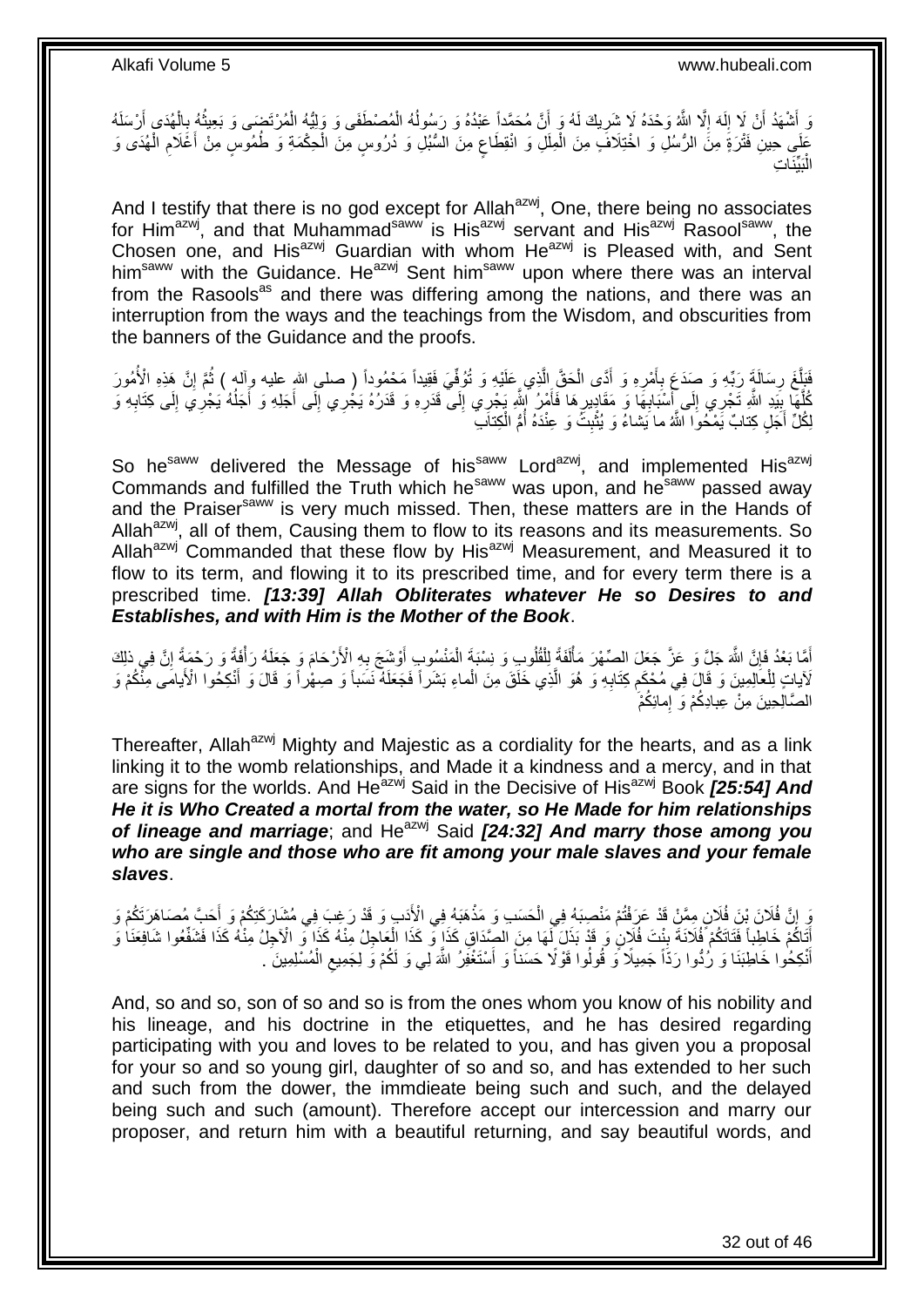وَ أَشْهَدُ أَنْ لَا إِلَهَ إِلَّا اللَّهُ وَحْدَهُ لَا شَرِيكَ لَهُ وَ أَنَّ مُحَمَّداً عَبْدُهُ وَ رَسُولُهُ الْمُصْطَفَى وَ وَلِيُّهُ الْمُرْتَضَى وَ بَعِيثُهُ بِالْهُدَى أَرْسَلَهُ عَلَى حِينِ فَتْرَةٍ مِنَ الرُّسُلِ وَ اخْتِلَافٍ مِنَ الْمِلَلِ وَ انْقِطَاعٍ مِنَ السُّبُلِ وَ دُرُوسٍ مِنَ الْحِكْمَةِ وَ طُمُوسٍ مِنْ أَعْلَامِ الْهُدَى وَ الْبَيِّنَاتِ

And I testify that there is no god except for Allah[azwj], One, there being no associates for Him[azwj], and that Muhammad[saww] is His[azwj] servant and His[azwj] Rasool[saww], the Chosen one, and His[azwj] Guardian with whom He[azwj] is Pleased with, and Sent him[saww] with the Guidance. He[azwj] Sent him[saww] upon where there was an interval from the Rasools[as] and there was differing among the nations, and there was an interruption from the ways and the teachings from the Wisdom, and obscurities from the banners of the Guidance and the proofs.

فَبَلَّغَ رِسَالَةَ رَبِّهِ وَ صَدَعَ بِأَمْرِهِ وَ أَدَّى الْحَقَّ الَّذِي عَلَيْهِ وَ تُوُفِّيَ فَقِيداً مَحْمُوداً ( صلى الله عليه وآله ) ثُمَّ إِنَّ هَذِهِ الْأُمُورَ كُلَّهَا بِيَدِ اللَّهِ تَجْرِي إِلَى أَسْبَابِهَا وَ مَقَادِيرِهَا فَأَمْرُ اللَّهِ يَجْرِي إِلَى قَدَرِهِ وَ قَدَرُهُ يَجْرِي إِلَى أَجَلِهِ وَ أَجَلُهُ يَجْرِي إِلَى كِتَابِهِ وَ لِكُلِّ أَجَلٍ كِتابٌ يَمْحُوا اللَّهُ ما يَشاءُ وَ يُثْبِتُ وَ عِنْدَهُ أُمُّ الْكِتابِ

So he[saww] delivered the Message of his[saww] Lord[azwj], and implemented His[azwj] Commands and fulfilled the Truth which he[saww] was upon, and he[saww] passed away and the Praiser[saww] is very much missed. Then, these matters are in the Hands of Allah[azwj], all of them, Causing them to flow to its reasons and its measurements. So Allah[azwj] Commanded that these flow by His[azwj] Measurement, and Measured it to flow to its term, and flowing it to its prescribed time, and for every term there is a prescribed time. ***[13:39] Allah Obliterates whatever He so Desires to and Establishes, and with Him is the Mother of the Book***.

أَمَّا بَعْدُ فَإِنَّ اللَّهَ جَلَّ وَ عَزَّ جَعَلَ الصِّهْرَ مَأْلَفَةً لِلْقُلُوبِ وَ نِسْبَةَ الْمَنْسُوبِ أَوْشَجَ بِهِ الْأَرْحَامَ وَ جَعَلَهُ رَأْفَةً وَ رَحْمَةً إِنَّ فِي ذَلِكَ لَآياتٍ لِلْعالِمِينَ وَ قَالَ فِي مُحْكَمِ كِتَابِهِ وَ هُوَ الَّذِي خَلَقَ مِنَ الْماءِ بَشَراً فَجَعَلَهُ نَسَباً وَ صِهْراً وَ قَالَ وَ أَنْكِحُوا الْأَيامى مِنْكُمْ وَ الصَّالِحِينَ مِنْ عِبادِكُمْ وَ إِمائِكُمْ

Thereafter, Allah[azwj] Mighty and Majestic as a cordiality for the hearts, and as a link linking it to the womb relationships, and Made it a kindness and a mercy, and in that are signs for the worlds. And He[azwj] Said in the Decisive of His[azwj] Book ***[25:54] And He it is Who Created a mortal from the water, so He Made for him relationships of lineage and marriage***; and He[azwj] Said ***[24:32] And marry those among you who are single and those who are fit among your male slaves and your female slaves***.

وَ إِنَّ فُلَانَ بْنَ فُلَانٍ مِمَّنْ قَدْ عَرَفْتُمْ مَنْصِبَهُ فِي الْحَسَبِ وَ مَذْهَبَهُ فِي الْأَدَبِ وَ قَدْ رَغِبَ فِي مُشَارَكَتِكُمْ وَ أَحَبَّ مُصَاهَرَتَكُمْ وَ أَتَاكُمْ خَاطِباً فَتَاتَكُمْ فُلَانَةَ بِنْتَ فُلَانٍ وَ قَدْ بَذَلَ لَهَا مِنَ الصَّدَاقِ كَذَا وَ كَذَا الْعَاجِلُ مِنْهُ كَذَا وَ الْآجِلُ مِنْهُ كَذَا فَشَفِّعُوا شَافِعَنَا وَ أَنْكِحُوا خَاطِبَنَا وَ رُدُّوا رَدّاً جَمِيلًا وَ قُولُوا قَوْلًا حَسَناً وَ أَسْتَغْفِرُ اللَّهَ لِي وَ لَكُمْ وَ لِجَمِيعِ الْمُسْلِمِينَ .

And, so and so, son of so and so is from the ones whom you know of his nobility and his lineage, and his doctrine in the etiquettes, and he has desired regarding participating with you and loves to be related to you, and has given you a proposal for your so and so young girl, daughter of so and so, and has extended to her such and such from the dower, the immdieate being such and such, and the delayed being such and such (amount). Therefore accept our intercession and marry our proposer, and return him with a beautiful returning, and say beautiful words, and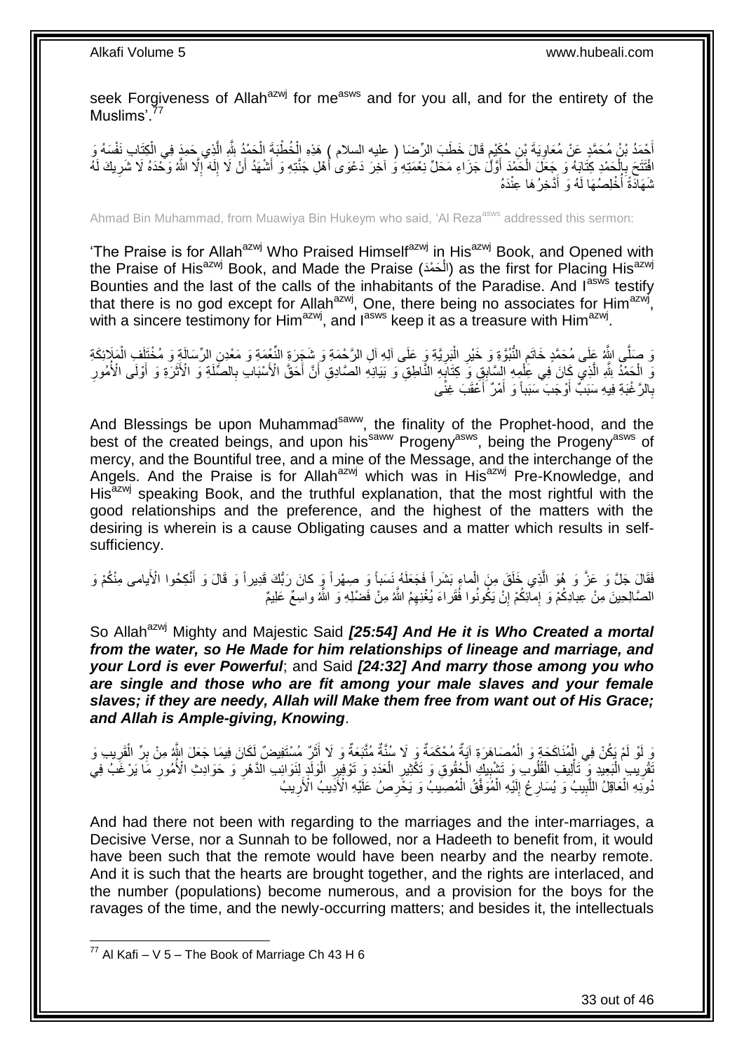seek Forgiveness of Allah[azwj] for me[asws] and for you all, and for the entirety of the Muslims'.[77]

أَحْمَدُ بْنُ مُحَمَّدٍ عَنْ مُعَاوِيَةَ بْنِ حُكَيْمٍ قَالَ خَطَبَ الرِّضَا ( عليه السلام ) هَذِهِ الْخُطْبَةَ الْحَمْدُ لِلَّهِ الَّذِي حَمِدَ فِي الْكِتَابِ نَفْسَهُ وَ افْتَتَحَ بِالْحَمْدِ كِتَابَهُ وَ جَعَلَ الْحَمْدَ أَوَّلَ جَزَاءِ مَحَلِّ نِعْمَتِهِ وَ آخِرَ دَعْوَى أَهْلِ جَنَّتِهِ وَ أَشْهَدُ أَنْ لَا إِلَهَ إِلَّا اللَّهُ وَحْدَهُ لَا شَرِيكَ لَهُ شَهَادَةً أُخْلِصُهَا لَهُ وَ أَدَّخِرُهَا عِنْدَهُ

Ahmad Bin Muhammad, from Muawiya Bin Hukeym who said, 'Al Reza[asws] addressed this sermon:

'The Praise is for Allah[azwj] Who Praised Himself[azwj] in His[azwj] Book, and Opened with the Praise of His[azwj] Book, and Made the Praise (الْحَمْدَ) as the first for Placing His[azwj] Bounties and the last of the calls of the inhabitants of the Paradise. And I[asws] testify that there is no god except for Allah[azwj], One, there being no associates for Him[azwj], with a sincere testimony for Him[azwj], and I[asws] keep it as a treasure with Him[azwj].

وَ صَلَّى اللَّهُ عَلَى مُحَمَّدٍ خَاتَمِ النُّبُوَّةِ وَ خَيْرِ الْبَرِيَّةِ وَ عَلَى آلِهِ آلِ الرَّحْمَةِ وَ شَجَرَةِ النِّعْمَةِ وَ مَعْدِنِ الرِّسَالَةِ وَ مُخْتَلَفِ الْمَلَائِكَةِ وَ الْحَمْدُ لِلَّهِ الَّذِي كَانَ فِي عِلْمِهِ السَّابِقِ وَ كِتَابِهِ النَّاطِقِ وَ بَيَانِهِ الصَّادِقِ أَنَّ أَحَقَّ الْأَسْبَابِ بِالصِّلَةِ وَ الْأَثَرَةِ وَ أَوْلَى الْأُمُورِ بِالرَّغْبَةِ فِيهِ سَبَبٌ أَوْجَبَ سَبَباً وَ أَمْرٌ أَعْقَبَ غِنًى

And Blessings be upon Muhammad[saww], the finality of the Prophet-hood, and the best of the created beings, and upon his[saww] Progeny[asws], being the Progeny[asws] of mercy, and the Bountiful tree, and a mine of the Message, and the interchange of the Angels. And the Praise is for Allah[azwj] which was in His[azwj] Pre-Knowledge, and His[azwj] speaking Book, and the truthful explanation, that the most rightful with the good relationships and the preference, and the highest of the matters with the desiring is wherein is a cause Obligating causes and a matter which results in self-sufficiency.

فَقَالَ جَلَّ وَ عَزَّ وَ هُوَ الَّذِي خَلَقَ مِنَ الْماءِ بَشَراً فَجَعَلَهُ نَسَباً وَ صِهْراً وَ كانَ رَبُّكَ قَدِيراً وَ قَالَ وَ أَنْكِحُوا الْأَيامى مِنْكُمْ وَ الصَّالِحِينَ مِنْ عِبادِكُمْ وَ إِمائِكُمْ إِنْ يَكُونُوا فُقَراءَ يُغْنِهِمُ اللَّهُ مِنْ فَضْلِهِ وَ اللَّهُ واسِعٌ عَلِيمٌ

So Allah[azwj] Mighty and Majestic Said ***[25:54] And He it is Who Created a mortal from the water, so He Made for him relationships of lineage and marriage, and your Lord is ever Powerful***; and Said ***[24:32] And marry those among you who are single and those who are fit among your male slaves and your female slaves; if they are needy, Allah will Make them free from want out of His Grace; and Allah is Ample-giving, Knowing***.

وَ لَوْ لَمْ يَكُنْ فِي الْمُنَاكَحَةِ وَ الْمُصَاهَرَةِ آيَةٌ مُحْكَمَةٌ وَ لَا سُنَّةٌ مُتَّبَعَةٌ وَ لَا أَثَرٌ مُسْتَفِيضٌ لَكَانَ فِيمَا جَعَلَ اللَّهُ مِنْ بِرِّ الْقَرِيبِ وَ تَقْرِيبِ الْبَعِيدِ وَ تَأْلِيفِ الْقُلُوبِ وَ تَشْبِيكِ الْحُقُوقِ وَ تَكْثِيرِ الْعَدَدِ وَ تَوْفِيرِ الْوَلَدِ لِنَوَائِبِ الدَّهْرِ وَ حَوَادِثِ الْأُمُورِ مَا يَرْغَبُ فِي دُونِهِ الْعَاقِلُ اللَّبِيبُ وَ يُسَارِعُ إِلَيْهِ الْمُوَفَّقُ الْمُصِيبُ وَ يَحْرِصُ عَلَيْهِ الْأَدِيبُ الْأَرِيبُ

And had there not been with regarding to the marriages and the inter-marriages, a Decisive Verse, nor a Sunnah to be followed, nor a Hadeeth to benefit from, it would have been such that the remote would have been nearby and the nearby remote. And it is such that the hearts are brought together, and the rights are interlaced, and the number (populations) become numerous, and a provision for the boys for the ravages of the time, and the newly-occurring matters; and besides it, the intellectuals

[77] Al Kafi – V 5 – The Book of Marriage Ch 43 H 6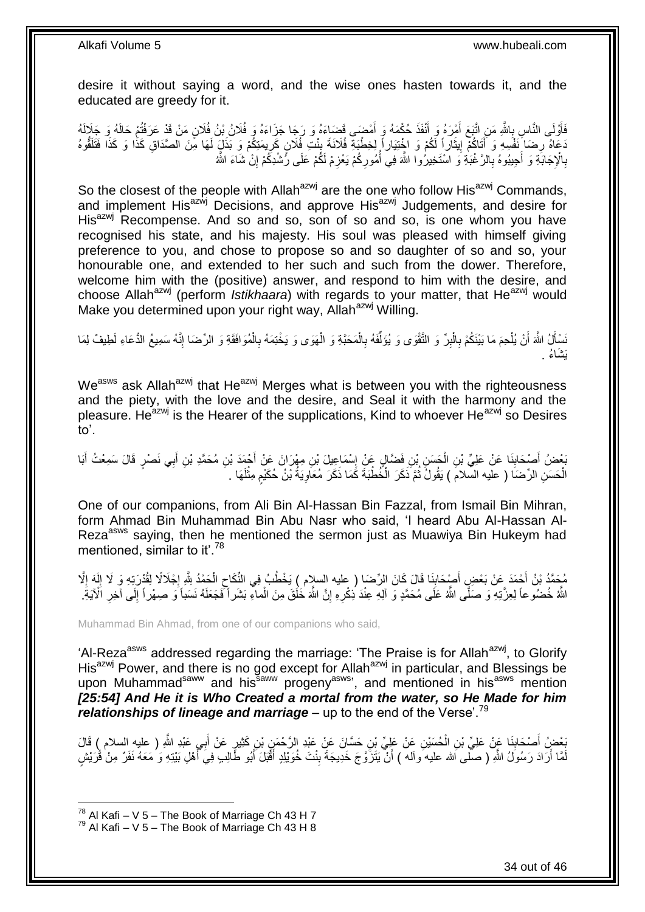desire it without saying a word, and the wise ones hasten towards it, and the educated are greedy for it.

فَأَوْلَى النَّاسِ بِاللَّهِ مَنِ اتَّبَعَ أَمْرَهُ وَ أَنْفَذَ حُكْمَهُ وَ أَمْضَى قَضَاءَهُ وَ رَجَا جَزَاءَهُ وَ فُلَانُ بْنُ فُلَانٍ مَنْ قَدْ عَرَفْتُمْ حَالَهُ وَ جَلَالَهُ دَعَاهُ رِضَا نَفْسِهِ وَ أَتَاكُمْ إِيثَاراً لَكُمْ وَ اخْتِيَاراً لِخِطْبَةِ فُلَانَةَ بِنْتِ فُلَانٍ كَرِيمَتِكُمْ وَ بَذَلَ لَهَا مِنَ الصَّدَاقِ كَذَا وَ كَذَا فَتَلَقَّوْهُ بِالْإِجَابَةِ وَ أَجِيبُوهُ بِالرَّغْبَةِ وَ اسْتَخِيرُوا اللَّهَ فِي أُمُورِكُمْ يَعْزِمْ لَكُمْ عَلَى رُشْدِكُمْ إِنْ شَاءَ اللَّهُ

So the closest of the people with Allah[azwj] are the one who follow His[azwj] Commands, and implement His[azwj] Decisions, and approve His[azwj] Judgements, and desire for His[azwj] Recompense. And so and so, son of so and so, is one whom you have recognised his state, and his majesty. His soul was pleased with himself giving preference to you, and chose to propose so and so daughter of so and so, your honourable one, and extended to her such and such from the dower. Therefore, welcome him with the (positive) answer, and respond to him with the desire, and choose Allah[azwj] (perform *Istikhaara*) with regards to your matter, that He[azwj] would Make you determined upon your right way, Allah[azwj] Willing.

نَسْأَلُ اللَّهَ أَنْ يُلْحِمَ مَا بَيْنَكُمْ بِالْبِرِّ وَ التَّقْوَى وَ يُؤَلِّفَهُ بِالْمَحَبَّةِ وَ الْهَوَى وَ يَخْتِمَهُ بِالْمُوَافَقَةِ وَ الرِّضَا إِنَّهُ سَمِيعُ الدُّعَاءِ لَطِيفٌ لِمَا يَشَاءُ .

We[asws] ask Allah[azwj] that He[azwj] Merges what is between you with the righteousness and the piety, with the love and the desire, and Seal it with the harmony and the pleasure. He[azwj] is the Hearer of the supplications, Kind to whoever He[azwj] so Desires to'.

بَعْضُ أَصْحَابِنَا عَنْ عَلِيِّ بْنِ الْحَسَنِ بْنِ فَضَّالٍ عَنْ إِسْمَاعِيلَ بْنِ مِهْرَانَ عَنْ أَحْمَدَ بْنِ مُحَمَّدِ بْنِ أَبِي نَصْرٍ قَالَ سَمِعْتُ أَبَا الْحَسَنِ الرِّضَا ( عليه السلام ) يَقُولُ ثُمَّ ذَكَرَ الْخُطْبَةَ كَمَا ذَكَرَ مُعَاوِيَةُ بْنُ حُكَيْمٍ مِثْلَهَا .

One of our companions, from Ali Bin Al-Hassan Bin Fazzal, from Ismail Bin Mihran, form Ahmad Bin Muhammad Bin Abu Nasr who said, 'I heard Abu Al-Hassan Al-Reza[asws] saying, then he mentioned the sermon just as Muawiya Bin Hukeym had mentioned, similar to it'.[78]

مُحَمَّدُ بْنُ أَحْمَدَ عَنْ بَعْضِ أَصْحَابِنَا قَالَ كَانَ الرِّضَا ( عليه السلام ) يَخْطُبُ فِي النِّكَاحِ الْحَمْدُ لِلَّهِ إِجْلَالًا لِقُدْرَتِهِ وَ لَا إِلَهَ إِلَّا اللَّهُ خُضُوعاً لِعِزَّتِهِ وَ صَلَّى اللَّهُ عَلَى مُحَمَّدٍ وَ آلِهِ عِنْدَ ذِكْرِهِ إِنَّ اللَّهَ خَلَقَ مِنَ الْماءِ بَشَراً فَجَعَلَهُ نَسَباً وَ صِهْراً إِلَى آخِرِ الْآيَةِ.

Muhammad Bin Ahmad, from one of our companions who said,

'Al-Reza[asws] addressed regarding the marriage: 'The Praise is for Allah[azwj], to Glorify His[azwj] Power, and there is no god except for Allah[azwj] in particular, and Blessings be upon Muhammad[saww] and his[saww] progeny[asws]', and mentioned in his[asws] mention ***[25:54] And He it is Who Created a mortal from the water, so He Made for him relationships of lineage and marriage*** – up to the end of the Verse'.[79]

بَعْضُ أَصْحَابِنَا عَنْ عَلِيِّ بْنِ الْحُسَيْنِ عَنْ عَلِيِّ بْنِ حَسَّانَ عَنْ عَبْدِ الرَّحْمَنِ بْنِ كَثِيرٍ عَنْ أَبِي عَبْدِ اللَّهِ ( عليه السلام ) قَالَ لَمَّا أَرَادَ رَسُولُ اللَّهِ ( صلى الله عليه وآله ) أَنْ يَتَزَوَّجَ خَدِيجَةَ بِنْتَ خُوَيْلِدٍ أَقْبَلَ أَبُو طَالِبٍ فِي أَهْلِ بَيْتِهِ وَ مَعَهُ نَفَرٌ مِنْ قُرَيْشٍ

[78] Al Kafi – V 5 – The Book of Marriage Ch 43 H 7
[79] Al Kafi – V 5 – The Book of Marriage Ch 43 H 8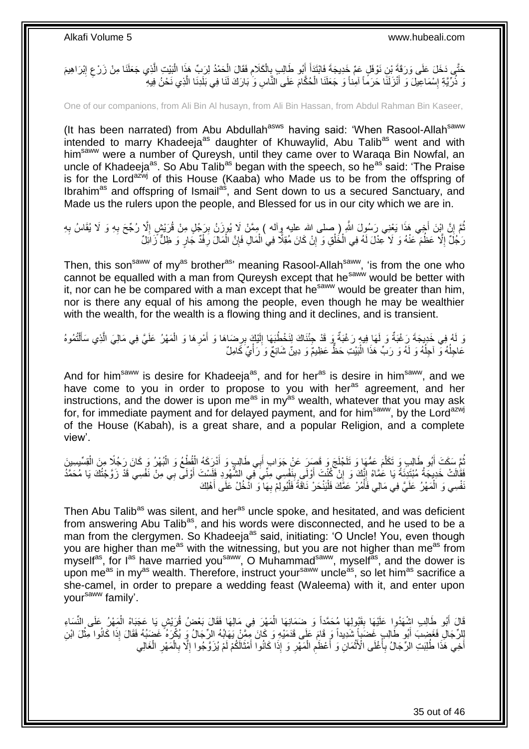حَتَّى دَخَلَ عَلَى وَرَقَةَ بْنِ نَوْفَلٍ عَمِّ خَدِيجَةَ فَابْتَدَأَ أَبُو طَالِبٍ بِالْكَلَامِ فَقَالَ الْحَمْدُ لِرَبِّ هَذَا الْبَيْتِ الَّذِي جَعَلَنَا مِنْ زَرْعِ إِبْرَاهِيمَ وَ ذُرِّيَّةِ إِسْمَاعِيلَ وَ أَنْزَلَنَا حَرَماً آمِناً وَ جَعَلَنَا الْحُكَّامَ عَلَى النَّاسِ وَ بَارَكَ لَنَا فِي بَلَدِنَا الَّذِي نَحْنُ فِيهِ

One of our companions, from Ali Bin Al husayn, from Ali Bin Hassan, from Abdul Rahman Bin Kaseer,

(It has been narrated) from Abu Abdullah[asws] having said: 'When Rasool-Allah[saww] intended to marry Khadeeja[as] daughter of Khuwaylid, Abu Talib[as] went and with him[saww] were a number of Qureysh, until they came over to Waraqa Bin Nowfal, an uncle of Khadeeja[as]. So Abu Talib[as] began with the speech, so he[as] said: 'The Praise is for the Lord[azwj] of this House (Kaaba) who Made us to be from the offspring of Ibrahim[as] and offspring of Ismail[as], and Sent down to us a secured Sanctuary, and Made us the rulers upon the people, and Blessed for us in our city which we are in.

ثُمَّ إِنَّ ابْنَ أَخِي هَذَا يَعْنِي رَسُولَ اللَّهِ ( صلى الله عليه وآله ) مِمَّنْ لَا يُوزَنُ بِرَجُلٍ مِنْ قُرَيْشٍ إِلَّا رُجِّحَ بِهِ وَ لَا يُقَاسُ بِهِ رَجُلٌ إِلَّا عَظُمَ عَنْهُ وَ لَا عِدْلَ لَهُ فِي الْخَلْقِ وَ إِنْ كَانَ مُقِلًّا فِي الْمَالِ فَإِنَّ الْمَالَ رِفْدٌ جَارٍ وَ ظِلٌّ زَائِلٌ

Then, this son[saww] of my[as] brother[as]' meaning Rasool-Allah[saww], 'is from the one who cannot be equalled with a man from Qureysh except that he[saww] would be better with it, nor can he be compared with a man except that he[saww] would be greater than him, nor is there any equal of his among the people, even though he may be wealthier with the wealth, for the wealth is a flowing thing and it declines, and is transient.

وَ لَهُ فِي خَدِيجَةَ رَغْبَةٌ وَ لَهَا فِيهِ رَغْبَةٌ وَ قَدْ جِئْنَاكَ لِنَخْطُبَهَا إِلَيْكَ بِرِضَاهَا وَ أَمْرِهَا وَ الْمَهْرُ عَلَيَّ فِي مَالِيَ الَّذِي سَأَلْتُمُوهُ عَاجِلُهُ وَ آجِلُهُ وَ لَهُ وَ رَبِّ هَذَا الْبَيْتِ حَظٌّ عَظِيمٌ وَ دِينٌ شَائِعٌ وَ رَأْيٌ كَامِلٌ

And for him[saww] is desire for Khadeeja[as], and for her[as] is desire in him[saww], and we have come to you in order to propose to you with her[as] agreement, and her instructions, and the dower is upon me[as] in my[as] wealth, whatever that you may ask for, for immediate payment and for delayed payment, and for him[saww], by the Lord[azwj] of the House (Kabah), is a great share, and a popular Religion, and a complete view'.

ثُمَّ سَكَتَ أَبُو طَالِبٍ وَ تَكَلَّمَ عَمُّهَا وَ تَلَجْلَجَ وَ قَصُرَ عَنْ جَوَابِ أَبِي طَالِبٍ وَ أَدْرَكَهُ الْقُطْعُ وَ الْبُهْرُ وَ كَانَ رَجُلًا مِنَ الْقِسِّيسِينَ فَقَالَتْ خَدِيجَةُ مُبْتَدِئَةً يَا عَمَّاهْ إِنَّكَ وَ إِنْ كُنْتَ أَوْلَى بِنَفْسِي مِنِّي فِي الشُّهُودِ فَلَسْتَ أَوْلَى بِي مِنْ نَفْسِي قَدْ زَوَّجْتُكَ يَا مُحَمَّدُ نَفْسِي وَ الْمَهْرُ عَلَيَّ فِي مَالِي فَأْمُرْ عَمَّكَ فَلْيَنْحَرْ نَاقَةً فَلْيُولِمْ بِهَا وَ ادْخُلْ عَلَى أَهْلِكَ

Then Abu Talib[as] was silent, and her[as] uncle spoke, and hesitated, and was deficient from answering Abu Talib[as], and his words were disconnected, and he used to be a man from the clergymen. So Khadeeja[as] said, initiating: 'O Uncle! You, even though you are higher than me[as] with the witnessing, but you are not higher than me[as] from myself[as], for I[as] have married you[saww], O Muhammad[saww], myself[as], and the dower is upon me[as] in my[as] wealth. Therefore, instruct your[saww] uncle[as], so let him[as] sacrifice a she-camel, in order to prepare a wedding feast (Waleema) with it, and enter upon your[saww] family'.

قَالَ أَبُو طَالِبٍ اشْهَدُوا عَلَيْهَا بِقَبُولِهَا مُحَمَّداً وَ ضَمَانِهَا الْمَهْرَ فِي مَالِهَا فَقَالَ بَعْضُ قُرَيْشٍ يَا عَجَبَاهْ الْمَهْرُ عَلَى النِّسَاءِ لِلرِّجَالِ فَغَضِبَ أَبُو طَالِبٍ غَضَباً شَدِيداً وَ قَامَ عَلَى قَدَمَيْهِ وَ كَانَ مِمَّنْ يَهَابُهُ الرِّجَالُ وَ يُكْرَهُ غَضَبُهُ فَقَالَ إِذَا كَانُوا مِثْلَ ابْنِ أَخِي هَذَا طُلِبَتِ الرِّجَالُ بِأَغْلَى الْأَثْمَانِ وَ أَعْظَمِ الْمَهْرِ وَ إِذَا كَانُوا أَمْثَالَكُمْ لَمْ يُزَوَّجُوا إِلَّا بِالْمَهْرِ الْغَالِي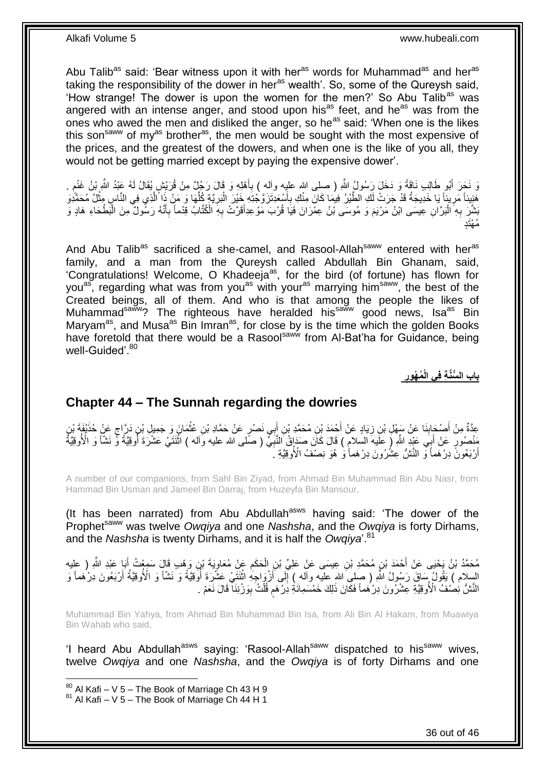Abu Talib[as] said: 'Bear witness upon it with her[as] words for Muhammad[as] and her[as] taking the responsibility of the dower in her[as] wealth'. So, some of the Qureysh said, 'How strange! The dower is upon the women for the men?' So Abu Talib[as] was angered with an intense anger, and stood upon his[as] feet, and he[as] was from the ones who awed the men and disliked the anger, so he[as] said: 'When one is the likes this son[saww] of my[as] brother[as], the men would be sought with the most expensive of the prices, and the greatest of the dowers, and when one is the like of you all, they would not be getting married except by paying the expensive dower'.

وَ نَحَرَ أَبُو طَالِبٍ نَاقَةً وَ دَخَلَ رَسُولُ اللَّهِ ( صلى الله عليه وآله ) بِأَهْلِهِ وَ قَالَ رَجُلٌ مِنْ قُرَيْشٍ يُقَالُ لَهُ عَبْدُ اللَّهِ بْنُ غَنْمٍ . هَنِيئاً مَرِيئاً يَا خَدِيجَةُ قَدْ جَرَتْ لَكِ الطَّيْرُ فِيمَا كَانَ مِنْكِ بِأَسْعَدِ‏ تَزَوَّجْتِهِ خَيْرَ الْبَرِيَّةِ كُلِّهَا وَ مَنْ ذَا الَّذِي فِي النَّاسِ مِثْلُ مُحَمَّدٍ وَ بَشَّرَ بِهِ الْبَرَّانِ عِيسَى ابْنُ مَرْيَمَ وَ مُوسَى بْنُ عِمْرَانَ فَيَا قُرْبَ مَوْعِدٍ أَقَرَّتْ بِهِ الْكُتَّابُ قِدْماً بِأَنَّهُ رَسُولٌ مِنَ الْبَطْحَاءِ هَادٍ وَ مُهْتَدٍ

And Abu Talib[as] sacrificed a she-camel, and Rasool-Allah[saww] entered with her[as] family, and a man from the Qureysh called Abdullah Bin Ghanam, said, 'Congratulations! Welcome, O Khadeeja[as], for the bird (of fortune) has flown for you[as], regarding what was from you[as] with your[as] marrying him[saww], the best of the Created beings, all of them. And who is that among the people the likes of Muhammad[saww]? The righteous have heralded his[saww] good news, Isa[as] Bin Maryam[as], and Musa[as] Bin Imran[as], for close by is the time which the golden Books have foretold that there would be a Rasool[saww] from Al-Bat'ha for Guidance, being well-Guided'.[80]

## باب السُّنَّةِ فِي الْمُهُورِ

## Chapter 44 – The Sunnah regarding the dowries

عِدَّةٌ مِنْ أَصْحَابِنَا عَنْ سَهْلِ بْنِ زِيَادٍ عَنْ أَحْمَدَ بْنِ مُحَمَّدِ بْنِ أَبِي نَصْرٍ عَنْ حَمَّادِ بْنِ عُثْمَانَ وَ جَمِيلِ بْنِ دَرَّاجٍ عَنْ حُذَيْفَةَ بْنِ مَنْصُورٍ عَنْ أَبِي عَبْدِ اللَّهِ ( عليه السلام ) قَالَ كَانَ صَدَاقُ النَّبِيِّ ( صلى الله عليه وآله ) اثْنَتَيْ عَشْرَةَ أُوقِيَّةً وَ نَشّاً وَ الْأُوقِيَّةُ أَرْبَعُونَ دِرْهَماً وَ النَّشُّ عِشْرُونَ دِرْهَماً وَ هُوَ نِصْفُ الْأُوقِيَّةِ .

A number of our companions, from Sahl Bin Ziyad, from Ahmad Bin Muhammad Bin Abu Nasr, from Hammad Bin Usman and Jameel Bin Darraj, from Huzeyfa Bin Mansour,

(It has been narrated) from Abu Abdullah[asws] having said: 'The dower of the Prophet[saww] was twelve *Owqiya* and one *Nashsha*, and the *Owqiya* is forty Dirhams, and the *Nashsha* is twenty Dirhams, and it is half the *Owqiya*'.[81]

مُحَمَّدُ بْنُ يَحْيَى عَنْ أَحْمَدَ بْنِ مُحَمَّدِ بْنِ عِيسَى عَنْ عَلِيِّ بْنِ الْحَكَمِ عَنْ مُعَاوِيَةَ بْنِ وَهْبٍ قَالَ سَمِعْتُ أَبَا عَبْدِ اللَّهِ ( عليه السلام ) يَقُولُ سَاقَ رَسُولُ اللَّهِ ( صلى الله عليه وآله ) إِلَى أَزْوَاجِهِ اثْنَتَيْ عَشْرَةَ أُوقِيَّةً وَ نَشّاً وَ الْأُوقِيَّةُ أَرْبَعُونَ دِرْهَماً وَ النَّشُّ نِصْفُ الْأُوقِيَّةِ عِشْرُونَ دِرْهَماً فَكَانَ ذَلِكَ خَمْسَمِائَةِ دِرْهَمٍ قُلْتُ بِوَزْنِنَا قَالَ نَعَمْ .

Muhammad Bin Yahya, from Ahmad Bin Muhammad Bin Isa, from Ali Bin Al Hakam, from Muawiya Bin Wahab who said,

'I heard Abu Abdullah[asws] saying: 'Rasool-Allah[saww] dispatched to his[saww] wives, twelve *Owqiya* and one *Nashsha*, and the *Owqiya* is of forty Dirhams and one

[80] Al Kafi – V 5 – The Book of Marriage Ch 43 H 9
[81] Al Kafi – V 5 – The Book of Marriage Ch 44 H 1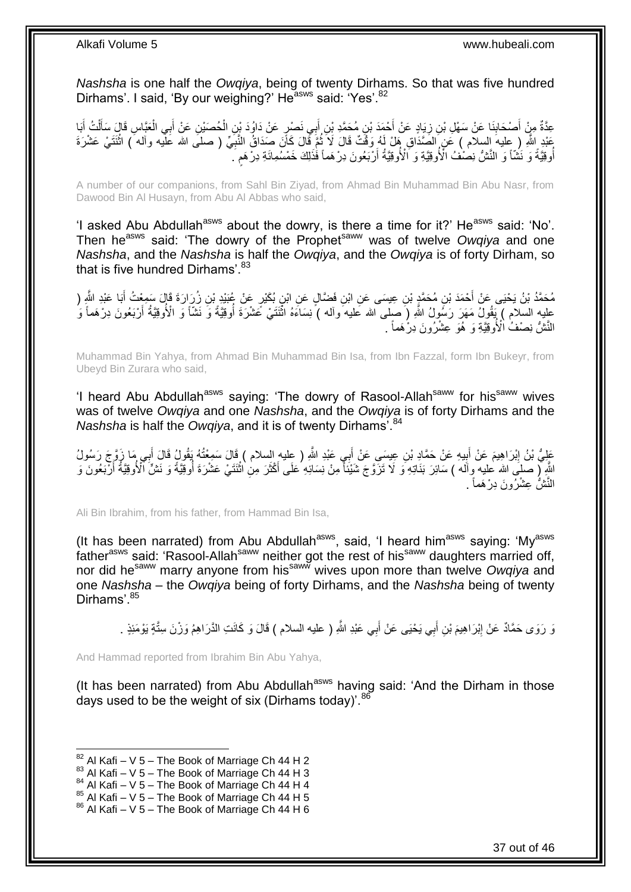*Nashsha* is one half the *Owqiya*, being of twenty Dirhams. So that was five hundred Dirhams'. I said, 'By our weighing?' He[asws] said: 'Yes'.[82]

عِدَّةٌ مِنْ أَصْحَابِنَا عَنْ سَهْلِ بْنِ زِيَادٍ عَنْ أَحْمَدَ بْنِ مُحَمَّدِ بْنِ أَبِي نَصْرٍ عَنْ دَاوُدَ بْنِ الْحُصَيْنِ عَنْ أَبِي الْعَبَّاسِ قَالَ سَأَلْتُ أَبَا عَبْدِ اللَّهِ ( عليه السلام ) عَنِ الصَّدَاقِ هَلْ لَهُ وَقْتٌ قَالَ لَا ثُمَّ قَالَ كَانَ صَدَاقُ النَّبِيِّ ( صلى الله عليه وآله ) اثْنَتَيْ عَشْرَةَ أُوقِيَّةً وَ نَشّاً وَ النَّشُّ نِصْفُ الْأُوقِيَّةِ وَ الْأُوقِيَّةُ أَرْبَعُونَ دِرْهَماً فَذَلِكَ خَمْسُمِائَةِ دِرْهَمٍ .

A number of our companions, from Sahl Bin Ziyad, from Ahmad Bin Muhammad Bin Abu Nasr, from Dawood Bin Al Husayn, from Abu Al Abbas who said,

'I asked Abu Abdullah[asws] about the dowry, is there a time for it?' He[asws] said: 'No'. Then he[asws] said: 'The dowry of the Prophet[saww] was of twelve *Owqiya* and one *Nashsha*, and the *Nashsha* is half of the *Owqiya*, and the *Owqiya* is of forty Dirham, so that is five hundred Dirhams'.[83]

مُحَمَّدُ بْنُ يَحْيَى عَنْ أَحْمَدَ بْنِ مُحَمَّدِ بْنِ عِيسَى عَنِ ابْنِ فَضَّالٍ عَنِ ابْنِ بُكَيْرٍ عَنْ عُبَيْدِ بْنِ زُرَارَةَ قَالَ سَمِعْتُ أَبَا عَبْدِ اللَّهِ ( عليه السلام ) يَقُولُ مَهَرَ رَسُولُ اللَّهِ ( صلى الله عليه وآله ) نِسَاءَهُ اثْنَتَيْ عَشْرَةَ أُوقِيَّةً وَ نَشّاً وَ الْأُوقِيَّةُ أَرْبَعُونَ دِرْهَماً وَ النَّشُّ نِصْفُ الْأُوقِيَّةِ وَ هُوَ عِشْرُونَ دِرْهَماً .

Muhammad Bin Yahya, from Ahmad Bin Muhammad Bin Isa, from Ibn Fazzal, form Ibn Bukeyr, from Ubeyd Bin Zurara who said,

'I heard Abu Abdullah[asws] saying: 'The dowry of Rasool-Allah[saww] for his[saww] wives was of twelve *Owqiya* and one *Nashsha*, and the *Owqiya* is of forty Dirhams and the *Nashsha* is half the *Owqiya*, and it is of twenty Dirhams'.[84]

عَلِيُّ بْنُ إِبْرَاهِيمَ عَنْ أَبِيهِ عَنْ حَمَّادِ بْنِ عِيسَى عَنْ أَبِي عَبْدِ اللَّهِ ( عليه السلام ) قَالَ سَمِعْتُهُ يَقُولُ قَالَ أَبِي مَا زَوَّجَ رَسُولُ اللَّهِ ( صلى الله عليه وآله ) سَائِرَ بَنَاتِهِ وَ لَا تَزَوَّجَ شَيْئاً مِنْ نِسَائِهِ عَلَى أَكْثَرَ مِنِ اثْنَتَيْ عَشْرَةَ أُوقِيَّةً وَ نَشٍّ الْأُوقِيَّةُ أَرْبَعُونَ وَ النَّشُّ عِشْرُونَ دِرْهَماً .

Ali Bin Ibrahim, from his father, from Hammad Bin Isa,

(It has been narrated) from Abu Abdullah[asws], said, 'I heard him[asws] saying: 'My[asws] father[asws] said: 'Rasool-Allah[saww] neither got the rest of his[saww] daughters married off, nor did he[saww] marry anyone from his[saww] wives upon more than twelve *Owqiya* and one *Nashsha* – the *Owqiya* being of forty Dirhams, and the *Nashsha* being of twenty Dirhams'.[85]

وَ رَوَى حَمَّادٌ عَنْ إِبْرَاهِيمَ بْنِ أَبِي يَحْيَى عَنْ أَبِي عَبْدِ اللَّهِ ( عليه السلام ) قَالَ وَ كَانَتِ الدَّرَاهِمُ وَزْنَ سِتَّةٍ يَوْمَئِذٍ .

And Hammad reported from Ibrahim Bin Abu Yahya,

(It has been narrated) from Abu Abdullah[asws] having said: 'And the Dirham in those days used to be the weight of six (Dirhams today)'.[86]

---

[82] Al Kafi – V 5 – The Book of Marriage Ch 44 H 2
[83] Al Kafi – V 5 – The Book of Marriage Ch 44 H 3
[84] Al Kafi – V 5 – The Book of Marriage Ch 44 H 4
[85] Al Kafi – V 5 – The Book of Marriage Ch 44 H 5
[86] Al Kafi – V 5 – The Book of Marriage Ch 44 H 6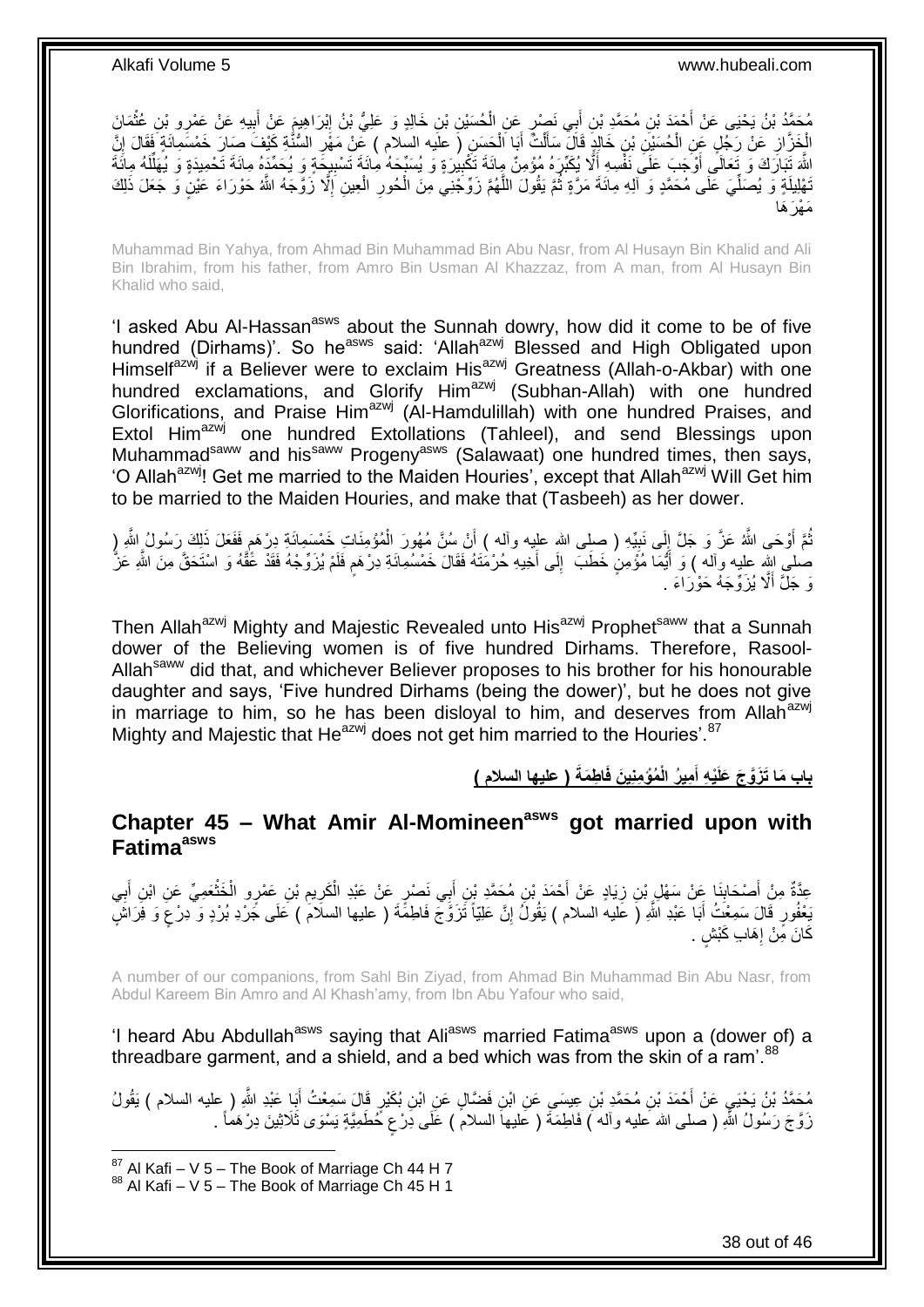مُحَمَّدُ بْنُ يَحْيَى عَنْ أَحْمَدَ بْنِ مُحَمَّدِ بْنِ أَبِي نَصْرٍ عَنِ الْحُسَيْنِ بْنِ خَالِدٍ وَ عَلِيُّ بْنُ إِبْرَاهِيمَ عَنْ أَبِيهِ عَنْ عَمْرِو بْنِ عُثْمَانَ الْخَزَّازِ عَنْ رَجُلٍ عَنِ الْحُسَيْنِ بْنِ خَالِدٍ قَالَ سَأَلْتُ أَبَا الْحَسَنِ ( عليه السلام ) عَنْ مَهْرِ السُّنَّةِ كَيْفَ صَارَ خَمْسَمِائَةٍ فَقَالَ إِنَّ اللَّهَ تَبَارَكَ وَ تَعَالَى أَوْجَبَ عَلَى نَفْسِهِ أَلَّا يُكَبِّرَهُ مُؤْمِنٌ مِائَةَ تَكْبِيرَةٍ وَ يُسَبِّحَهُ مِائَةَ تَسْبِيحَةٍ وَ يُحَمِّدَهُ مِائَةَ تَحْمِيدَةٍ وَ يُهَلِّلَهُ مِائَةَ تَهْلِيلَةٍ وَ يُصَلِّيَ عَلَى مُحَمَّدٍ وَ آلِهِ مِائَةَ مَرَّةٍ ثُمَّ يَقُولَ اللَّهُمَّ زَوِّجْنِي مِنَ الْحُورِ الْعِينِ إِلَّا زَوَّجَهُ اللَّهُ حَوْرَاءَ عَيْنٍ وَ جَعَلَ ذَلِكَ مَهْرَهَا

Muhammad Bin Yahya, from Ahmad Bin Muhammad Bin Abu Nasr, from Al Husayn Bin Khalid and Ali Bin Ibrahim, from his father, from Amro Bin Usman Al Khazzaz, from A man, from Al Husayn Bin Khalid who said,

'I asked Abu Al-Hassan[asws] about the Sunnah dowry, how did it come to be of five hundred (Dirhams)'. So he[asws] said: 'Allah[azwj] Blessed and High Obligated upon Himself[azwj] if a Believer were to exclaim His[azwj] Greatness (Allah-o-Akbar) with one hundred exclamations, and Glorify Him[azwj] (Subhan-Allah) with one hundred Glorifications, and Praise Him[azwj] (Al-Hamdulillah) with one hundred Praises, and Extol Him[azwj] one hundred Extollations (Tahleel), and send Blessings upon Muhammad[saww] and his[saww] Progeny[asws] (Salawaat) one hundred times, then says, 'O Allah[azwj]! Get me married to the Maiden Houries', except that Allah[azwj] Will Get him to be married to the Maiden Houries, and make that (Tasbeeh) as her dower.

ثُمَّ أَوْحَى اللَّهُ عَزَّ وَ جَلَّ إِلَى نَبِيِّهِ ( صلى الله عليه وآله ) أَنْ سُنَّ مُهُورَ الْمُؤْمِنَاتِ خَمْسَمِائَةِ دِرْهَمٍ فَفَعَلَ ذَلِكَ رَسُولُ اللَّهِ ( صلى الله عليه وآله ) وَ أَيُّمَا مُؤْمِنٍ خَطَبَ إِلَى أَخِيهِ حُرْمَتَهُ فَقَالَ خَمْسُمِائَةِ دِرْهَمٍ فَلَمْ يُزَوِّجْهُ فَقَدْ عَقَّهُ وَ اسْتَحَقَّ مِنَ اللَّهِ عَزَّ وَ جَلَّ أَلَّا يُزَوِّجَهُ حَوْرَاءَ .

Then Allah[azwj] Mighty and Majestic Revealed unto His[azwj] Prophet[saww] that a Sunnah dower of the Believing women is of five hundred Dirhams. Therefore, Rasool-Allah[saww] did that, and whichever Believer proposes to his brother for his honourable daughter and says, 'Five hundred Dirhams (being the dower)', but he does not give in marriage to him, so he has been disloyal to him, and deserves from Allah[azwj] Mighty and Majestic that He[azwj] does not get him married to the Houries'.[87]

## بَابُ مَا تَزَوَّجَ عَلَيْهِ أَمِيرُ الْمُؤْمِنِينَ فَاطِمَةَ ( عليها السلام )

## Chapter 45 – What Amir Al-Momineen[asws] got married upon with Fatima[asws]

عِدَّةٌ مِنْ أَصْحَابِنَا عَنْ سَهْلِ بْنِ زِيَادٍ عَنْ أَحْمَدَ بْنِ مُحَمَّدِ بْنِ أَبِي نَصْرٍ عَنْ عَبْدِ الْكَرِيمِ بْنِ عَمْرٍو الْخَثْعَمِيِّ عَنِ ابْنِ أَبِي يَعْفُورٍ قَالَ سَمِعْتُ أَبَا عَبْدِ اللَّهِ ( عليه السلام ) يَقُولُ إِنَّ عَلِيّاً تَزَوَّجَ فَاطِمَةَ ( عليها السلام ) عَلَى جَرْدِ بُرْدٍ وَ دِرْعٍ وَ فِرَاشٍ كَانَ مِنْ إِهَابِ كَبْشٍ .

A number of our companions, from Sahl Bin Ziyad, from Ahmad Bin Muhammad Bin Abu Nasr, from Abdul Kareem Bin Amro and Al Khash'amy, from Ibn Abu Yafour who said,

'I heard Abu Abdullah[asws] saying that Ali[asws] married Fatima[asws] upon a (dower of) a threadbare garment, and a shield, and a bed which was from the skin of a ram'.[88]

مُحَمَّدُ بْنُ يَحْيَى عَنْ أَحْمَدَ بْنِ مُحَمَّدِ بْنِ عِيسَى عَنِ ابْنِ فَضَّالٍ عَنِ ابْنِ بُكَيْرٍ قَالَ سَمِعْتُ أَبَا عَبْدِ اللَّهِ ( عليه السلام ) يَقُولُ زَوَّجَ رَسُولُ اللَّهِ ( صلى الله عليه وآله ) فَاطِمَةَ ( عليها السلام ) عَلَى دِرْعٍ حُطَمِيَّةٍ يَسْوَى ثَلَاثِينَ دِرْهَماً .

[87] Al Kafi – V 5 – The Book of Marriage Ch 44 H 7
[88] Al Kafi – V 5 – The Book of Marriage Ch 45 H 1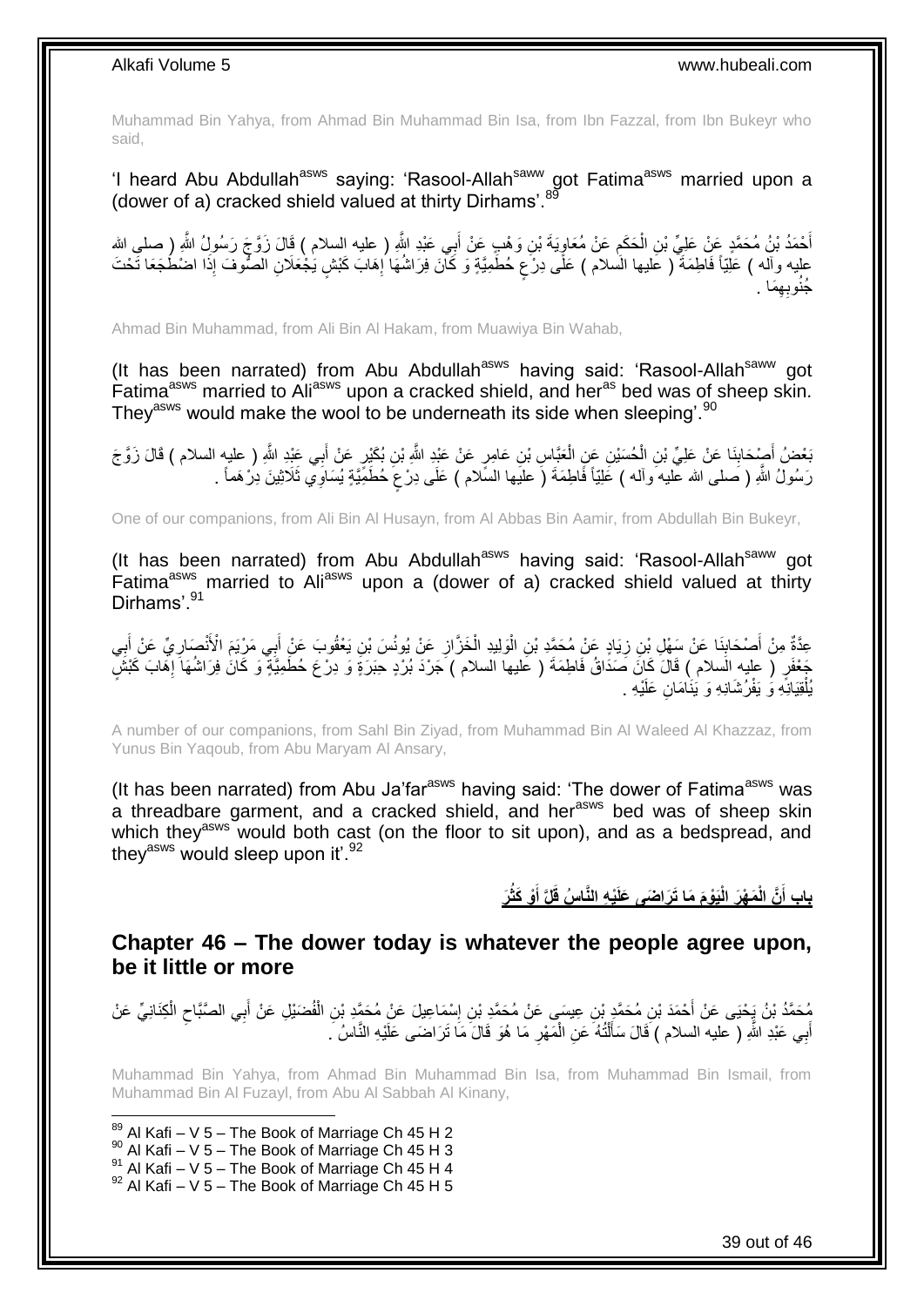Muhammad Bin Yahya, from Ahmad Bin Muhammad Bin Isa, from Ibn Fazzal, from Ibn Bukeyr who said,

'I heard Abu Abdullah[asws] saying: 'Rasool-Allah[saww] got Fatima[asws] married upon a (dower of a) cracked shield valued at thirty Dirhams'.[89]

أَحْمَدُ بْنُ مُحَمَّدٍ عَنْ عَلِيِّ بْنِ الْحَكَمِ عَنْ مُعَاوِيَةَ بْنِ وَهْبٍ عَنْ أَبِي عَبْدِ اللَّهِ ( عليه السلام ) قَالَ زَوَّجَ رَسُولُ اللَّهِ ( صلى الله عليه وآله ) عَلِيّاً فَاطِمَةَ ( عليها السلام ) عَلَى دِرْعٍ حُطَمِيَّةٍ وَ كَانَ فِرَاشُهَا إِهَابَ كَبْشٍ يَجْعَلَانِ الصُّوفَ إِذَا اضْطَجَعَا تَحْتَ جُنُوبِهِمَا .

Ahmad Bin Muhammad, from Ali Bin Al Hakam, from Muawiya Bin Wahab,

(It has been narrated) from Abu Abdullah[asws] having said: 'Rasool-Allah[saww] got Fatima[asws] married to Ali[asws] upon a cracked shield, and her[as] bed was of sheep skin. They[asws] would make the wool to be underneath its side when sleeping'.[90]

بَعْضُ أَصْحَابِنَا عَنْ عَلِيِّ بْنِ الْحُسَيْنِ عَنِ الْعَبَّاسِ بْنِ عَامِرٍ عَنْ عَبْدِ اللَّهِ بْنِ بُكَيْرٍ عَنْ أَبِي عَبْدِ اللَّهِ ( عليه السلام ) قَالَ زَوَّجَ رَسُولُ اللَّهِ ( صلى الله عليه وآله ) عَلِيّاً فَاطِمَةَ ( عليها السلام ) عَلَى دِرْعٍ حُطَمِيَّةٍ يُسَاوِي ثَلَاثِينَ دِرْهَماً .

One of our companions, from Ali Bin Al Husayn, from Al Abbas Bin Aamir, from Abdullah Bin Bukeyr,

(It has been narrated) from Abu Abdullah[asws] having said: 'Rasool-Allah[saww] got Fatima[asws] married to Ali[asws] upon a (dower of a) cracked shield valued at thirty Dirhams'.[91]

عِدَّةٌ مِنْ أَصْحَابِنَا عَنْ سَهْلِ بْنِ زِيَادٍ عَنْ مُحَمَّدِ بْنِ الْوَلِيدِ الْخَزَّازِ عَنْ يُونُسَ بْنِ يَعْقُوبَ عَنْ أَبِي مَرْيَمَ الْأَنْصَارِيِّ عَنْ أَبِي جَعْفَرٍ ( عليه السلام ) قَالَ كَانَ صَدَاقُ فَاطِمَةَ ( عليها السلام ) جَرْدَ بُرْدٍ حِبَرَةٍ وَ دِرْعَ حُطَمِيَّةٍ وَ كَانَ فِرَاشُهَا إِهَابَ كَبْشٍ يُلْقِيَانِهِ وَ يَفْرُشَانِهِ وَ يَنَامَانِ عَلَيْهِ .

A number of our companions, from Sahl Bin Ziyad, from Muhammad Bin Al Waleed Al Khazzaz, from Yunus Bin Yaqoub, from Abu Maryam Al Ansary,

(It has been narrated) from Abu Ja'far[asws] having said: 'The dower of Fatima[asws] was a threadbare garment, and a cracked shield, and her[asws] bed was of sheep skin which they[asws] would both cast (on the floor to sit upon), and as a bedspread, and they[asws] would sleep upon it'.[92]

## بَابُ أَنَّ الْمَهْرَ الْيَوْمَ مَا تَرَاضَى عَلَيْهِ النَّاسُ قَلَّ أَوْ كَثُرَ

## Chapter 46 – The dower today is whatever the people agree upon, be it little or more

مُحَمَّدُ بْنُ يَحْيَى عَنْ أَحْمَدَ بْنِ مُحَمَّدِ بْنِ عِيسَى عَنْ مُحَمَّدِ بْنِ إِسْمَاعِيلَ عَنْ مُحَمَّدِ بْنِ الْفُضَيْلِ عَنْ أَبِي الصَّبَّاحِ الْكِنَانِيِّ عَنْ أَبِي عَبْدِ اللَّهِ ( عليه السلام ) قَالَ سَأَلْتُهُ عَنِ الْمَهْرِ مَا هُوَ قَالَ مَا تَرَاضَى عَلَيْهِ النَّاسُ .

Muhammad Bin Yahya, from Ahmad Bin Muhammad Bin Isa, from Muhammad Bin Ismail, from Muhammad Bin Al Fuzayl, from Abu Al Sabbah Al Kinany,

[89] Al Kafi – V 5 – The Book of Marriage Ch 45 H 2
[90] Al Kafi – V 5 – The Book of Marriage Ch 45 H 3
[91] Al Kafi – V 5 – The Book of Marriage Ch 45 H 4
[92] Al Kafi – V 5 – The Book of Marriage Ch 45 H 5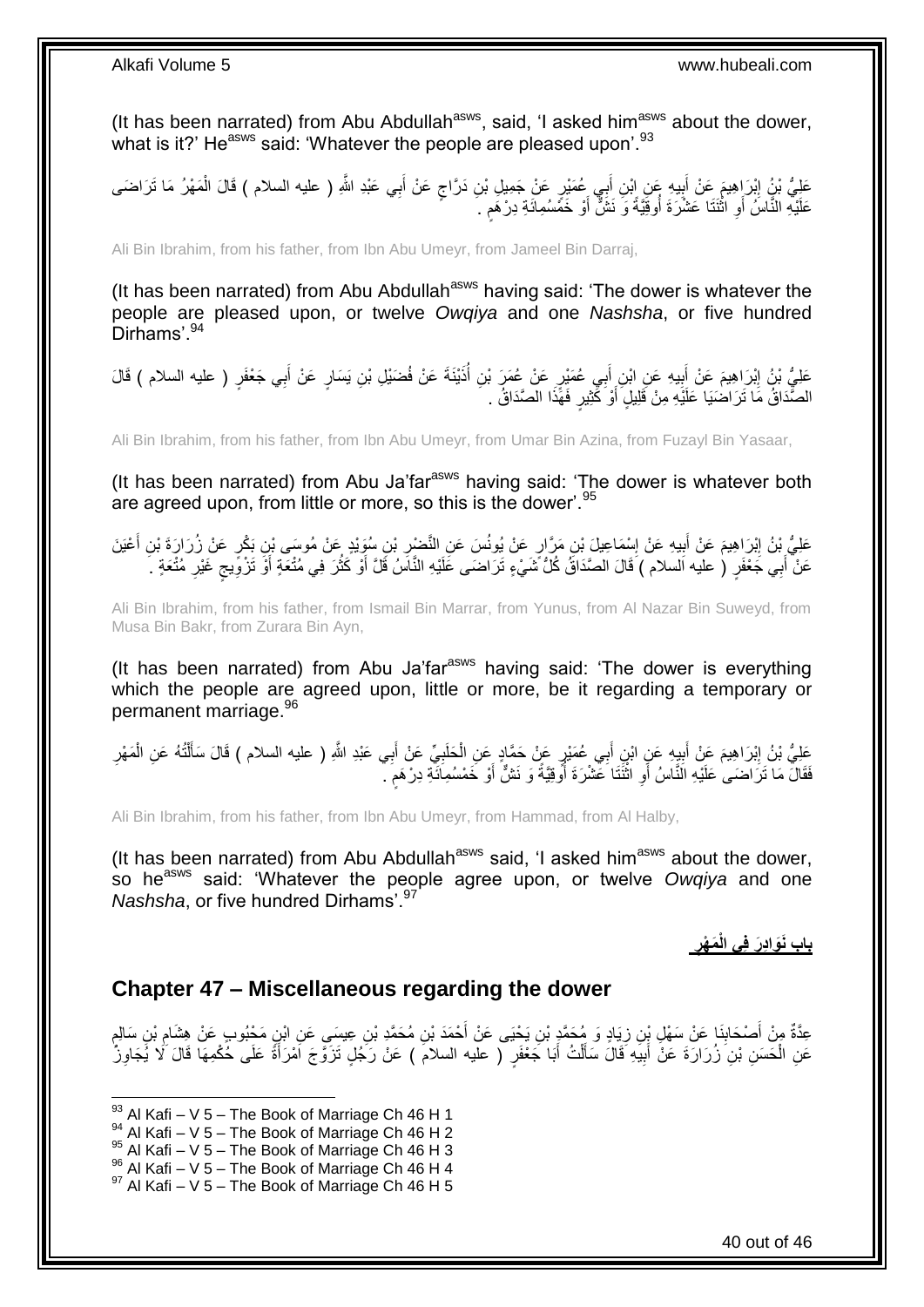(It has been narrated) from Abu Abdullah[asws], said, 'I asked him[asws] about the dower, what is it?' He[asws] said: 'Whatever the people are pleased upon'.[93]

عَلِيُّ بْنُ إِبْرَاهِيمَ عَنْ أَبِيهِ عَنِ ابْنِ أَبِي عُمَيْرٍ عَنْ جَمِيلِ بْنِ دَرَّاجٍ عَنْ أَبِي عَبْدِ اللَّهِ ( عليه السلام ) قَالَ الْمَهْرُ مَا تَرَاضَى عَلَيْهِ النَّاسُ أَوِ اثْنَتَا عَشْرَةَ أُوقِيَّةً وَ نَشٌّ أَوْ خَمْسُمِائَةِ دِرْهَمٍ .

Ali Bin Ibrahim, from his father, from Ibn Abu Umeyr, from Jameel Bin Darraj,

(It has been narrated) from Abu Abdullah[asws] having said: 'The dower is whatever the people are pleased upon, or twelve *Owqiya* and one *Nashsha*, or five hundred Dirhams'.[94]

عَلِيُّ بْنُ إِبْرَاهِيمَ عَنْ أَبِيهِ عَنِ ابْنِ أَبِي عُمَيْرٍ عَنْ عُمَرَ بْنِ أُذَيْنَةَ عَنْ فُضَيْلِ بْنِ يَسَارٍ عَنْ أَبِي جَعْفَرٍ ( عليه السلام ) قَالَ الصَّدَاقُ مَا تَرَاضَيَا عَلَيْهِ مِنْ قَلِيلٍ أَوْ كَثِيرٍ فَهَذَا الصَّدَاقُ .

Ali Bin Ibrahim, from his father, from Ibn Abu Umeyr, from Umar Bin Azina, from Fuzayl Bin Yasaar,

(It has been narrated) from Abu Ja'far[asws] having said: 'The dower is whatever both are agreed upon, from little or more, so this is the dower'.[95]

عَلِيُّ بْنُ إِبْرَاهِيمَ عَنْ أَبِيهِ عَنْ إِسْمَاعِيلَ بْنِ مَرَّارٍ عَنْ يُونُسَ عَنِ النَّضْرِ بْنِ سُوَيْدٍ عَنْ مُوسَى بْنِ بَكْرٍ عَنْ زُرَارَةَ بْنِ أَعْيَنَ عَنْ أَبِي جَعْفَرٍ ( عليه السلام ) قَالَ الصَّدَاقُ كُلُّ شَيْءٍ تَرَاضَى عَلَيْهِ النَّاسُ قَلَّ أَوْ كَثُرَ فِي مُتْعَةٍ أَوْ تَزْوِيجٍ غَيْرِ مُتْعَةٍ .

Ali Bin Ibrahim, from his father, from Ismail Bin Marrar, from Yunus, from Al Nazar Bin Suweyd, from Musa Bin Bakr, from Zurara Bin Ayn,

(It has been narrated) from Abu Ja'far[asws] having said: 'The dower is everything which the people are agreed upon, little or more, be it regarding a temporary or permanent marriage.[96]

عَلِيُّ بْنُ إِبْرَاهِيمَ عَنْ أَبِيهِ عَنِ ابْنِ أَبِي عُمَيْرٍ عَنْ حَمَّادٍ عَنِ الْحَلَبِيِّ عَنْ أَبِي عَبْدِ اللَّهِ ( عليه السلام ) قَالَ سَأَلْتُهُ عَنِ الْمَهْرِ فَقَالَ مَا تَرَاضَى عَلَيْهِ النَّاسُ أَوِ اثْنَتَا عَشْرَةَ أُوقِيَّةً وَ نَشٌّ أَوْ خَمْسُمِائَةِ دِرْهَمٍ .

Ali Bin Ibrahim, from his father, from Ibn Abu Umeyr, from Hammad, from Al Halby,

(It has been narrated) from Abu Abdullah[asws] said, 'I asked him[asws] about the dower, so he[asws] said: 'Whatever the people agree upon, or twelve *Owqiya* and one *Nashsha*, or five hundred Dirhams'.[97]

**بَابُ نَوَادِرَ فِي الْمَهْرِ**

## Chapter 47 – Miscellaneous regarding the dower

عِدَّةٌ مِنْ أَصْحَابِنَا عَنْ سَهْلِ بْنِ زِيَادٍ وَ مُحَمَّدِ بْنِ يَحْيَى عَنْ أَحْمَدَ بْنِ مُحَمَّدِ بْنِ عِيسَى عَنِ ابْنِ مَحْبُوبٍ عَنْ هِشَامِ بْنِ سَالِمٍ عَنِ الْحَسَنِ بْنِ زُرَارَةَ عَنْ أَبِيهِ قَالَ سَأَلْتُ أَبَا جَعْفَرٍ ( عليه السلام ) عَنْ رَجُلٍ تَزَوَّجَ امْرَأَةً عَلَى حُكْمِهَا قَالَ لَا يُجَاوِزُ

---

[93] Al Kafi – V 5 – The Book of Marriage Ch 46 H 1
[94] Al Kafi – V 5 – The Book of Marriage Ch 46 H 2
[95] Al Kafi – V 5 – The Book of Marriage Ch 46 H 3
[96] Al Kafi – V 5 – The Book of Marriage Ch 46 H 4
[97] Al Kafi – V 5 – The Book of Marriage Ch 46 H 5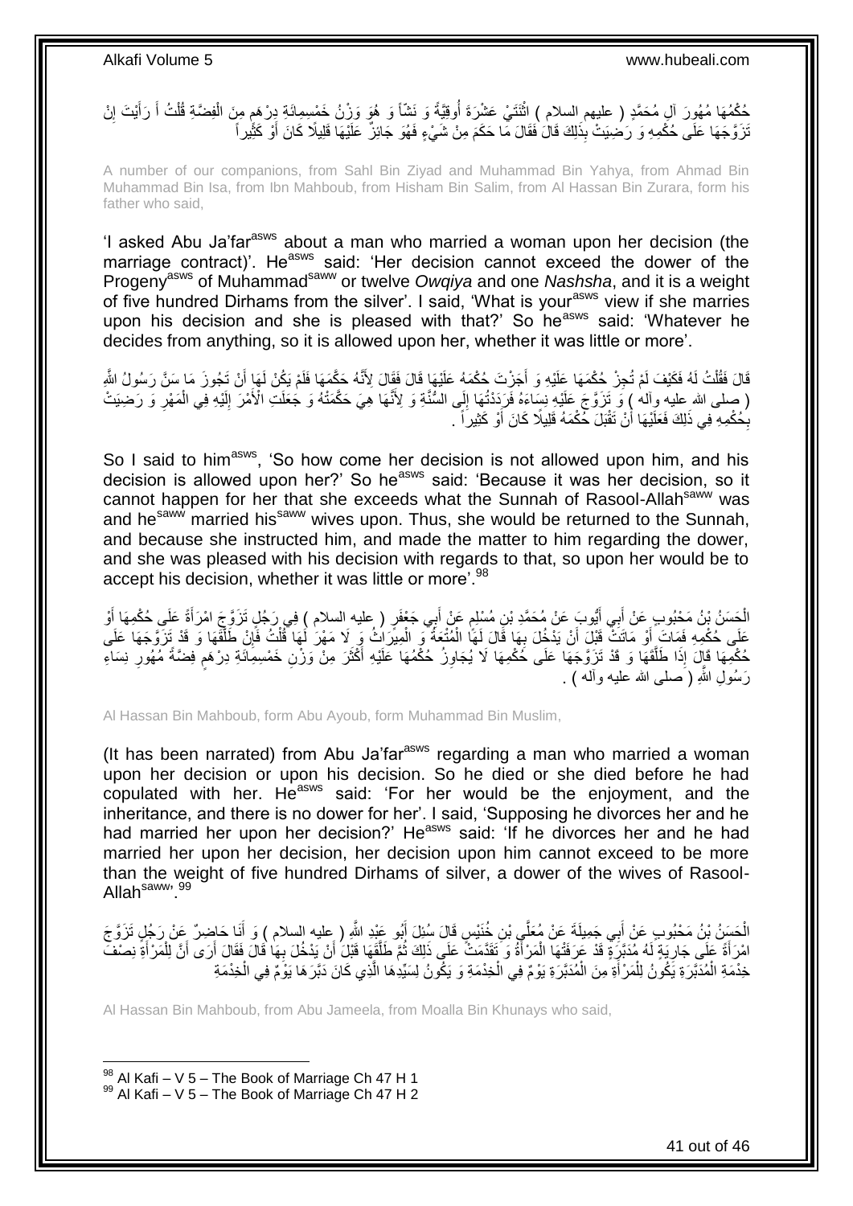حُكْمُهَا مُهُورَ آلِ مُحَمَّدٍ ( عليهم السلام ) اثْنَتَيْ عَشْرَةَ أُوقِيَّةً وَ نَشّاً وَ هُوَ وَزْنُ خَمْسِمِائَةِ دِرْهَمٍ مِنَ الْفِضَّةِ قُلْتُ أَ رَأَيْتَ إِنْ تَزَوَّجَهَا عَلَى حُكْمِهِ وَ رَضِيَتْ بِذَلِكَ قَالَ فَقَالَ مَا حَكَمَ مِنْ شَيْءٍ فَهُوَ جَائِزٌ عَلَيْهَا قَلِيلًا كَانَ أَوْ كَثِيراً

A number of our companions, from Sahl Bin Ziyad and Muhammad Bin Yahya, from Ahmad Bin Muhammad Bin Isa, from Ibn Mahboub, from Hisham Bin Salim, from Al Hassan Bin Zurara, form his father who said,

'I asked Abu Ja'far[asws] about a man who married a woman upon her decision (the marriage contract)'. He[asws] said: 'Her decision cannot exceed the dower of the Progeny[asws] of Muhammad[saww] or twelve *Owqiya* and one *Nashsha*, and it is a weight of five hundred Dirhams from the silver'. I said, 'What is your[asws] view if she marries upon his decision and she is pleased with that?' So he[asws] said: 'Whatever he decides from anything, so it is allowed upon her, whether it was little or more'.

قَالَ فَقُلْتُ لَهُ فَكَيْفَ لَمْ تُجِزْ حُكْمَهَا عَلَيْهِ وَ أَجَزْتَ حُكْمَهُ عَلَيْهَا قَالَ فَقَالَ لِأَنَّهُ حَكَّمَهَا فَلَمْ يَكُنْ لَهَا أَنْ تَجُوزَ مَا سَنَّ رَسُولُ اللَّهِ ( صلى الله عليه وآله ) وَ تَزَوَّجَ عَلَيْهِ نِسَاءَهُ فَرَدَدْتُهَا إِلَى السُّنَّةِ وَ لِأَنَّهَا هِيَ حَكَّمَتْهُ وَ جَعَلَتِ الْأَمْرَ إِلَيْهِ فِي الْمَهْرِ وَ رَضِيَتْ بِحُكْمِهِ فِي ذَلِكَ فَعَلَيْهَا أَنْ تَقْبَلَ حُكْمَهُ قَلِيلًا كَانَ أَوْ كَثِيراً .

So I said to him[asws], 'So how come her decision is not allowed upon him, and his decision is allowed upon her?' So he[asws] said: 'Because it was her decision, so it cannot happen for her that she exceeds what the Sunnah of Rasool-Allah[saww] was and he[saww] married his[saww] wives upon. Thus, she would be returned to the Sunnah, and because she instructed him, and made the matter to him regarding the dower, and she was pleased with his decision with regards to that, so upon her would be to accept his decision, whether it was little or more'.[98]

الْحَسَنُ بْنُ مَحْبُوبٍ عَنْ أَبِي أَيُّوبَ عَنْ مُحَمَّدِ بْنِ مُسْلِمٍ عَنْ أَبِي جَعْفَرٍ ( عليه السلام ) فِي رَجُلٍ تَزَوَّجَ امْرَأَةً عَلَى حُكْمِهَا أَوْ عَلَى حُكْمِهِ فَمَاتَ أَوْ مَاتَتْ قَبْلَ أَنْ يَدْخُلَ بِهَا قَالَ لَهَا الْمُتْعَةُ وَ الْمِيرَاثُ وَ لَا مَهْرَ لَهَا قُلْتُ فَإِنْ طَلَّقَهَا وَ قَدْ تَزَوَّجَهَا عَلَى حُكْمِهَا قَالَ إِذَا طَلَّقَهَا وَ قَدْ تَزَوَّجَهَا عَلَى حُكْمِهَا لَا يُجَاوِزُ حُكْمُهَا عَلَيْهِ أَكْثَرَ مِنْ وَزْنِ خَمْسِمِائَةِ دِرْهَمٍ فِضَّةً مُهُورِ نِسَاءِ رَسُولِ اللَّهِ ( صلى الله عليه وآله ) .

Al Hassan Bin Mahboub, form Abu Ayoub, form Muhammad Bin Muslim,

(It has been narrated) from Abu Ja'far[asws] regarding a man who married a woman upon her decision or upon his decision. So he died or she died before he had copulated with her. He[asws] said: 'For her would be the enjoyment, and the inheritance, and there is no dower for her'. I said, 'Supposing he divorces her and he had married her upon her decision?' He[asws] said: 'If he divorces her and he had married her upon her decision, her decision upon him cannot exceed to be more than the weight of five hundred Dirhams of silver, a dower of the wives of Rasool-Allah[saww]'.[99]

الْحَسَنُ بْنُ مَحْبُوبٍ عَنْ أَبِي جَمِيلَةَ عَنْ مُعَلَّى بْنِ خُنَيْسٍ قَالَ سُئِلَ أَبُو عَبْدِ اللَّهِ ( عليه السلام ) وَ أَنَا حَاضِرٌ عَنْ رَجُلٍ تَزَوَّجَ امْرَأَةً عَلَى جَارِيَةٍ لَهُ مُدَبَّرَةٍ قَدْ عَرَفَتْهَا الْمَرْأَةُ وَ تَقَدَّمَتْ عَلَى ذَلِكَ ثُمَّ طَلَّقَهَا قَبْلَ أَنْ يَدْخُلَ بِهَا قَالَ فَقَالَ أَرَى أَنَّ لِلْمَرْأَةِ نِصْفَ خِدْمَةِ الْمُدَبَّرَةِ يَكُونُ لِلْمَرْأَةِ مِنَ الْمُدَبَّرَةِ يَوْمٌ فِي الْخِدْمَةِ وَ يَكُونُ لِسَيِّدِهَا الَّذِي كَانَ دَبَّرَهَا يَوْمٌ فِي الْخِدْمَةِ

Al Hassan Bin Mahboub, from Abu Jameela, from Moalla Bin Khunays who said,

---

[98] Al Kafi – V 5 – The Book of Marriage Ch 47 H 1
[99] Al Kafi – V 5 – The Book of Marriage Ch 47 H 2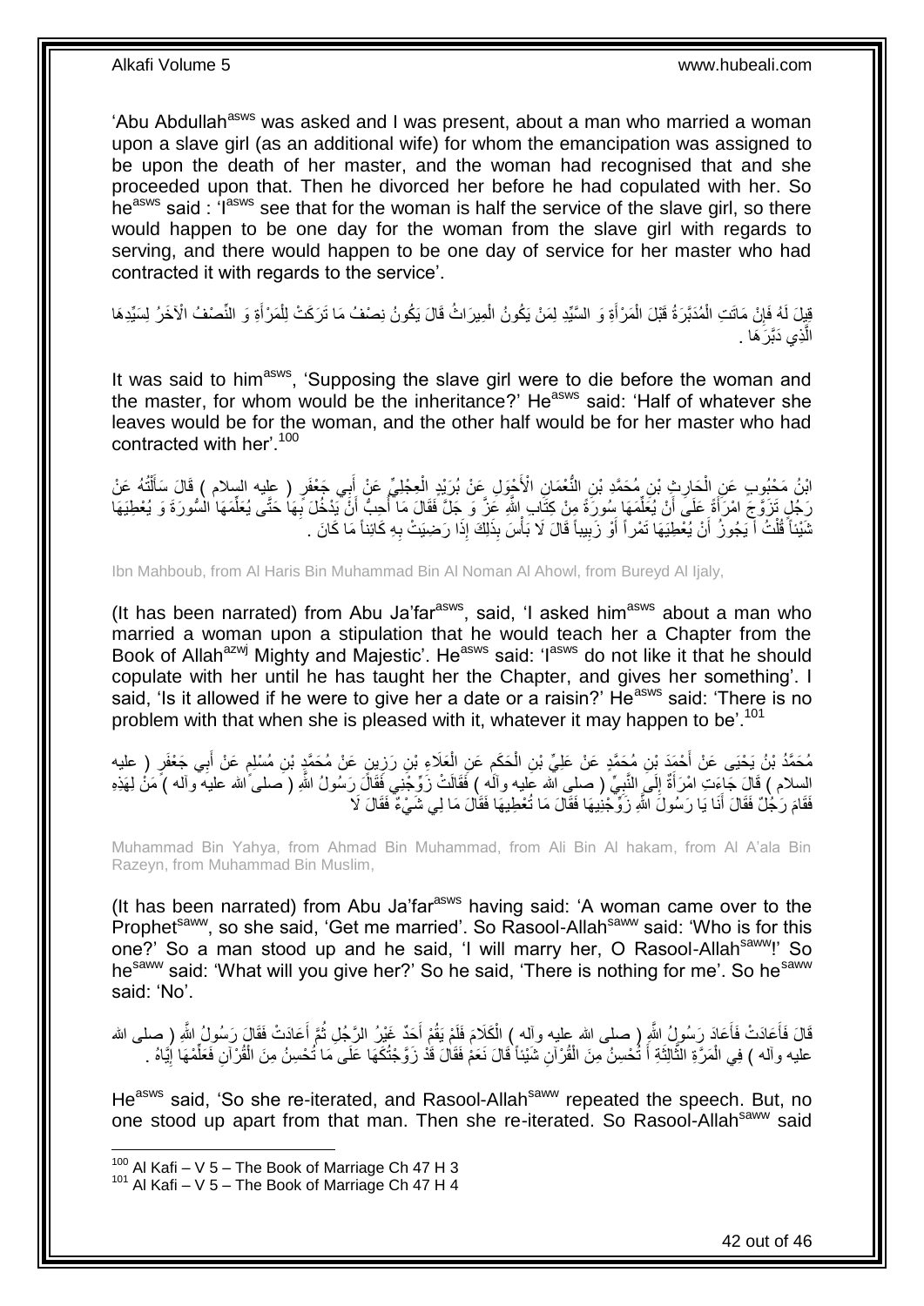'Abu Abdullah[asws] was asked and I was present, about a man who married a woman upon a slave girl (as an additional wife) for whom the emancipation was assigned to be upon the death of her master, and the woman had recognised that and she proceeded upon that. Then he divorced her before he had copulated with her. So he[asws] said : 'I[asws] see that for the woman is half the service of the slave girl, so there would happen to be one day for the woman from the slave girl with regards to serving, and there would happen to be one day of service for her master who had contracted it with regards to the service'.

قِيلَ لَهُ فَإِنْ مَاتَتِ الْمُدَبَّرَةُ قَبْلَ الْمَرْأَةِ وَ السَّيِّدِ لِمَنْ يَكُونُ الْمِيرَاثُ قَالَ يَكُونُ نِصْفُ مَا تَرَكَتْ لِلْمَرْأَةِ وَ النِّصْفُ الْآخَرُ لِسَيِّدِهَا الَّذِي دَبَّرَهَا .

It was said to him[asws], 'Supposing the slave girl were to die before the woman and the master, for whom would be the inheritance?' He[asws] said: 'Half of whatever she leaves would be for the woman, and the other half would be for her master who had contracted with her'.[100]

ابْنُ مَحْبُوبٍ عَنِ الْحَارِثِ بْنِ مُحَمَّدِ بْنِ النُّعْمَانِ الْأَحْوَلِ عَنْ بُرَيْدٍ الْعِجْلِيِّ عَنْ أَبِي جَعْفَرٍ ( عليه السلام ) قَالَ سَأَلْتُهُ عَنْ رَجُلٍ تَزَوَّجَ امْرَأَةً عَلَى أَنْ يُعَلِّمَهَا سُورَةً مِنْ كِتَابِ اللَّهِ عَزَّ وَ جَلَّ فَقَالَ مَا أُحِبُّ أَنْ يَدْخُلَ بِهَا حَتَّى يُعَلِّمَهَا السُّورَةَ وَ يُعْطِيَهَا شَيْئاً قُلْتُ أَ يَجُوزُ أَنْ يُعْطِيَهَا تَمْراً أَوْ زَبِيباً قَالَ لَا بَأْسَ بِذَلِكَ إِذَا رَضِيَتْ بِهِ كَائِناً مَا كَانَ .

Ibn Mahboub, from Al Haris Bin Muhammad Bin Al Noman Al Ahowl, from Bureyd Al Ijaly,

(It has been narrated) from Abu Ja'far[asws], said, 'I asked him[asws] about a man who married a woman upon a stipulation that he would teach her a Chapter from the Book of Allah[azwj] Mighty and Majestic'. He[asws] said: 'I[asws] do not like it that he should copulate with her until he has taught her the Chapter, and gives her something'. I said, 'Is it allowed if he were to give her a date or a raisin?' He[asws] said: 'There is no problem with that when she is pleased with it, whatever it may happen to be'.[101]

مُحَمَّدُ بْنُ يَحْيَى عَنْ أَحْمَدَ بْنِ مُحَمَّدٍ عَنْ عَلِيِّ بْنِ الْحَكَمِ عَنِ الْعَلَاءِ بْنِ رَزِينٍ عَنْ مُحَمَّدِ بْنِ مُسْلِمٍ عَنْ أَبِي جَعْفَرٍ ( عليه السلام ) قَالَ جَاءَتِ امْرَأَةٌ إِلَى النَّبِيِّ ( صلى الله عليه وآله ) فَقَالَتْ زَوِّجْنِي فَقَالَ رَسُولُ اللَّهِ ( صلى الله عليه وآله ) مَنْ لِهَذِهِ فَقَامَ رَجُلٌ فَقَالَ أَنَا يَا رَسُولَ اللَّهِ زَوِّجْنِيهَا فَقَالَ مَا تُعْطِيهَا فَقَالَ مَا لِي شَيْءٌ فَقَالَ لَا

Muhammad Bin Yahya, from Ahmad Bin Muhammad, from Ali Bin Al hakam, from Al A'ala Bin Razeyn, from Muhammad Bin Muslim,

(It has been narrated) from Abu Ja'far[asws] having said: 'A woman came over to the Prophet[saww], so she said, 'Get me married'. So Rasool-Allah[saww] said: 'Who is for this one?' So a man stood up and he said, 'I will marry her, O Rasool-Allah[saww]!' So he[saww] said: 'What will you give her?' So he said, 'There is nothing for me'. So he[saww] said: 'No'.

قَالَ فَأَعَادَتْ فَأَعَادَ رَسُولُ اللَّهِ ( صلى الله عليه وآله ) الْكَلَامَ فَلَمْ يَقُمْ أَحَدٌ غَيْرُ الرَّجُلِ ثُمَّ أَعَادَتْ فَقَالَ رَسُولُ اللَّهِ ( صلى الله عليه وآله ) فِي الْمَرَّةِ الثَّالِثَةِ أَ تُحْسِنُ مِنَ الْقُرْآنِ شَيْئاً قَالَ نَعَمْ فَقَالَ قَدْ زَوَّجْتُكَهَا عَلَى مَا تُحْسِنُ مِنَ الْقُرْآنِ فَعَلِّمْهَا إِيَّاهُ .

He[asws] said, 'So she re-iterated, and Rasool-Allah[saww] repeated the speech. But, no one stood up apart from that man. Then she re-iterated. So Rasool-Allah[saww] said

[100] Al Kafi – V 5 – The Book of Marriage Ch 47 H 3
[101] Al Kafi – V 5 – The Book of Marriage Ch 47 H 4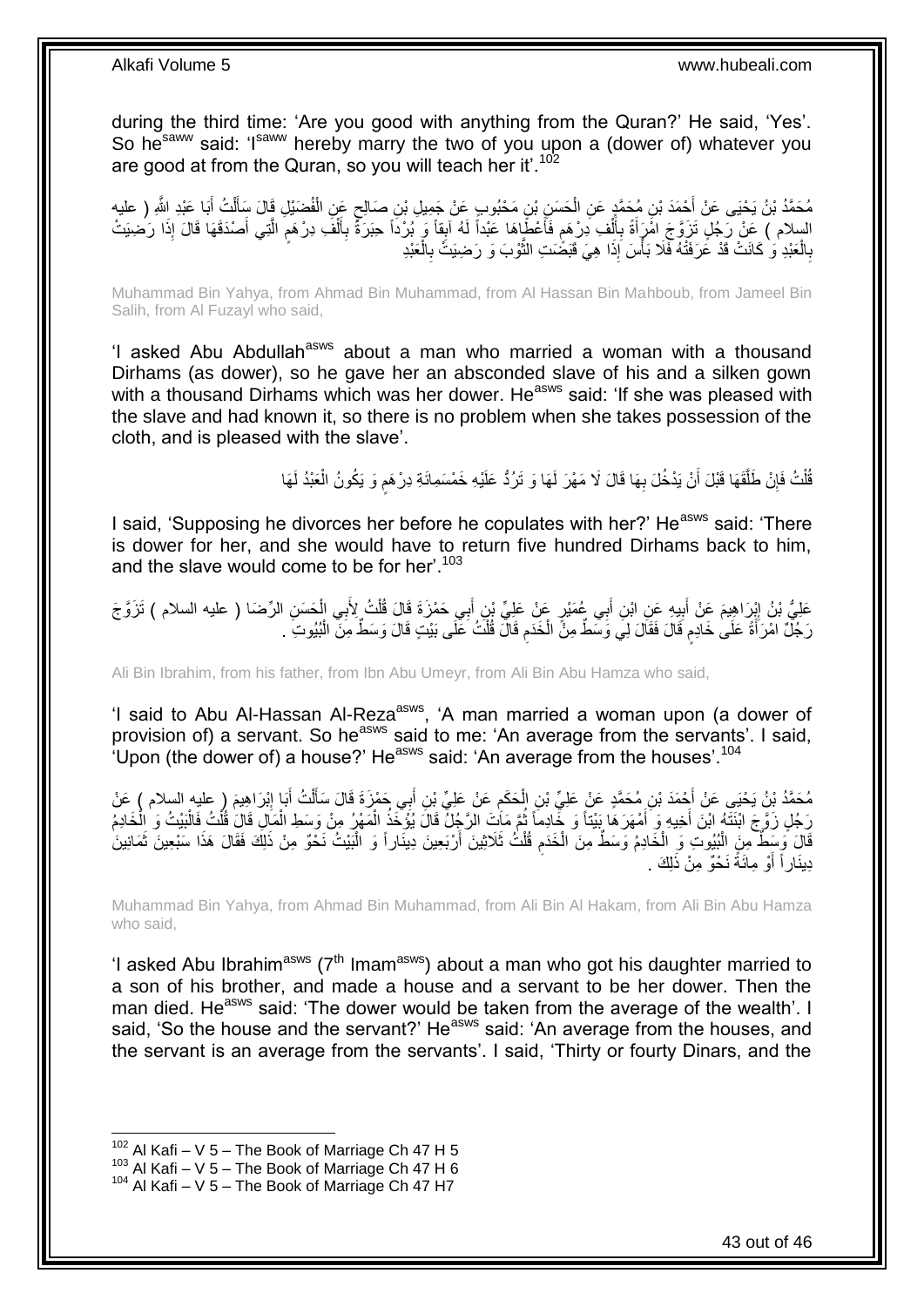during the third time: 'Are you good with anything from the Quran?' He said, 'Yes'. So he[saww] said: 'I[saww] hereby marry the two of you upon a (dower of) whatever you are good at from the Quran, so you will teach her it'.[102]

مُحَمَّدُ بْنُ يَحْيَى عَنْ أَحْمَدَ بْنِ مُحَمَّدٍ عَنِ الْحَسَنِ بْنِ مَحْبُوبٍ عَنْ جَمِيلِ بْنِ صَالِحٍ عَنِ الْفُضَيْلِ قَالَ سَأَلْتُ أَبَا عَبْدِ اللَّهِ ( عليه السلام ) عَنْ رَجُلٍ تَزَوَّجَ امْرَأَةً بِأَلْفِ دِرْهَمٍ فَأَعْطَاهَا عَبْداً لَهُ آبِقاً وَ بُرْداً حِبَرَةً بِأَلْفِ دِرْهَمٍ الَّتِي أَصْدَقَهَا قَالَ إِذَا رَضِيَتْ بِالْعَبْدِ وَ كَانَتْ قَدْ عَرَفَتْهُ فَلَا بَأْسَ إِذَا هِيَ قَبَضَتِ الثَّوْبَ وَ رَضِيَتْ بِالْعَبْدِ

Muhammad Bin Yahya, from Ahmad Bin Muhammad, from Al Hassan Bin Mahboub, from Jameel Bin Salih, from Al Fuzayl who said,

'I asked Abu Abdullah[asws] about a man who married a woman with a thousand Dirhams (as dower), so he gave her an absconded slave of his and a silken gown with a thousand Dirhams which was her dower. He[asws] said: 'If she was pleased with the slave and had known it, so there is no problem when she takes possession of the cloth, and is pleased with the slave'.

قُلْتُ فَإِنْ طَلَّقَهَا قَبْلَ أَنْ يَدْخُلَ بِهَا قَالَ لَا مَهْرَ لَهَا وَ تَرُدُّ عَلَيْهِ خَمْسَمِائَةِ دِرْهَمٍ وَ يَكُونُ الْعَبْدُ لَهَا

I said, 'Supposing he divorces her before he copulates with her?' He[asws] said: 'There is dower for her, and she would have to return five hundred Dirhams back to him, and the slave would come to be for her'.[103]

عَلِيُّ بْنُ إِبْرَاهِيمَ عَنْ أَبِيهِ عَنِ ابْنِ أَبِي عُمَيْرٍ عَنْ عَلِيِّ بْنِ أَبِي حَمْزَةَ قَالَ قُلْتُ لِأَبِي الْحَسَنِ الرِّضَا ( عليه السلام ) تَزَوَّجَ رَجُلٌ امْرَأَةً عَلَى خَادِمٍ قَالَ فَقَالَ لِي وَسَطٌ مِنَ الْخَدَمِ قَالَ قُلْتُ عَلَى بَيْتٍ قَالَ وَسَطٌ مِنَ الْبُيُوتِ .

Ali Bin Ibrahim, from his father, from Ibn Abu Umeyr, from Ali Bin Abu Hamza who said,

'I said to Abu Al-Hassan Al-Reza[asws], 'A man married a woman upon (a dower of provision of) a servant. So he[asws] said to me: 'An average from the servants'. I said, 'Upon (the dower of) a house?' He[asws] said: 'An average from the houses'.[104]

مُحَمَّدُ بْنُ يَحْيَى عَنْ أَحْمَدَ بْنِ مُحَمَّدٍ عَنْ عَلِيِّ بْنِ الْحَكَمِ عَنْ عَلِيِّ بْنِ أَبِي حَمْزَةَ قَالَ سَأَلْتُ أَبَا إِبْرَاهِيمَ ( عليه السلام ) عَنْ رَجُلٍ زَوَّجَ ابْنَتَهُ ابْنَ أَخِيهِ وَ أَمْهَرَهَا بَيْتاً وَ خَادِماً ثُمَّ مَاتَ الرَّجُلُ قَالَ يُؤْخَذُ الْمَهْرُ مِنْ وَسَطِ الْمَالِ قَالَ قُلْتُ فَالْبَيْتُ وَ الْخَادِمُ قَالَ وَسَطٌ مِنَ الْبُيُوتِ وَ الْخَادِمُ وَسَطٌ مِنَ الْخَدَمِ قُلْتُ ثَلَاثِينَ أَرْبَعِينَ دِينَاراً وَ الْبَيْتُ نَحْوٌ مِنْ ذَلِكَ فَقَالَ هَذَا سَبْعِينَ ثَمَانِينَ دِينَاراً أَوْ مِائَةً نَحْوٌ مِنْ ذَلِكَ .

Muhammad Bin Yahya, from Ahmad Bin Muhammad, from Ali Bin Al Hakam, from Ali Bin Abu Hamza who said,

'I asked Abu Ibrahim[asws] (7th Imam[asws]) about a man who got his daughter married to a son of his brother, and made a house and a servant to be her dower. Then the man died. He[asws] said: 'The dower would be taken from the average of the wealth'. I said, 'So the house and the servant?' He[asws] said: 'An average from the houses, and the servant is an average from the servants'. I said, 'Thirty or fourty Dinars, and the

[102] Al Kafi – V 5 – The Book of Marriage Ch 47 H 5
[103] Al Kafi – V 5 – The Book of Marriage Ch 47 H 6
[104] Al Kafi – V 5 – The Book of Marriage Ch 47 H7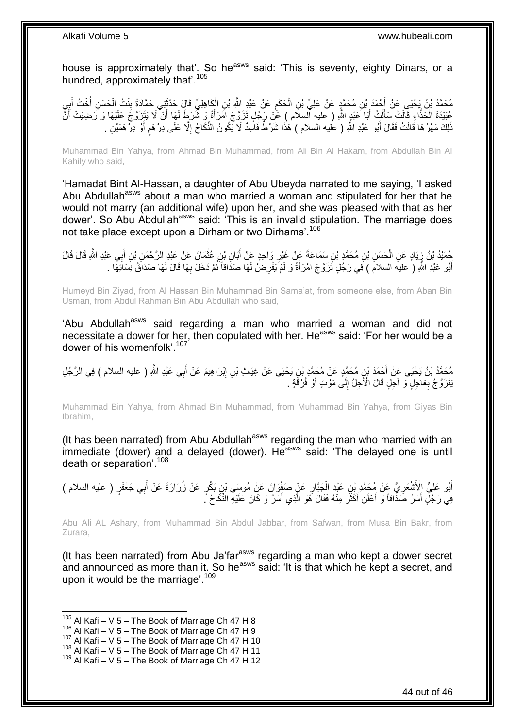house is approximately that'. So he[asws] said: 'This is seventy, eighty Dinars, or a hundred, approximately that'.[105]

مُحَمَّدُ بْنُ يَحْيَى عَنْ أَحْمَدَ بْنِ مُحَمَّدٍ عَنْ عَلِيِّ بْنِ الْحَكَمِ عَنْ عَبْدِ اللَّهِ بْنِ الْكَاهِلِيِّ قَالَ حَدَّثَتْنِي حَمَّادَةُ بِنْتُ الْحَسَنِ أُخْتُ أَبِي عُبَيْدَةَ الْحَذَّاءِ قَالَتْ سَأَلْتُ أَبَا عَبْدِ اللَّهِ ( عليه السلام ) عَنْ رَجُلٍ تَزَوَّجَ امْرَأَةً وَ شَرَطَ لَهَا أَنْ لَا يَتَزَوَّجَ عَلَيْهَا وَ رَضِيَتْ أَنَّ ذَلِكَ مَهْرُهَا قَالَتْ فَقَالَ أَبُو عَبْدِ اللَّهِ ( عليه السلام ) هَذَا شَرْطٌ فَاسِدٌ لَا يَكُونُ النِّكَاحُ إِلَّا عَلَى دِرْهَمٍ أَوْ دِرْهَمَيْنِ .

Muhammad Bin Yahya, from Ahmad Bin Muhammad, from Ali Bin Al Hakam, from Abdullah Bin Al Kahily who said,

'Hamadat Bint Al-Hassan, a daughter of Abu Ubeyda narrated to me saying, 'I asked Abu Abdullah[asws] about a man who married a woman and stipulated for her that he would not marry (an additional wife) upon her, and she was pleased with that as her dower'. So Abu Abdullah[asws] said: 'This is an invalid stipulation. The marriage does not take place except upon a Dirham or two Dirhams'.[106]

حُمَيْدُ بْنُ زِيَادٍ عَنِ الْحَسَنِ بْنِ مُحَمَّدِ بْنِ سَمَاعَةَ عَنْ غَيْرِ وَاحِدٍ عَنْ أَبَانِ بْنِ عُثْمَانَ عَنْ عَبْدِ الرَّحْمَنِ بْنِ أَبِي عَبْدِ اللَّهِ قَالَ قَالَ أَبُو عَبْدِ اللَّهِ ( عليه السلام ) فِي رَجُلٍ تَزَوَّجَ امْرَأَةً وَ لَمْ يَفْرِضْ لَهَا صَدَاقاً ثُمَّ دَخَلَ بِهَا قَالَ لَهَا صَدَاقُ نِسَائِهَا .

Humeyd Bin Ziyad, from Al Hassan Bin Muhammad Bin Sama'at, from someone else, from Aban Bin Usman, from Abdul Rahman Bin Abu Abdullah who said,

'Abu Abdullah[asws] said regarding a man who married a woman and did not necessitate a dower for her, then copulated with her. He[asws] said: 'For her would be a dower of his womenfolk'.[107]

مُحَمَّدُ بْنُ يَحْيَى عَنْ أَحْمَدَ بْنِ مُحَمَّدٍ عَنْ مُحَمَّدِ بْنِ يَحْيَى عَنْ غِيَاثِ بْنِ إِبْرَاهِيمَ عَنْ أَبِي عَبْدِ اللَّهِ ( عليه السلام ) فِي الرَّجُلِ يَتَزَوَّجُ بِعَاجِلٍ وَ آجِلٍ قَالَ الْآجِلُ إِلَى مَوْتٍ أَوْ فُرْقَةٍ .

Muhammad Bin Yahya, from Ahmad Bin Muhammad, from Muhammad Bin Yahya, from Giyas Bin Ibrahim,

(It has been narrated) from Abu Abdullah[asws] regarding the man who married with an immediate (dower) and a delayed (dower). He[asws] said: 'The delayed one is until death or separation'.[108]

أَبُو عَلِيٍّ الْأَشْعَرِيُّ عَنْ مُحَمَّدِ بْنِ عَبْدِ الْجَبَّارِ عَنْ صَفْوَانَ عَنْ مُوسَى بْنِ بَكْرٍ عَنْ زُرَارَةَ عَنْ أَبِي جَعْفَرٍ ( عليه السلام ) فِي رَجُلٍ أَسَرَّ صَدَاقاً وَ أَعْلَنَ أَكْثَرَ مِنْهُ فَقَالَ هُوَ الَّذِي أَسَرَّ وَ كَانَ عَلَيْهِ النِّكَاحُ .

Abu Ali AL Ashary, from Muhammad Bin Abdul Jabbar, from Safwan, from Musa Bin Bakr, from Zurara,

(It has been narrated) from Abu Ja'far[asws] regarding a man who kept a dower secret and announced as more than it. So he[asws] said: 'It is that which he kept a secret, and upon it would be the marriage'.[109]

---

[105] Al Kafi – V 5 – The Book of Marriage Ch 47 H 8
[106] Al Kafi – V 5 – The Book of Marriage Ch 47 H 9
[107] Al Kafi – V 5 – The Book of Marriage Ch 47 H 10
[108] Al Kafi – V 5 – The Book of Marriage Ch 47 H 11
[109] Al Kafi – V 5 – The Book of Marriage Ch 47 H 12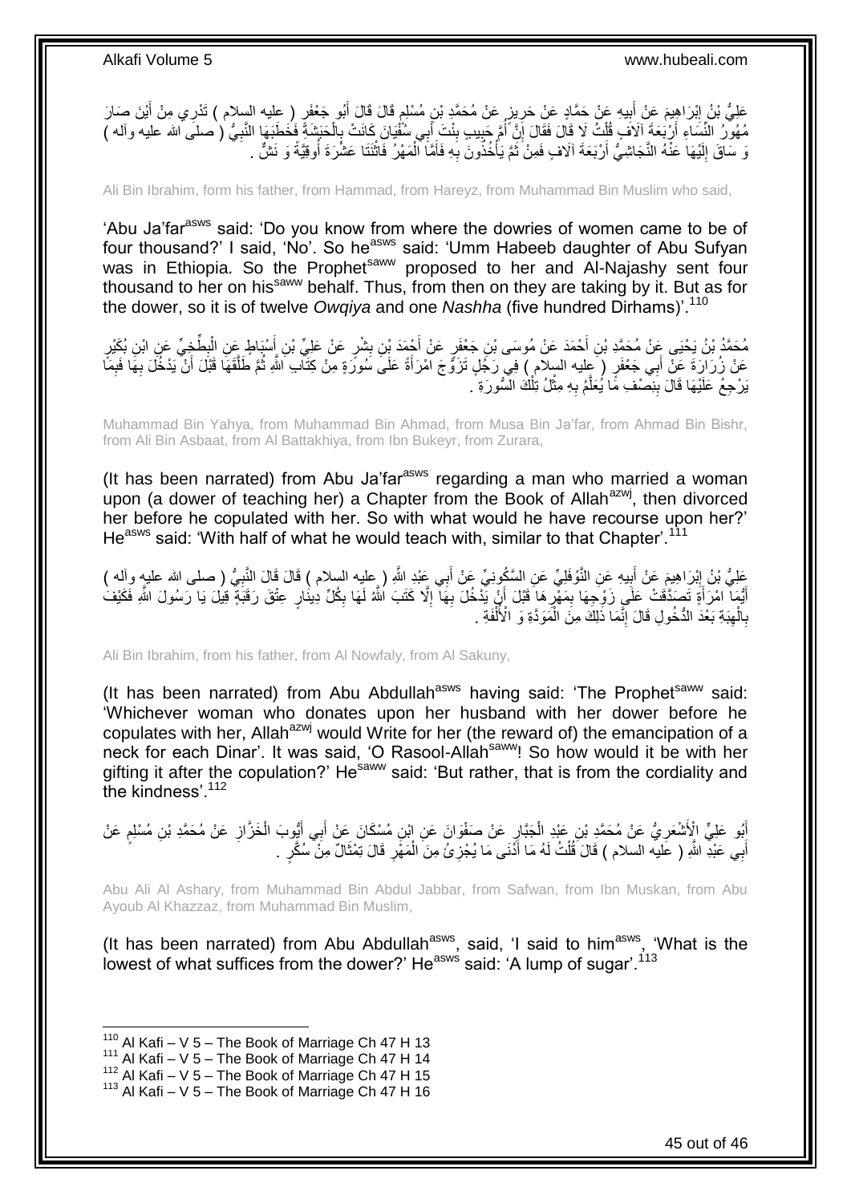عَلِيُّ بْنُ إِبْرَاهِيمَ عَنْ أَبِيهِ عَنْ حَمَّادٍ عَنْ حَرِيزٍ عَنْ مُحَمَّدِ بْنِ مُسْلِمٍ قَالَ قَالَ أَبُو جَعْفَرٍ ( عليه السلام ) تَدْرِي مِنْ أَيْنَ صَارَ مُهُورُ النِّسَاءِ أَرْبَعَةَ آلَافٍ قُلْتُ لَا قَالَ فَقَالَ إِنَّ أُمَّ حَبِيبٍ بِنْتَ أَبِي سُفْيَانَ كَانَتْ بِالْحَبَشَةِ فَخَطَبَهَا النَّبِيُّ ( صلى الله عليه وآله ) وَ سَاقَ إِلَيْهَا عَنْهُ النَّجَاشِيُّ أَرْبَعَةَ آلَافٍ فَمِنْ ثَمَّ يَأْخُذُونَ بِهِ فَأَمَّا الْمَهْرُ فَاثْنَتَا عَشْرَةَ أُوقِيَّةً وَ نَشٌّ .

Ali Bin Ibrahim, form his father, from Hammad, from Hareyz, from Muhammad Bin Muslim who said,

'Abu Ja'far[asws] said: 'Do you know from where the dowries of women came to be of four thousand?' I said, 'No'. So he[asws] said: 'Umm Habeeb daughter of Abu Sufyan was in Ethiopia. So the Prophet[saww] proposed to her and Al-Najashy sent four thousand to her on his[saww] behalf. Thus, from then on they are taking by it. But as for the dower, so it is of twelve *Owqiya* and one *Nashha* (five hundred Dirhams)'.[110]

مُحَمَّدُ بْنُ يَحْيَى عَنْ مُحَمَّدِ بْنِ أَحْمَدَ عَنْ مُوسَى بْنِ جَعْفَرٍ عَنْ أَحْمَدَ بْنِ بِشْرٍ عَنْ عَلِيِّ بْنِ أَسْبَاطٍ عَنِ الْبِطِّيخِيِّ عَنِ ابْنِ بُكَيْرٍ عَنْ زُرَارَةَ عَنْ أَبِي جَعْفَرٍ ( عليه السلام ) فِي رَجُلٍ تَزَوَّجَ امْرَأَةً عَلَى سُورَةٍ مِنْ كِتَابِ اللَّهِ ثُمَّ طَلَّقَهَا قَبْلَ أَنْ يَدْخُلَ بِهَا فَبِمَا يَرْجِعُ عَلَيْهَا قَالَ بِنِصْفِ مَا يُعَلَّمُ بِهِ مِثْلُ تِلْكَ السُّورَةِ .

Muhammad Bin Yahya, from Muhammad Bin Ahmad, from Musa Bin Ja'far, from Ahmad Bin Bishr, from Ali Bin Asbaat, from Al Battakhiya, from Ibn Bukeyr, from Zurara,

(It has been narrated) from Abu Ja'far[asws] regarding a man who married a woman upon (a dower of teaching her) a Chapter from the Book of Allah[azwj], then divorced her before he copulated with her. So with what would he have recourse upon her?' He[asws] said: 'With half of what he would teach with, similar to that Chapter'.[111]

عَلِيُّ بْنُ إِبْرَاهِيمَ عَنْ أَبِيهِ عَنِ النَّوْفَلِيِّ عَنِ السَّكُونِيِّ عَنْ أَبِي عَبْدِ اللَّهِ ( عليه السلام ) قَالَ قَالَ النَّبِيُّ ( صلى الله عليه وآله ) أَيُّمَا امْرَأَةٍ تَصَدَّقَتْ عَلَى زَوْجِهَا بِمَهْرِهَا قَبْلَ أَنْ يَدْخُلَ بِهَا إِلَّا كَتَبَ اللَّهُ لَهَا بِكُلِّ دِينَارٍ عِتْقَ رَقَبَةٍ قِيلَ يَا رَسُولَ اللَّهِ فَكَيْفَ بِالْهِبَةِ بَعْدَ الدُّخُولِ قَالَ إِنَّمَا ذَلِكَ مِنَ الْمَوَدَّةِ وَ الْأُلْفَةِ .

Ali Bin Ibrahim, from his father, from Al Nowfaly, from Al Sakuny,

(It has been narrated) from Abu Abdullah[asws] having said: 'The Prophet[saww] said: 'Whichever woman who donates upon her husband with her dower before he copulates with her, Allah[azwj] would Write for her (the reward of) the emancipation of a neck for each Dinar'. It was said, 'O Rasool-Allah[saww]! So how would it be with her gifting it after the copulation?' He[saww] said: 'But rather, that is from the cordiality and the kindness'.[112]

أَبُو عَلِيٍّ الْأَشْعَرِيُّ عَنْ مُحَمَّدِ بْنِ عَبْدِ الْجَبَّارِ عَنْ صَفْوَانَ عَنِ ابْنِ مُسْكَانَ عَنْ أَبِي أَيُّوبَ الْخَزَّازِ عَنْ مُحَمَّدِ بْنِ مُسْلِمٍ عَنْ أَبِي عَبْدِ اللَّهِ ( عليه السلام ) قَالَ قُلْتُ لَهُ مَا أَدْنَى مَا يُجْزِئُ مِنَ الْمَهْرِ قَالَ تِمْثَالٌ مِنْ سُكَّرٍ .

Abu Ali Al Ashary, from Muhammad Bin Abdul Jabbar, from Safwan, from Ibn Muskan, from Abu Ayoub Al Khazzaz, from Muhammad Bin Muslim,

(It has been narrated) from Abu Abdullah[asws], said, 'I said to him[asws], 'What is the lowest of what suffices from the dower?' He[asws] said: 'A lump of sugar'.[113]

---

[110] Al Kafi – V 5 – The Book of Marriage Ch 47 H 13
[111] Al Kafi – V 5 – The Book of Marriage Ch 47 H 14
[112] Al Kafi – V 5 – The Book of Marriage Ch 47 H 15
[113] Al Kafi – V 5 – The Book of Marriage Ch 47 H 16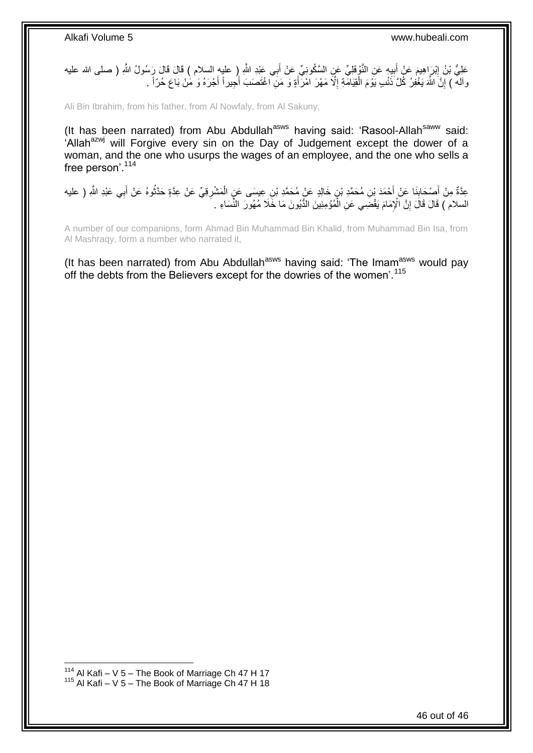عَلِيُّ بْنُ إِبْرَاهِيمَ عَنْ أَبِيهِ عَنِ النَّوْفَلِيِّ عَنِ السَّكُونِيِّ عَنْ أَبِي عَبْدِ اللَّهِ ( عليه السلام ) قَالَ قَالَ رَسُولُ اللَّهِ ( صلى الله عليه وآله ) إِنَّ اللَّهَ يَغْفِرُ كُلَّ ذَنْبٍ يَوْمَ الْقِيَامَةِ إِلَّا مَهْرَ امْرَأَةٍ وَ مَنِ اغْتَصَبَ أَجِيراً أَجْرَهُ وَ مَنْ بَاعَ حُرّاً .

Ali Bin Ibrahim, from his father, from Al Nowfaly, from Al Sakuny,

(It has been narrated) from Abu Abdullah[asws] having said: 'Rasool-Allah[saww] said: 'Allah[azwj] will Forgive every sin on the Day of Judgement except the dower of a woman, and the one who usurps the wages of an employee, and the one who sells a free person'.[114]

عِدَّةٌ مِنْ أَصْحَابِنَا عَنْ أَحْمَدَ بْنِ مُحَمَّدِ بْنِ خَالِدٍ عَنْ مُحَمَّدِ بْنِ عِيسَى عَنِ الْمَشْرِقِيِّ عَنْ عِدَّةٍ حَدَّثُوهُ عَنْ أَبِي عَبْدِ اللَّهِ ( عليه السلام ) قَالَ إِنَّ الْإِمَامَ يَقْضِي عَنِ الْمُؤْمِنِينَ الدُّيُونَ مَا خَلَا مُهُورَ النِّسَاءِ .

A number of our companions, form Ahmad Bin Muhammad Bin Khalid, from Muhammad Bin Isa, from Al Mashraqy, form a number who narrated it,

(It has been narrated) from Abu Abdullah[asws] having said: 'The Imam[asws] would pay off the debts from the Believers except for the dowries of the women'.[115]

[114] Al Kafi – V 5 – The Book of Marriage Ch 47 H 17
[115] Al Kafi – V 5 – The Book of Marriage Ch 47 H 18